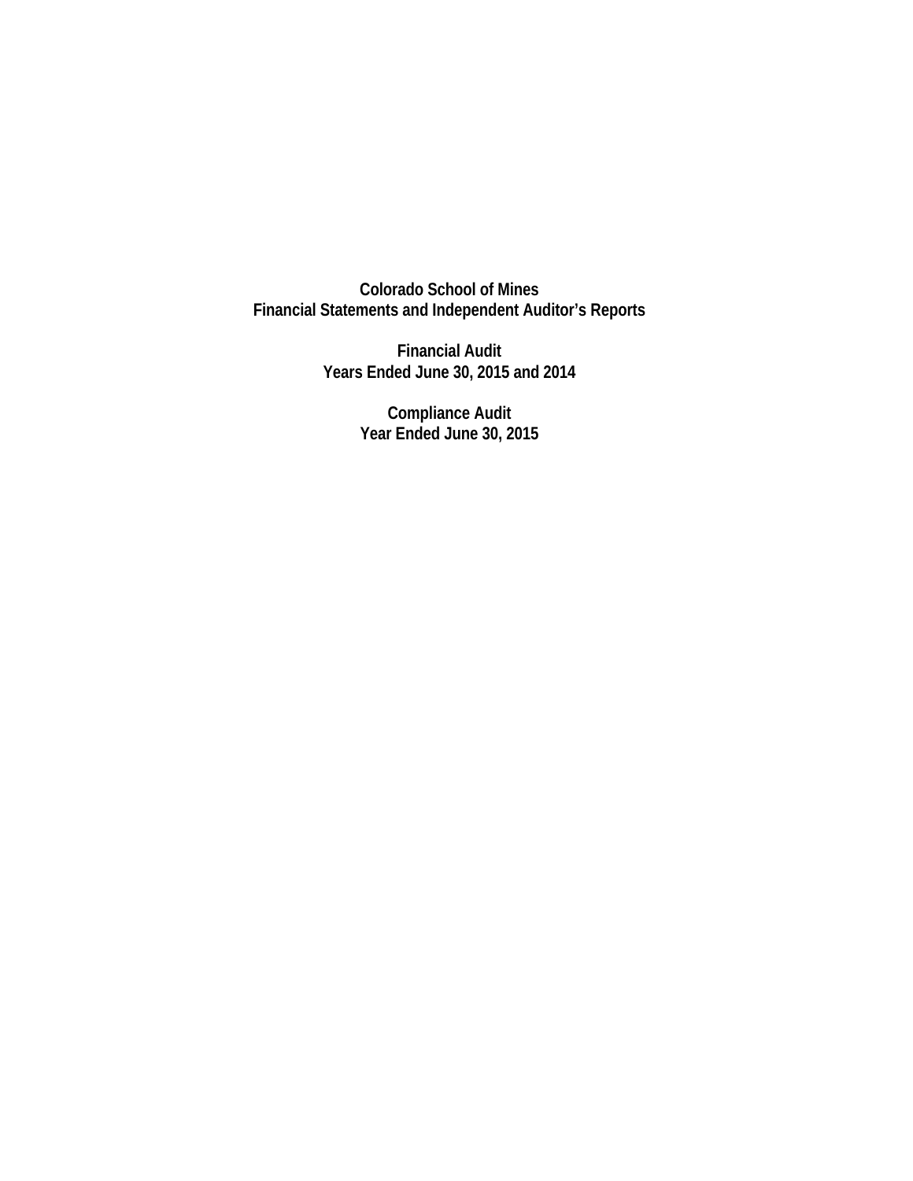# Colorado School of Mines
## Financial Statements and Independent Auditor's Reports

**Financial Audit**
**Years Ended June 30, 2015 and 2014**

**Compliance Audit**
**Year Ended June 30, 2015**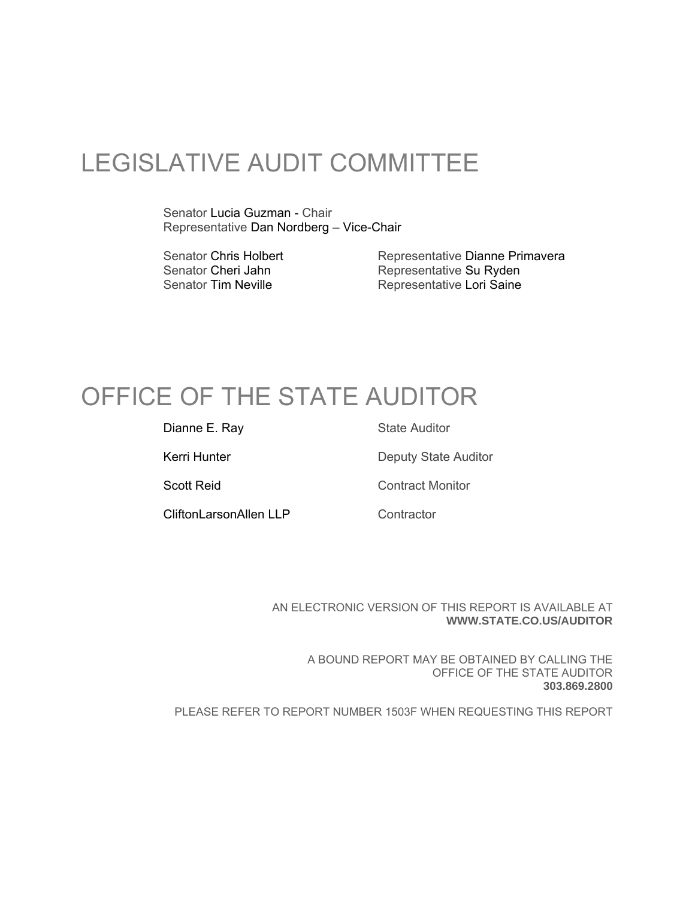# LEGISLATIVE AUDIT COMMITTEE

Senator Lucia Guzman - Chair
Representative Dan Nordberg – Vice-Chair

Senator Chris Holbert
Senator Cheri Jahn
Senator Tim Neville

Representative Dianne Primavera
Representative Su Ryden
Representative Lori Saine

# OFFICE OF THE STATE AUDITOR

| | |
|---|---|
| Dianne E. Ray | State Auditor |
| Kerri Hunter | Deputy State Auditor |
| Scott Reid | Contract Monitor |
| CliftonLarsonAllen LLP | Contractor |

AN ELECTRONIC VERSION OF THIS REPORT IS AVAILABLE AT
**WWW.STATE.CO.US/AUDITOR**

A BOUND REPORT MAY BE OBTAINED BY CALLING THE
OFFICE OF THE STATE AUDITOR
**303.869.2800**

PLEASE REFER TO REPORT NUMBER 1503F WHEN REQUESTING THIS REPORT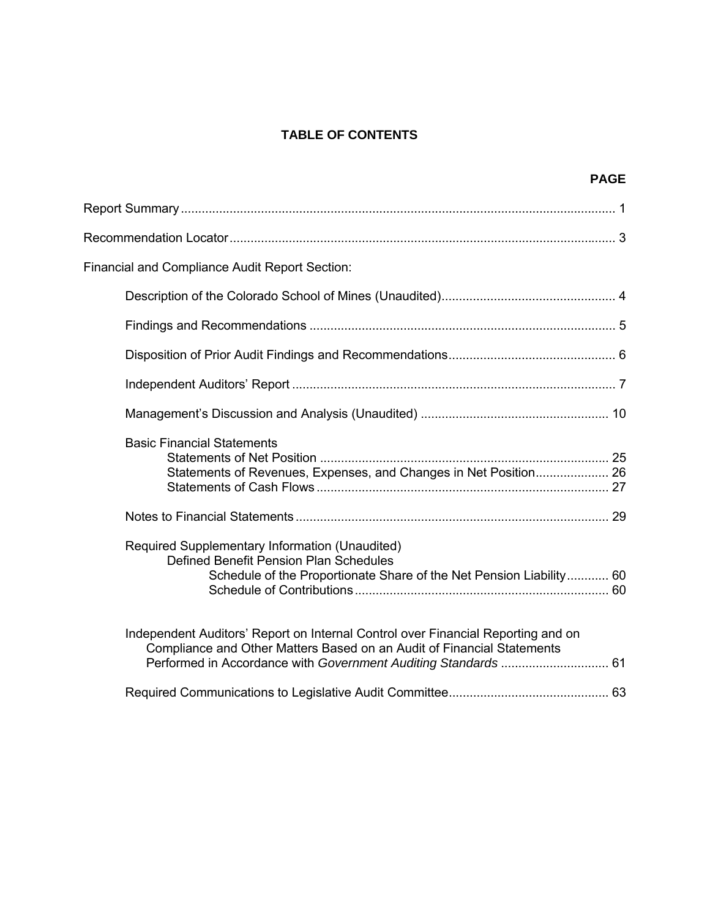# TABLE OF CONTENTS

| | PAGE |
|---|---|
| Report Summary | 1 |
| Recommendation Locator | 3 |
| Financial and Compliance Audit Report Section: | |
| Description of the Colorado School of Mines (Unaudited) | 4 |
| Findings and Recommendations | 5 |
| Disposition of Prior Audit Findings and Recommendations | 6 |
| Independent Auditors' Report | 7 |
| Management's Discussion and Analysis (Unaudited) | 10 |
| Basic Financial Statements | |
| Statements of Net Position | 25 |
| Statements of Revenues, Expenses, and Changes in Net Position | 26 |
| Statements of Cash Flows | 27 |
| Notes to Financial Statements | 29 |
| Required Supplementary Information (Unaudited) | |
| Defined Benefit Pension Plan Schedules | |
| Schedule of the Proportionate Share of the Net Pension Liability | 60 |
| Schedule of Contributions | 60 |
| Independent Auditors' Report on Internal Control over Financial Reporting and on Compliance and Other Matters Based on an Audit of Financial Statements Performed in Accordance with *Government Auditing Standards* | 61 |
| Required Communications to Legislative Audit Committee | 63 |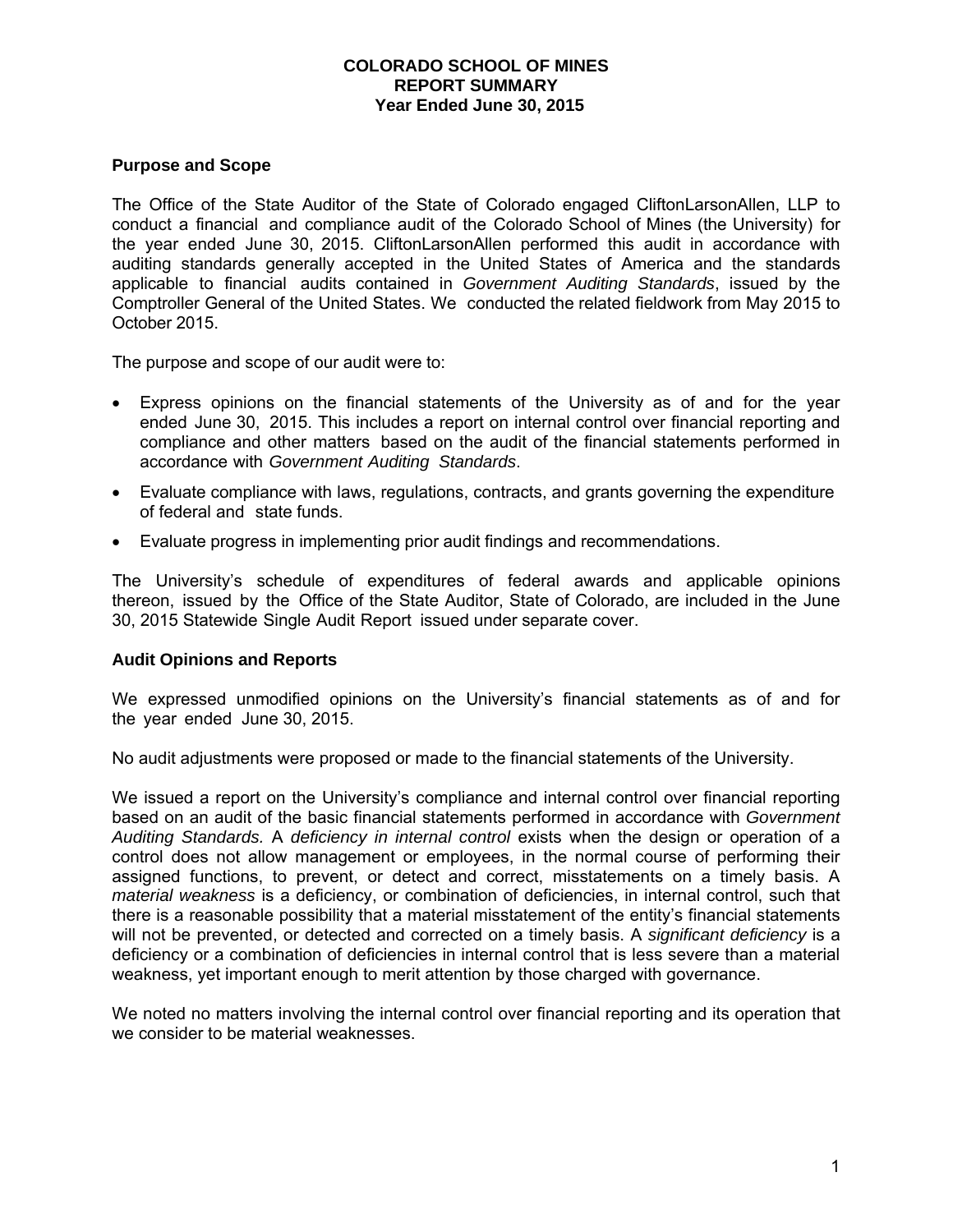# COLORADO SCHOOL OF MINES
## REPORT SUMMARY
### Year Ended June 30, 2015

**Purpose and Scope**

The Office of the State Auditor of the State of Colorado engaged CliftonLarsonAllen, LLP to conduct a financial and compliance audit of the Colorado School of Mines (the University) for the year ended June 30, 2015. CliftonLarsonAllen performed this audit in accordance with auditing standards generally accepted in the United States of America and the standards applicable to financial audits contained in *Government Auditing Standards*, issued by the Comptroller General of the United States. We conducted the related fieldwork from May 2015 to October 2015.

The purpose and scope of our audit were to:

- Express opinions on the financial statements of the University as of and for the year ended June 30, 2015. This includes a report on internal control over financial reporting and compliance and other matters based on the audit of the financial statements performed in accordance with *Government Auditing Standards*.
- Evaluate compliance with laws, regulations, contracts, and grants governing the expenditure of federal and state funds.
- Evaluate progress in implementing prior audit findings and recommendations.

The University's schedule of expenditures of federal awards and applicable opinions thereon, issued by the Office of the State Auditor, State of Colorado, are included in the June 30, 2015 Statewide Single Audit Report issued under separate cover.

**Audit Opinions and Reports**

We expressed unmodified opinions on the University's financial statements as of and for the year ended June 30, 2015.

No audit adjustments were proposed or made to the financial statements of the University.

We issued a report on the University's compliance and internal control over financial reporting based on an audit of the basic financial statements performed in accordance with *Government Auditing Standards.* A *deficiency in internal control* exists when the design or operation of a control does not allow management or employees, in the normal course of performing their assigned functions, to prevent, or detect and correct, misstatements on a timely basis. A *material weakness* is a deficiency, or combination of deficiencies, in internal control, such that there is a reasonable possibility that a material misstatement of the entity's financial statements will not be prevented, or detected and corrected on a timely basis. A *significant deficiency* is a deficiency or a combination of deficiencies in internal control that is less severe than a material weakness, yet important enough to merit attention by those charged with governance.

We noted no matters involving the internal control over financial reporting and its operation that we consider to be material weaknesses.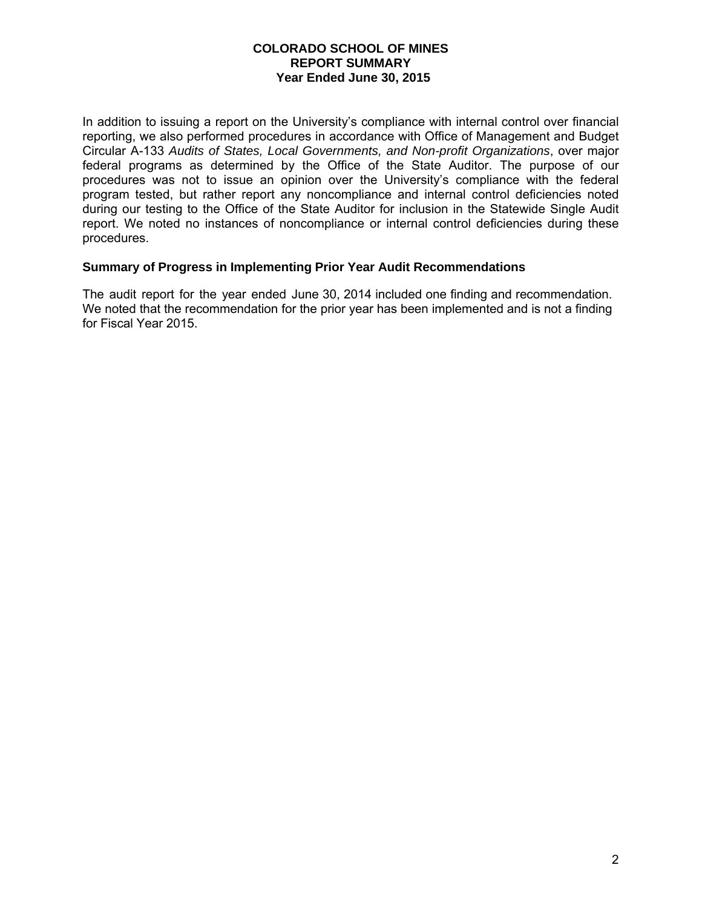**COLORADO SCHOOL OF MINES**
**REPORT SUMMARY**
**Year Ended June 30, 2015**

In addition to issuing a report on the University's compliance with internal control over financial reporting, we also performed procedures in accordance with Office of Management and Budget Circular A-133 *Audits of States, Local Governments, and Non-profit Organizations*, over major federal programs as determined by the Office of the State Auditor. The purpose of our procedures was not to issue an opinion over the University's compliance with the federal program tested, but rather report any noncompliance and internal control deficiencies noted during our testing to the Office of the State Auditor for inclusion in the Statewide Single Audit report. We noted no instances of noncompliance or internal control deficiencies during these procedures.

## Summary of Progress in Implementing Prior Year Audit Recommendations

The audit report for the year ended June 30, 2014 included one finding and recommendation. We noted that the recommendation for the prior year has been implemented and is not a finding for Fiscal Year 2015.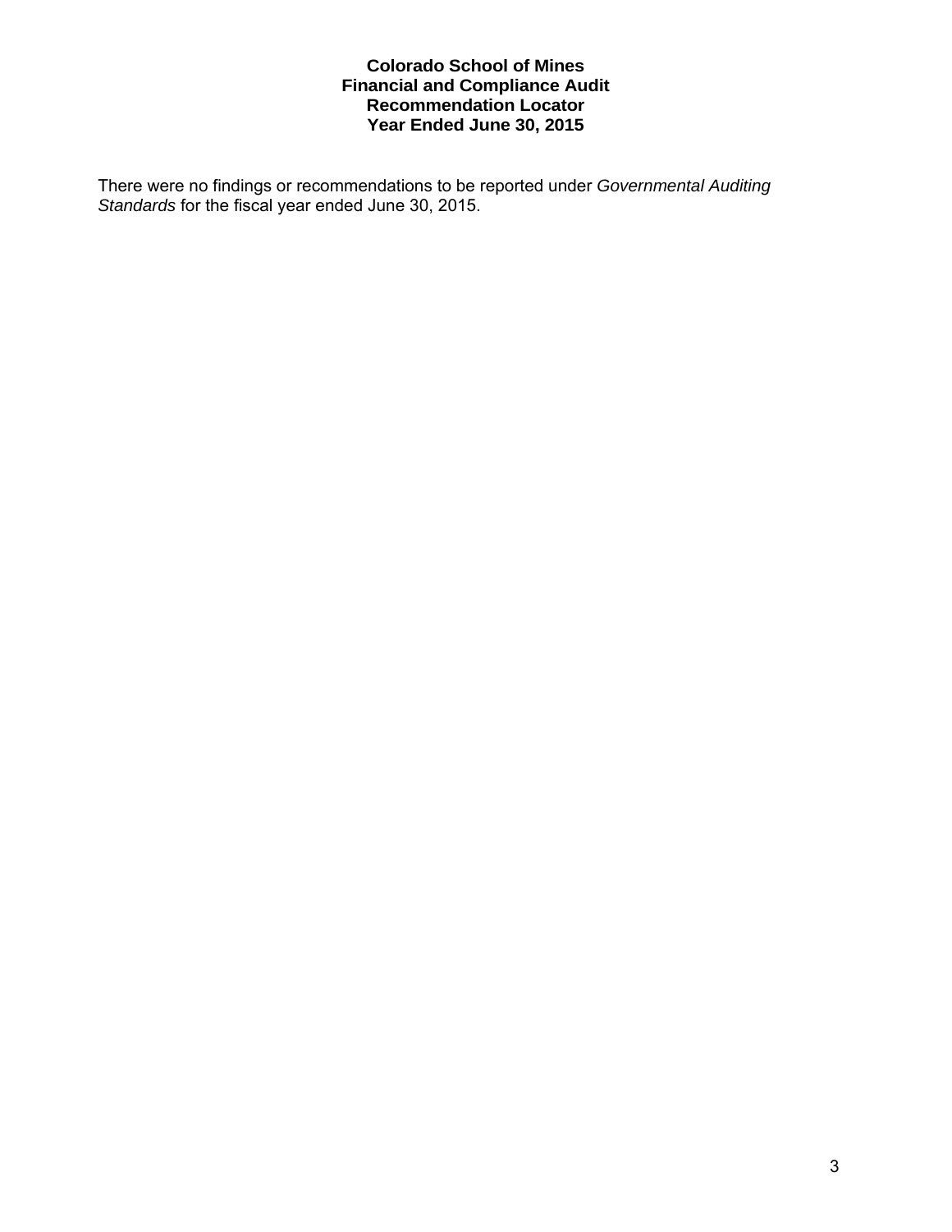# Colorado School of Mines
## Financial and Compliance Audit
## Recommendation Locator
## Year Ended June 30, 2015

There were no findings or recommendations to be reported under *Governmental Auditing Standards* for the fiscal year ended June 30, 2015.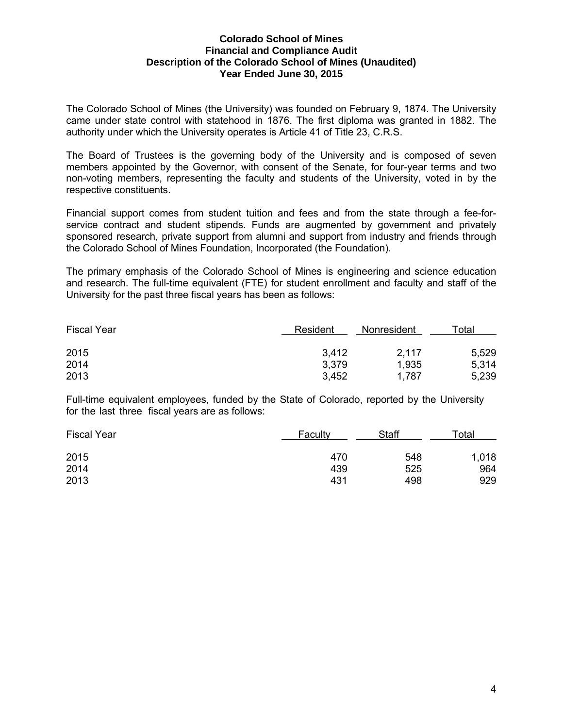# Colorado School of Mines
## Financial and Compliance Audit
## Description of the Colorado School of Mines (Unaudited)
## Year Ended June 30, 2015

The Colorado School of Mines (the University) was founded on February 9, 1874. The University came under state control with statehood in 1876. The first diploma was granted in 1882. The authority under which the University operates is Article 41 of Title 23, C.R.S.

The Board of Trustees is the governing body of the University and is composed of seven members appointed by the Governor, with consent of the Senate, for four-year terms and two non-voting members, representing the faculty and students of the University, voted in by the respective constituents.

Financial support comes from student tuition and fees and from the state through a fee-for-service contract and student stipends. Funds are augmented by government and privately sponsored research, private support from alumni and support from industry and friends through the Colorado School of Mines Foundation, Incorporated (the Foundation).

The primary emphasis of the Colorado School of Mines is engineering and science education and research. The full-time equivalent (FTE) for student enrollment and faculty and staff of the University for the past three fiscal years has been as follows:

| Fiscal Year | Resident | Nonresident | Total |
|---|---|---|---|
| 2015 | 3,412 | 2,117 | 5,529 |
| 2014 | 3,379 | 1,935 | 5,314 |
| 2013 | 3,452 | 1,787 | 5,239 |

Full-time equivalent employees, funded by the State of Colorado, reported by the University for the last three fiscal years are as follows:

| Fiscal Year | Faculty | Staff | Total |
|---|---|---|---|
| 2015 | 470 | 548 | 1,018 |
| 2014 | 439 | 525 | 964 |
| 2013 | 431 | 498 | 929 |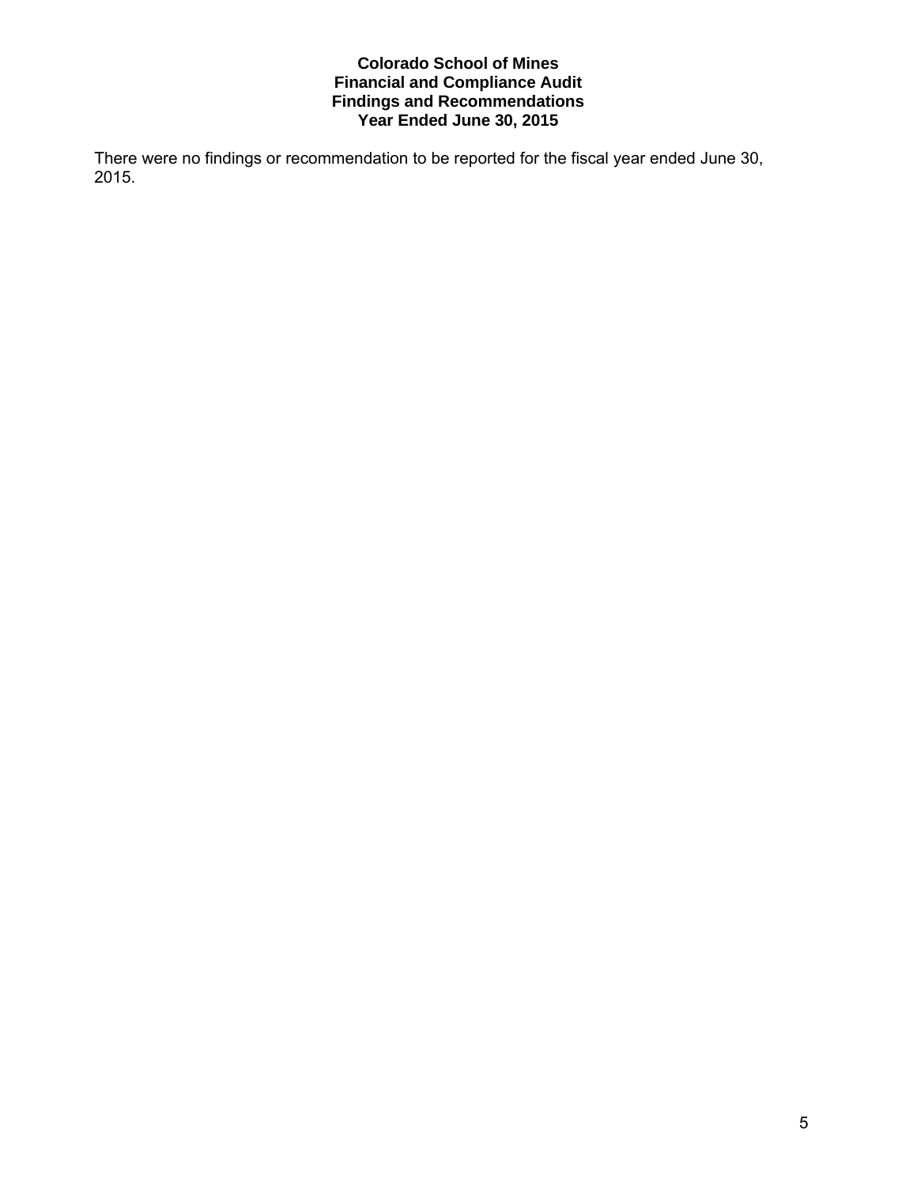**Colorado School of Mines**
**Financial and Compliance Audit**
**Findings and Recommendations**
**Year Ended June 30, 2015**

There were no findings or recommendation to be reported for the fiscal year ended June 30, 2015.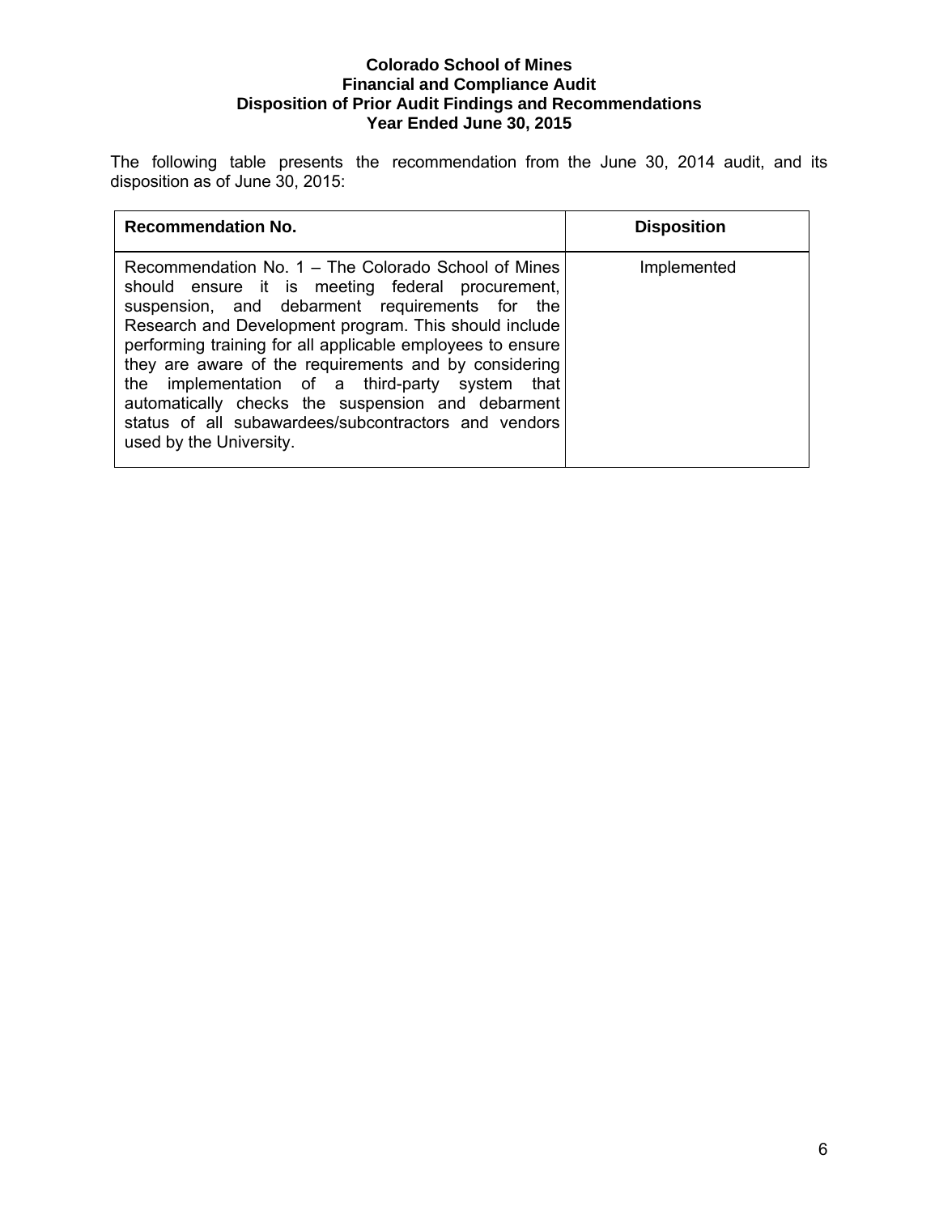**Colorado School of Mines**
**Financial and Compliance Audit**
**Disposition of Prior Audit Findings and Recommendations**
**Year Ended June 30, 2015**

The following table presents the recommendation from the June 30, 2014 audit, and its disposition as of June 30, 2015:

| Recommendation No. | Disposition |
|---|---|
| Recommendation No. 1 – The Colorado School of Mines should ensure it is meeting federal procurement, suspension, and debarment requirements for the Research and Development program. This should include performing training for all applicable employees to ensure they are aware of the requirements and by considering the implementation of a third-party system that automatically checks the suspension and debarment status of all subawardees/subcontractors and vendors used by the University. | Implemented |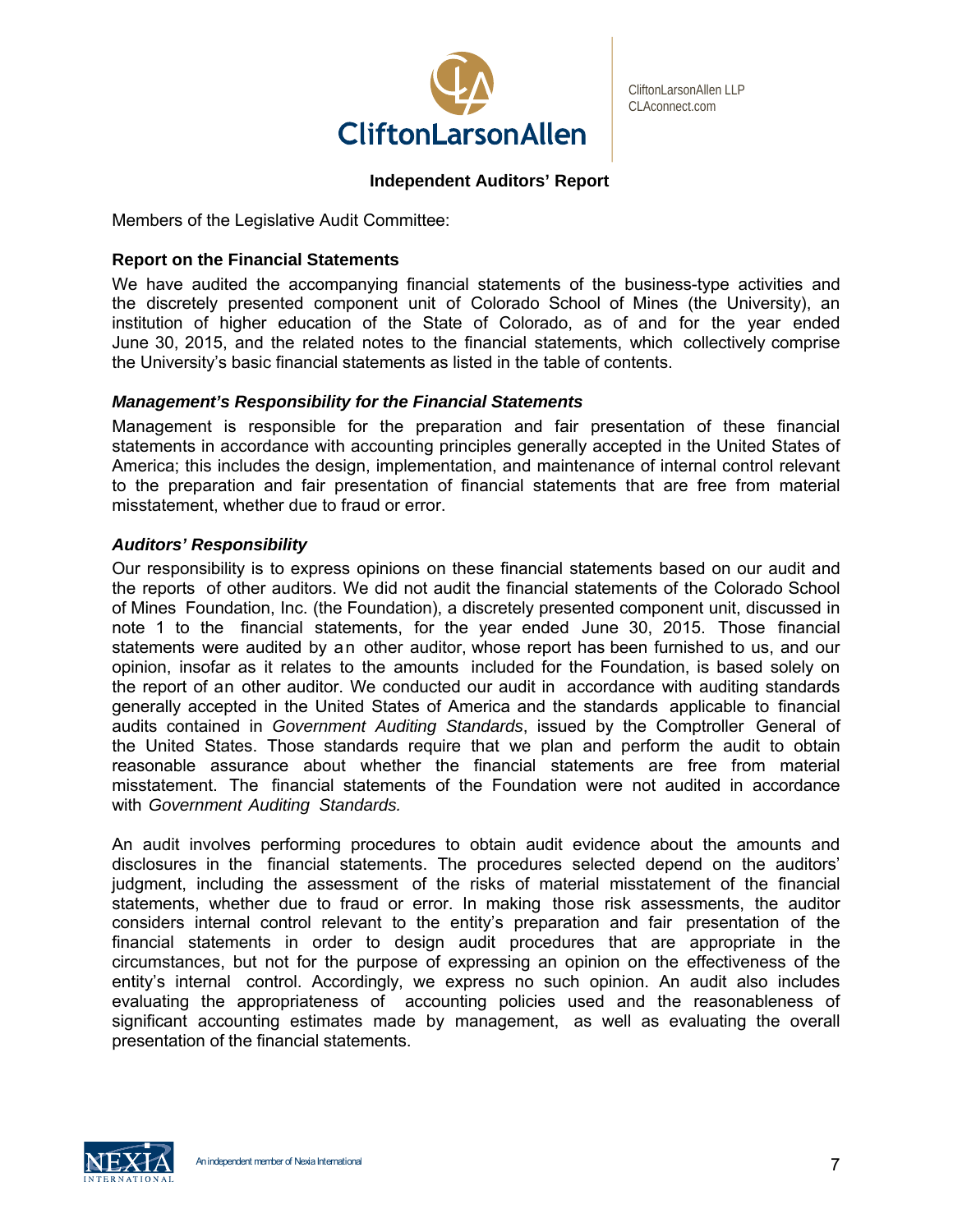# Independent Auditors' Report

Members of the Legislative Audit Committee:

## Report on the Financial Statements

We have audited the accompanying financial statements of the business-type activities and the discretely presented component unit of Colorado School of Mines (the University), an institution of higher education of the State of Colorado, as of and for the year ended June 30, 2015, and the related notes to the financial statements, which collectively comprise the University's basic financial statements as listed in the table of contents.

### *Management's Responsibility for the Financial Statements*

Management is responsible for the preparation and fair presentation of these financial statements in accordance with accounting principles generally accepted in the United States of America; this includes the design, implementation, and maintenance of internal control relevant to the preparation and fair presentation of financial statements that are free from material misstatement, whether due to fraud or error.

### *Auditors' Responsibility*

Our responsibility is to express opinions on these financial statements based on our audit and the reports of other auditors. We did not audit the financial statements of the Colorado School of Mines Foundation, Inc. (the Foundation), a discretely presented component unit, discussed in note 1 to the financial statements, for the year ended June 30, 2015. Those financial statements were audited by an other auditor, whose report has been furnished to us, and our opinion, insofar as it relates to the amounts included for the Foundation, is based solely on the report of an other auditor. We conducted our audit in accordance with auditing standards generally accepted in the United States of America and the standards applicable to financial audits contained in *Government Auditing Standards*, issued by the Comptroller General of the United States. Those standards require that we plan and perform the audit to obtain reasonable assurance about whether the financial statements are free from material misstatement. The financial statements of the Foundation were not audited in accordance with *Government Auditing Standards.*

An audit involves performing procedures to obtain audit evidence about the amounts and disclosures in the financial statements. The procedures selected depend on the auditors' judgment, including the assessment of the risks of material misstatement of the financial statements, whether due to fraud or error. In making those risk assessments, the auditor considers internal control relevant to the entity's preparation and fair presentation of the financial statements in order to design audit procedures that are appropriate in the circumstances, but not for the purpose of expressing an opinion on the effectiveness of the entity's internal control. Accordingly, we express no such opinion. An audit also includes evaluating the appropriateness of accounting policies used and the reasonableness of significant accounting estimates made by management, as well as evaluating the overall presentation of the financial statements.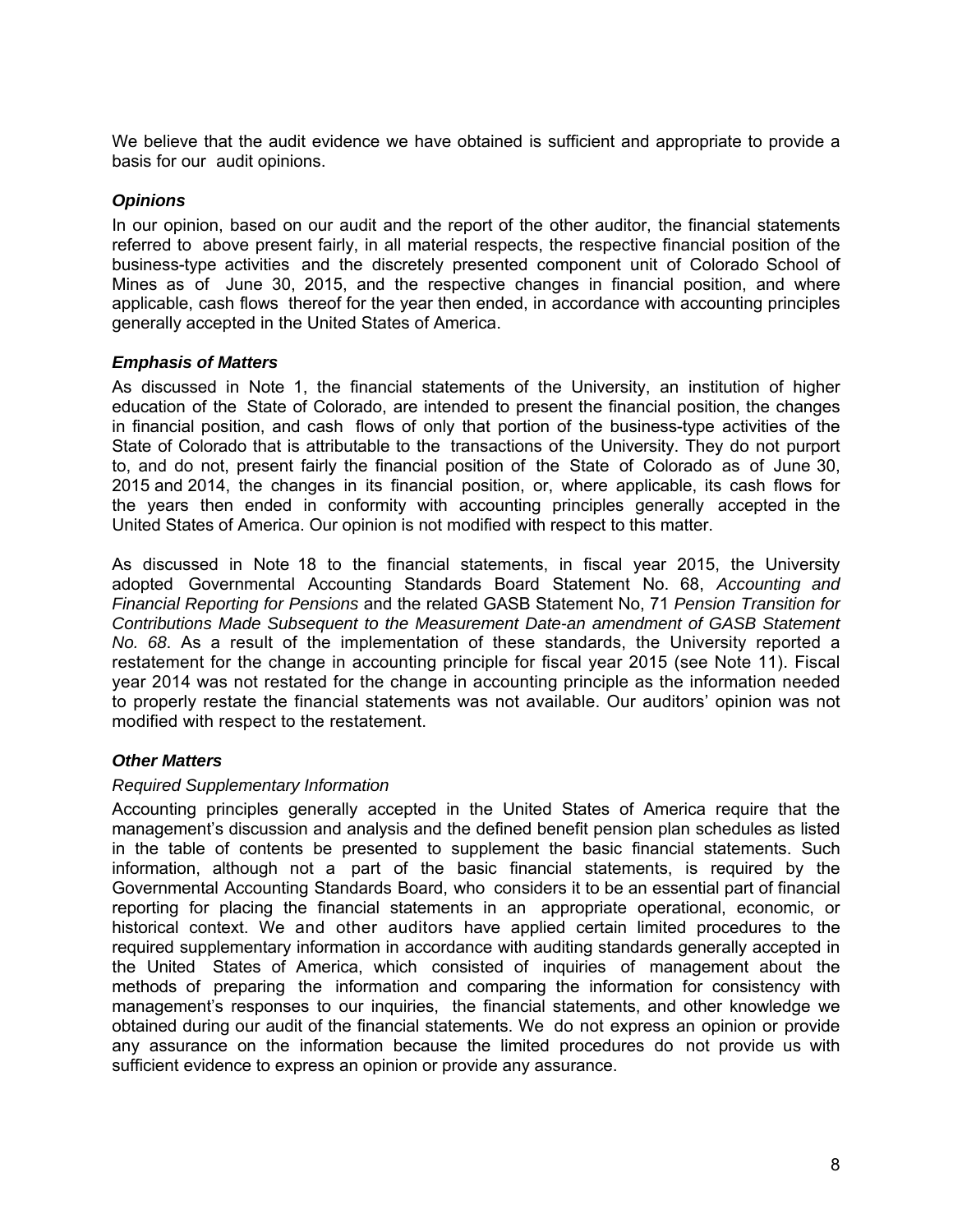We believe that the audit evidence we have obtained is sufficient and appropriate to provide a basis for our audit opinions.

### *Opinions*

In our opinion, based on our audit and the report of the other auditor, the financial statements referred to above present fairly, in all material respects, the respective financial position of the business-type activities and the discretely presented component unit of Colorado School of Mines as of June 30, 2015, and the respective changes in financial position, and where applicable, cash flows thereof for the year then ended, in accordance with accounting principles generally accepted in the United States of America.

### *Emphasis of Matters*

As discussed in Note 1, the financial statements of the University, an institution of higher education of the State of Colorado, are intended to present the financial position, the changes in financial position, and cash flows of only that portion of the business-type activities of the State of Colorado that is attributable to the transactions of the University. They do not purport to, and do not, present fairly the financial position of the State of Colorado as of June 30, 2015 and 2014, the changes in its financial position, or, where applicable, its cash flows for the years then ended in conformity with accounting principles generally accepted in the United States of America. Our opinion is not modified with respect to this matter.

As discussed in Note 18 to the financial statements, in fiscal year 2015, the University adopted Governmental Accounting Standards Board Statement No. 68, *Accounting and Financial Reporting for Pensions* and the related GASB Statement No, 71 *Pension Transition for Contributions Made Subsequent to the Measurement Date-an amendment of GASB Statement No. 68*. As a result of the implementation of these standards, the University reported a restatement for the change in accounting principle for fiscal year 2015 (see Note 11). Fiscal year 2014 was not restated for the change in accounting principle as the information needed to properly restate the financial statements was not available. Our auditors' opinion was not modified with respect to the restatement.

### *Other Matters*

*Required Supplementary Information*

Accounting principles generally accepted in the United States of America require that the management's discussion and analysis and the defined benefit pension plan schedules as listed in the table of contents be presented to supplement the basic financial statements. Such information, although not a part of the basic financial statements, is required by the Governmental Accounting Standards Board, who considers it to be an essential part of financial reporting for placing the financial statements in an appropriate operational, economic, or historical context. We and other auditors have applied certain limited procedures to the required supplementary information in accordance with auditing standards generally accepted in the United States of America, which consisted of inquiries of management about the methods of preparing the information and comparing the information for consistency with management's responses to our inquiries, the financial statements, and other knowledge we obtained during our audit of the financial statements. We do not express an opinion or provide any assurance on the information because the limited procedures do not provide us with sufficient evidence to express an opinion or provide any assurance.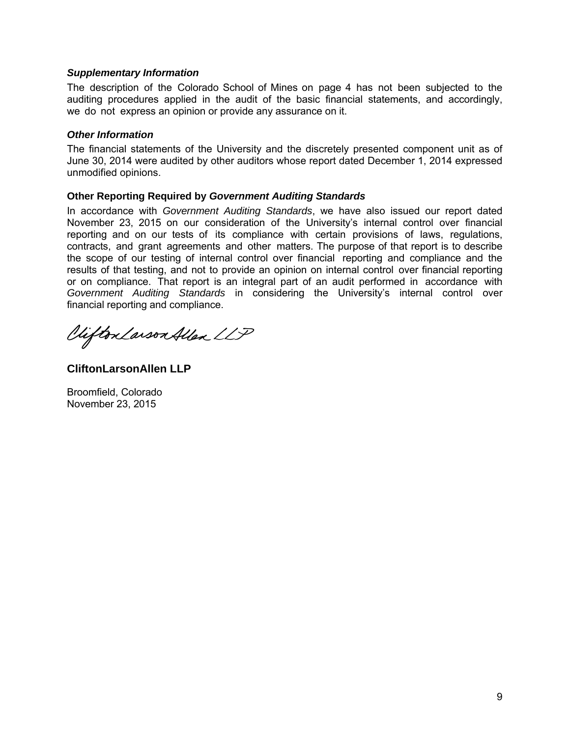### *Supplementary Information*

The description of the Colorado School of Mines on page 4 has not been subjected to the auditing procedures applied in the audit of the basic financial statements, and accordingly, we do not express an opinion or provide any assurance on it.

### *Other Information*

The financial statements of the University and the discretely presented component unit as of June 30, 2014 were audited by other auditors whose report dated December 1, 2014 expressed unmodified opinions.

### Other Reporting Required by *Government Auditing Standards*

In accordance with *Government Auditing Standards*, we have also issued our report dated November 23, 2015 on our consideration of the University's internal control over financial reporting and on our tests of its compliance with certain provisions of laws, regulations, contracts, and grant agreements and other matters. The purpose of that report is to describe the scope of our testing of internal control over financial reporting and compliance and the results of that testing, and not to provide an opinion on internal control over financial reporting or on compliance. That report is an integral part of an audit performed in accordance with *Government Auditing Standards* in considering the University's internal control over financial reporting and compliance.

CliftonLarsonAllen LLP

**CliftonLarsonAllen LLP**

Broomfield, Colorado
November 23, 2015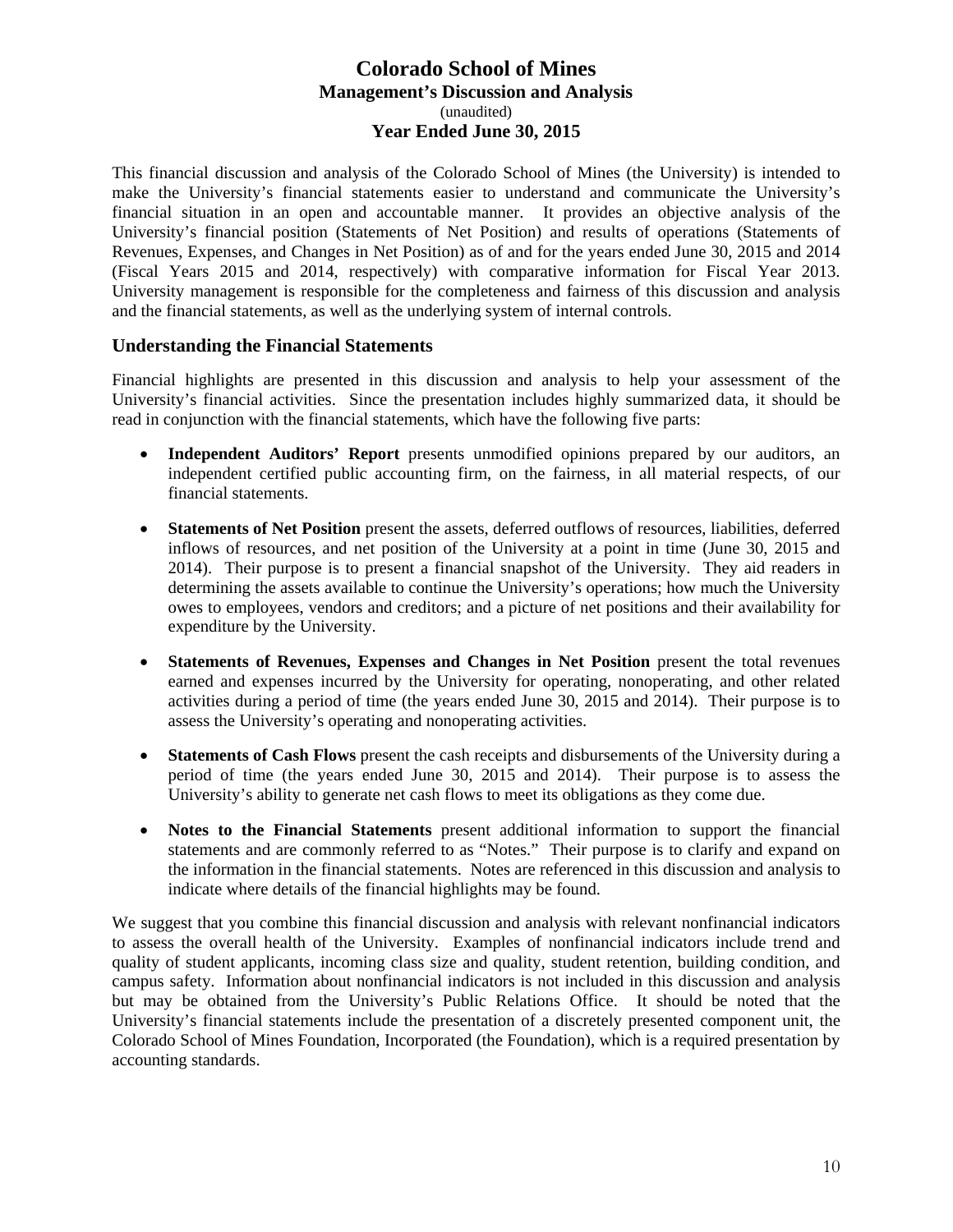# Colorado School of Mines

## Management's Discussion and Analysis

(unaudited)

**Year Ended June 30, 2015**

This financial discussion and analysis of the Colorado School of Mines (the University) is intended to make the University's financial statements easier to understand and communicate the University's financial situation in an open and accountable manner. It provides an objective analysis of the University's financial position (Statements of Net Position) and results of operations (Statements of Revenues, Expenses, and Changes in Net Position) as of and for the years ended June 30, 2015 and 2014 (Fiscal Years 2015 and 2014, respectively) with comparative information for Fiscal Year 2013. University management is responsible for the completeness and fairness of this discussion and analysis and the financial statements, as well as the underlying system of internal controls.

## Understanding the Financial Statements

Financial highlights are presented in this discussion and analysis to help your assessment of the University's financial activities. Since the presentation includes highly summarized data, it should be read in conjunction with the financial statements, which have the following five parts:

- **Independent Auditors' Report** presents unmodified opinions prepared by our auditors, an independent certified public accounting firm, on the fairness, in all material respects, of our financial statements.

- **Statements of Net Position** present the assets, deferred outflows of resources, liabilities, deferred inflows of resources, and net position of the University at a point in time (June 30, 2015 and 2014). Their purpose is to present a financial snapshot of the University. They aid readers in determining the assets available to continue the University's operations; how much the University owes to employees, vendors and creditors; and a picture of net positions and their availability for expenditure by the University.

- **Statements of Revenues, Expenses and Changes in Net Position** present the total revenues earned and expenses incurred by the University for operating, nonoperating, and other related activities during a period of time (the years ended June 30, 2015 and 2014). Their purpose is to assess the University's operating and nonoperating activities.

- **Statements of Cash Flows** present the cash receipts and disbursements of the University during a period of time (the years ended June 30, 2015 and 2014). Their purpose is to assess the University's ability to generate net cash flows to meet its obligations as they come due.

- **Notes to the Financial Statements** present additional information to support the financial statements and are commonly referred to as "Notes." Their purpose is to clarify and expand on the information in the financial statements. Notes are referenced in this discussion and analysis to indicate where details of the financial highlights may be found.

We suggest that you combine this financial discussion and analysis with relevant nonfinancial indicators to assess the overall health of the University. Examples of nonfinancial indicators include trend and quality of student applicants, incoming class size and quality, student retention, building condition, and campus safety. Information about nonfinancial indicators is not included in this discussion and analysis but may be obtained from the University's Public Relations Office. It should be noted that the University's financial statements include the presentation of a discretely presented component unit, the Colorado School of Mines Foundation, Incorporated (the Foundation), which is a required presentation by accounting standards.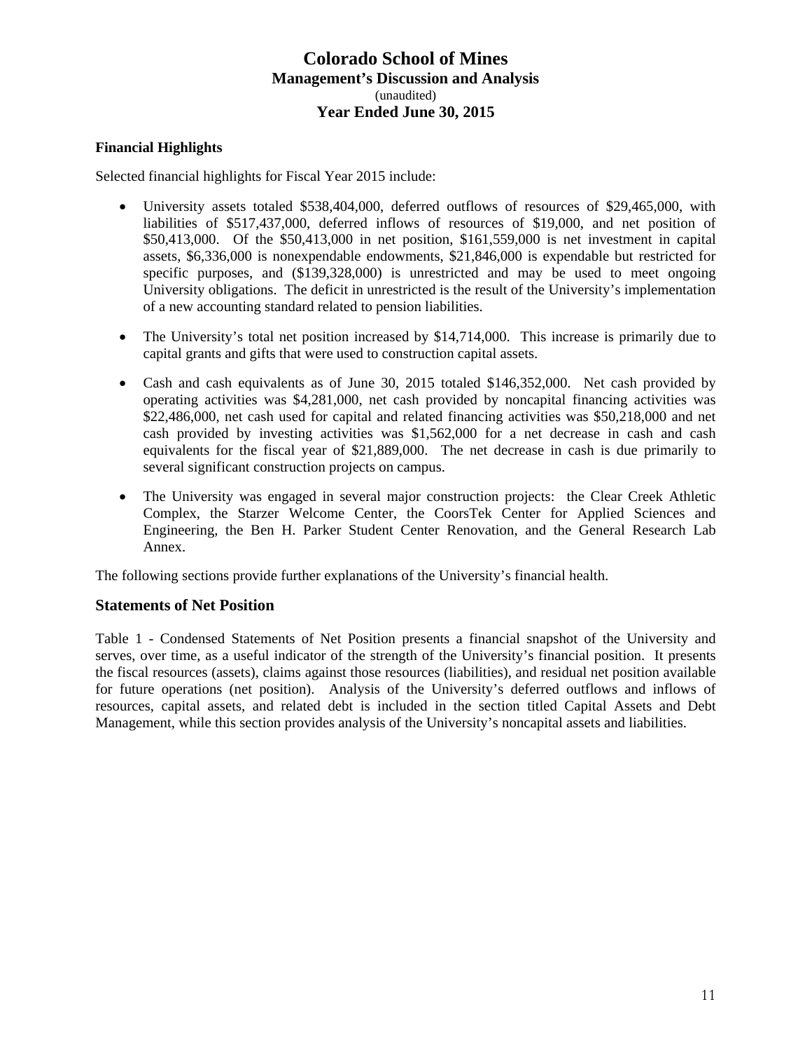# Colorado School of Mines

## Management's Discussion and Analysis

(unaudited)

**Year Ended June 30, 2015**

### Financial Highlights

Selected financial highlights for Fiscal Year 2015 include:

- University assets totaled $538,404,000, deferred outflows of resources of $29,465,000, with liabilities of $517,437,000, deferred inflows of resources of $19,000, and net position of $50,413,000. Of the $50,413,000 in net position, $161,559,000 is net investment in capital assets, $6,336,000 is nonexpendable endowments, $21,846,000 is expendable but restricted for specific purposes, and ($139,328,000) is unrestricted and may be used to meet ongoing University obligations. The deficit in unrestricted is the result of the University's implementation of a new accounting standard related to pension liabilities.

- The University's total net position increased by $14,714,000. This increase is primarily due to capital grants and gifts that were used to construction capital assets.

- Cash and cash equivalents as of June 30, 2015 totaled $146,352,000. Net cash provided by operating activities was $4,281,000, net cash provided by noncapital financing activities was $22,486,000, net cash used for capital and related financing activities was $50,218,000 and net cash provided by investing activities was $1,562,000 for a net decrease in cash and cash equivalents for the fiscal year of $21,889,000. The net decrease in cash is due primarily to several significant construction projects on campus.

- The University was engaged in several major construction projects: the Clear Creek Athletic Complex, the Starzer Welcome Center, the CoorsTek Center for Applied Sciences and Engineering, the Ben H. Parker Student Center Renovation, and the General Research Lab Annex.

The following sections provide further explanations of the University's financial health.

## Statements of Net Position

Table 1 - Condensed Statements of Net Position presents a financial snapshot of the University and serves, over time, as a useful indicator of the strength of the University's financial position. It presents the fiscal resources (assets), claims against those resources (liabilities), and residual net position available for future operations (net position). Analysis of the University's deferred outflows and inflows of resources, capital assets, and related debt is included in the section titled Capital Assets and Debt Management, while this section provides analysis of the University's noncapital assets and liabilities.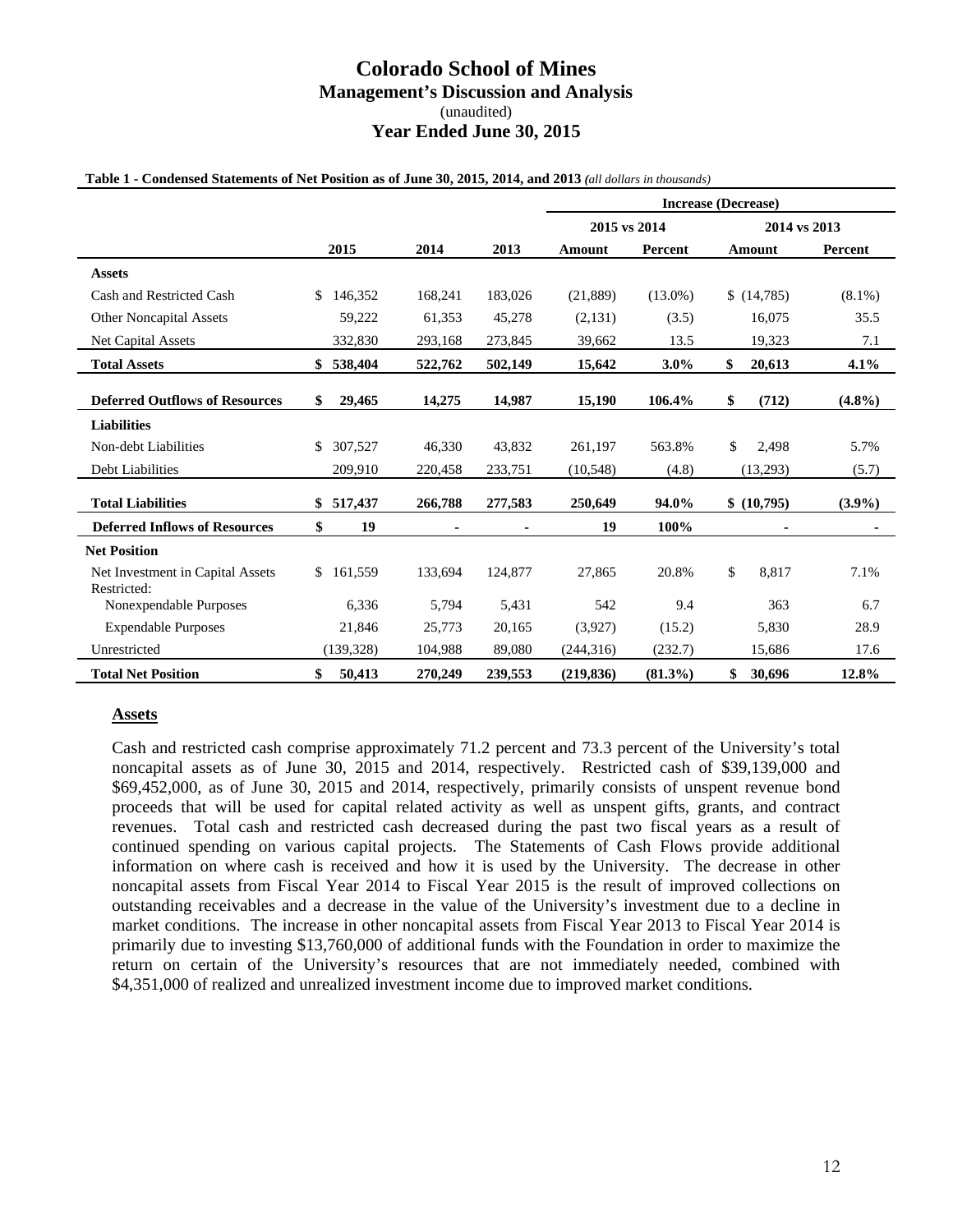# Colorado School of Mines

## Management's Discussion and Analysis

(unaudited)

## Year Ended June 30, 2015

**Table 1 - Condensed Statements of Net Position as of June 30, 2015, 2014, and 2013** *(all dollars in thousands)*

| | | | | Increase (Decrease) | | | |
|---|---|---|---|---|---|---|---|
| | | | | 2015 vs 2014 | | 2014 vs 2013 | |
| | 2015 | 2014 | 2013 | Amount | Percent | Amount | Percent |
| **Assets** | | | | | | | |
| Cash and Restricted Cash | $ 146,352 | 168,241 | 183,026 | (21,889) | (13.0%) | $ (14,785) | (8.1%) |
| Other Noncapital Assets | 59,222 | 61,353 | 45,278 | (2,131) | (3.5) | 16,075 | 35.5 |
| Net Capital Assets | 332,830 | 293,168 | 273,845 | 39,662 | 13.5 | 19,323 | 7.1 |
| **Total Assets** | **$ 538,404** | **522,762** | **502,149** | **15,642** | **3.0%** | **$ 20,613** | **4.1%** |
| **Deferred Outflows of Resources** | **$ 29,465** | **14,275** | **14,987** | **15,190** | **106.4%** | **$ (712)** | **(4.8%)** |
| **Liabilities** | | | | | | | |
| Non-debt Liabilities | $ 307,527 | 46,330 | 43,832 | 261,197 | 563.8% | $ 2,498 | 5.7% |
| Debt Liabilities | 209,910 | 220,458 | 233,751 | (10,548) | (4.8) | (13,293) | (5.7) |
| **Total Liabilities** | **$ 517,437** | **266,788** | **277,583** | **250,649** | **94.0%** | **$ (10,795)** | **(3.9%)** |
| **Deferred Inflows of Resources** | **$ 19** | **-** | **-** | **19** | **100%** | **-** | **-** |
| **Net Position** | | | | | | | |
| Net Investment in Capital Assets | $ 161,559 | 133,694 | 124,877 | 27,865 | 20.8% | $ 8,817 | 7.1% |
| Restricted: | | | | | | | |
| Nonexpendable Purposes | 6,336 | 5,794 | 5,431 | 542 | 9.4 | 363 | 6.7 |
| Expendable Purposes | 21,846 | 25,773 | 20,165 | (3,927) | (15.2) | 5,830 | 28.9 |
| Unrestricted | (139,328) | 104,988 | 89,080 | (244,316) | (232.7) | 15,686 | 17.6 |
| **Total Net Position** | **$ 50,413** | **270,249** | **239,553** | **(219,836)** | **(81.3%)** | **$ 30,696** | **12.8%** |

### Assets

Cash and restricted cash comprise approximately 71.2 percent and 73.3 percent of the University's total noncapital assets as of June 30, 2015 and 2014, respectively. Restricted cash of $39,139,000 and $69,452,000, as of June 30, 2015 and 2014, respectively, primarily consists of unspent revenue bond proceeds that will be used for capital related activity as well as unspent gifts, grants, and contract revenues. Total cash and restricted cash decreased during the past two fiscal years as a result of continued spending on various capital projects. The Statements of Cash Flows provide additional information on where cash is received and how it is used by the University. The decrease in other noncapital assets from Fiscal Year 2014 to Fiscal Year 2015 is the result of improved collections on outstanding receivables and a decrease in the value of the University's investment due to a decline in market conditions. The increase in other noncapital assets from Fiscal Year 2013 to Fiscal Year 2014 is primarily due to investing $13,760,000 of additional funds with the Foundation in order to maximize the return on certain of the University's resources that are not immediately needed, combined with $4,351,000 of realized and unrealized investment income due to improved market conditions.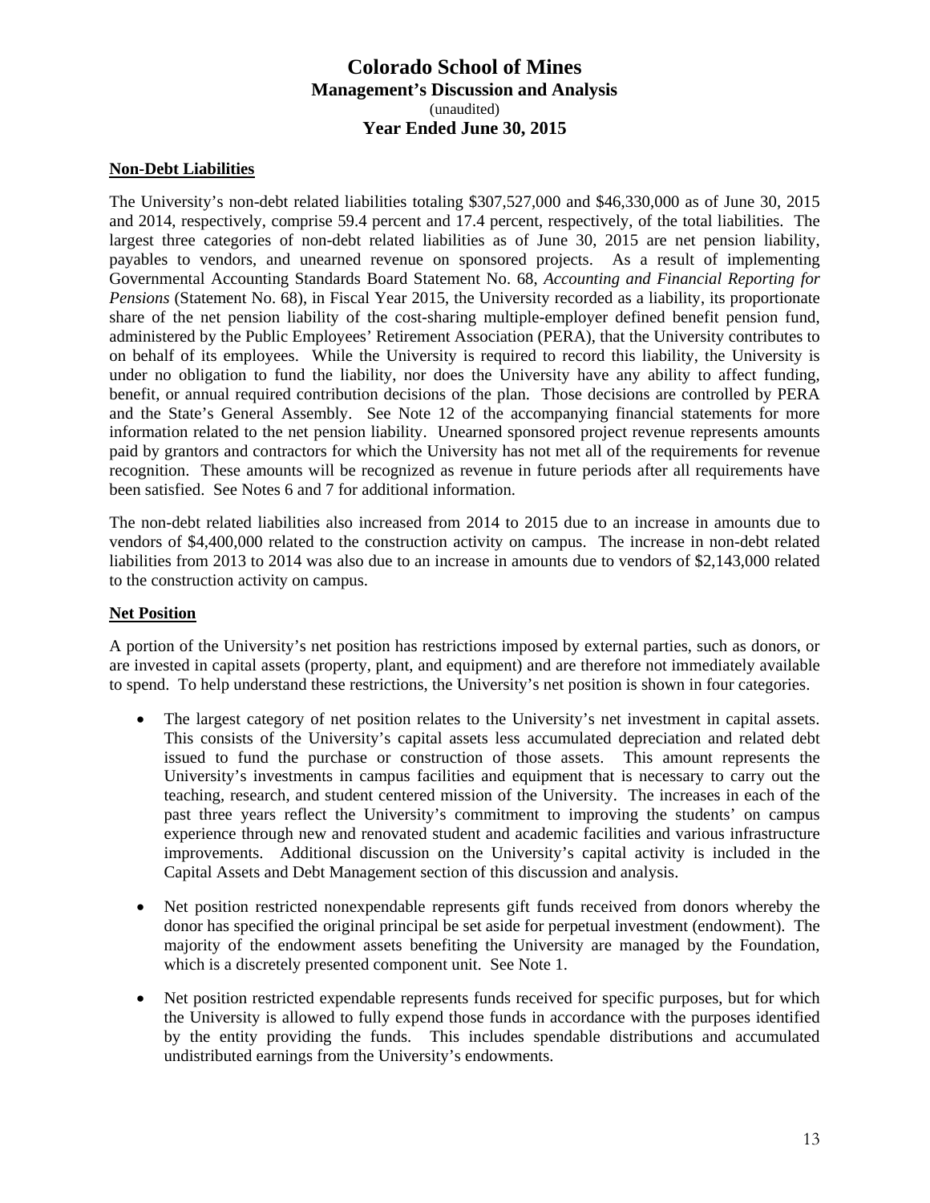# Colorado School of Mines
## Management's Discussion and Analysis
(unaudited)
## Year Ended June 30, 2015

### Non-Debt Liabilities

The University's non-debt related liabilities totaling $307,527,000 and $46,330,000 as of June 30, 2015 and 2014, respectively, comprise 59.4 percent and 17.4 percent, respectively, of the total liabilities. The largest three categories of non-debt related liabilities as of June 30, 2015 are net pension liability, payables to vendors, and unearned revenue on sponsored projects. As a result of implementing Governmental Accounting Standards Board Statement No. 68, *Accounting and Financial Reporting for Pensions* (Statement No. 68), in Fiscal Year 2015, the University recorded as a liability, its proportionate share of the net pension liability of the cost-sharing multiple-employer defined benefit pension fund, administered by the Public Employees' Retirement Association (PERA), that the University contributes to on behalf of its employees. While the University is required to record this liability, the University is under no obligation to fund the liability, nor does the University have any ability to affect funding, benefit, or annual required contribution decisions of the plan. Those decisions are controlled by PERA and the State's General Assembly. See Note 12 of the accompanying financial statements for more information related to the net pension liability. Unearned sponsored project revenue represents amounts paid by grantors and contractors for which the University has not met all of the requirements for revenue recognition. These amounts will be recognized as revenue in future periods after all requirements have been satisfied. See Notes 6 and 7 for additional information.

The non-debt related liabilities also increased from 2014 to 2015 due to an increase in amounts due to vendors of $4,400,000 related to the construction activity on campus. The increase in non-debt related liabilities from 2013 to 2014 was also due to an increase in amounts due to vendors of $2,143,000 related to the construction activity on campus.

### Net Position

A portion of the University's net position has restrictions imposed by external parties, such as donors, or are invested in capital assets (property, plant, and equipment) and are therefore not immediately available to spend. To help understand these restrictions, the University's net position is shown in four categories.

- The largest category of net position relates to the University's net investment in capital assets. This consists of the University's capital assets less accumulated depreciation and related debt issued to fund the purchase or construction of those assets. This amount represents the University's investments in campus facilities and equipment that is necessary to carry out the teaching, research, and student centered mission of the University. The increases in each of the past three years reflect the University's commitment to improving the students' on campus experience through new and renovated student and academic facilities and various infrastructure improvements. Additional discussion on the University's capital activity is included in the Capital Assets and Debt Management section of this discussion and analysis.

- Net position restricted nonexpendable represents gift funds received from donors whereby the donor has specified the original principal be set aside for perpetual investment (endowment). The majority of the endowment assets benefiting the University are managed by the Foundation, which is a discretely presented component unit. See Note 1.

- Net position restricted expendable represents funds received for specific purposes, but for which the University is allowed to fully expend those funds in accordance with the purposes identified by the entity providing the funds. This includes spendable distributions and accumulated undistributed earnings from the University's endowments.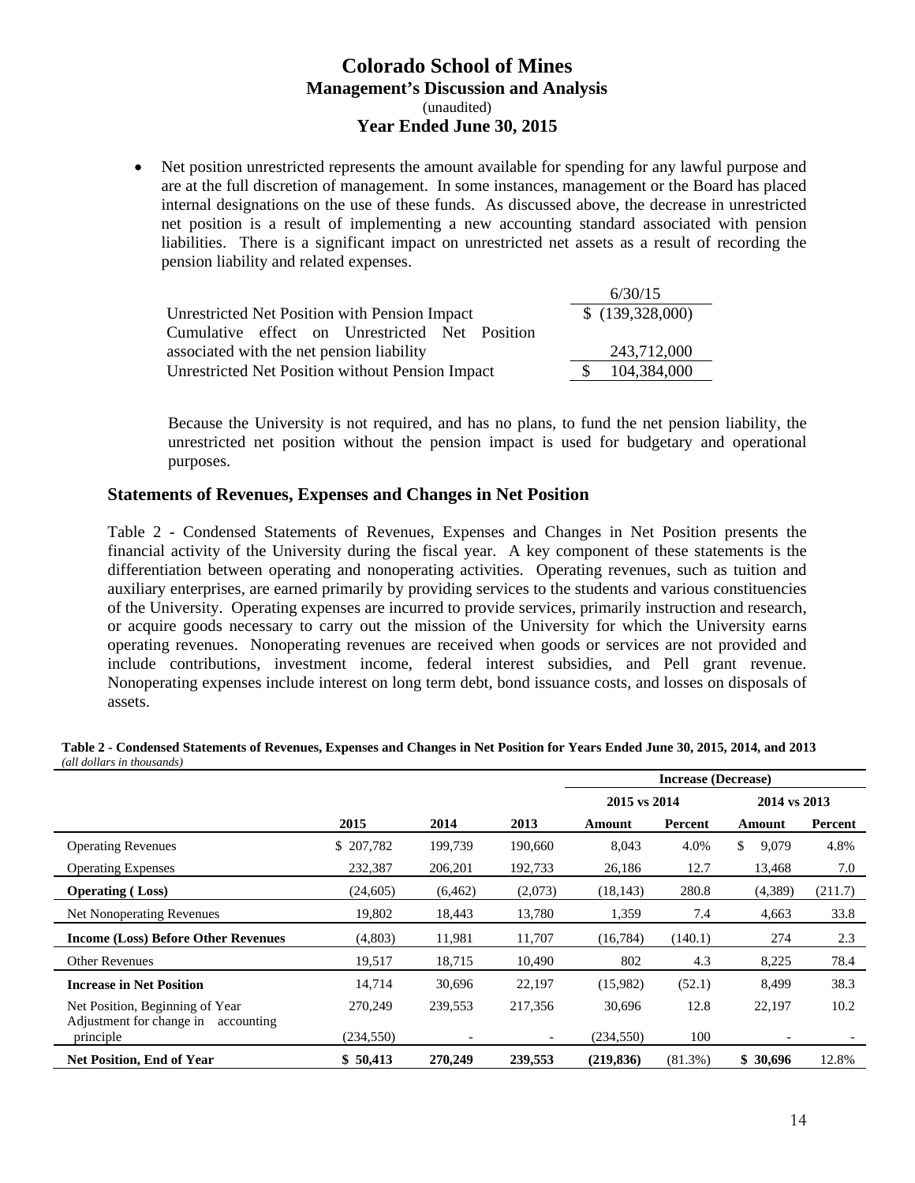- Net position unrestricted represents the amount available for spending for any lawful purpose and are at the full discretion of management. In some instances, management or the Board has placed internal designations on the use of these funds. As discussed above, the decrease in unrestricted net position is a result of implementing a new accounting standard associated with pension liabilities. There is a significant impact on unrestricted net assets as a result of recording the pension liability and related expenses.

| | 6/30/15 |
|---|---|
| Unrestricted Net Position with Pension Impact | $ (139,328,000) |
| Cumulative effect on Unrestricted Net Position associated with the net pension liability | 243,712,000 |
| Unrestricted Net Position without Pension Impact | $ 104,384,000 |

Because the University is not required, and has no plans, to fund the net pension liability, the unrestricted net position without the pension impact is used for budgetary and operational purposes.

## Statements of Revenues, Expenses and Changes in Net Position

Table 2 - Condensed Statements of Revenues, Expenses and Changes in Net Position presents the financial activity of the University during the fiscal year. A key component of these statements is the differentiation between operating and nonoperating activities. Operating revenues, such as tuition and auxiliary enterprises, are earned primarily by providing services to the students and various constituencies of the University. Operating expenses are incurred to provide services, primarily instruction and research, or acquire goods necessary to carry out the mission of the University for which the University earns operating revenues. Nonoperating revenues are received when goods or services are not provided and include contributions, investment income, federal interest subsidies, and Pell grant revenue. Nonoperating expenses include interest on long term debt, bond issuance costs, and losses on disposals of assets.

**Table 2 - Condensed Statements of Revenues, Expenses and Changes in Net Position for Years Ended June 30, 2015, 2014, and 2013**
*(all dollars in thousands)*

| | | | | Increase (Decrease) | | | |
|---|---|---|---|---|---|---|---|
| | | | | 2015 vs 2014 | | 2014 vs 2013 | |
| | 2015 | 2014 | 2013 | Amount | Percent | Amount | Percent |
| Operating Revenues | $ 207,782 | 199,739 | 190,660 | 8,043 | 4.0% | $ 9,079 | 4.8% |
| Operating Expenses | 232,387 | 206,201 | 192,733 | 26,186 | 12.7 | 13,468 | 7.0 |
| **Operating ( Loss)** | (24,605) | (6,462) | (2,073) | (18,143) | 280.8 | (4,389) | (211.7) |
| Net Nonoperating Revenues | 19,802 | 18,443 | 13,780 | 1,359 | 7.4 | 4,663 | 33.8 |
| **Income (Loss) Before Other Revenues** | (4,803) | 11,981 | 11,707 | (16,784) | (140.1) | 274 | 2.3 |
| Other Revenues | 19,517 | 18,715 | 10,490 | 802 | 4.3 | 8,225 | 78.4 |
| **Increase in Net Position** | 14,714 | 30,696 | 22,197 | (15,982) | (52.1) | 8,499 | 38.3 |
| Net Position, Beginning of Year | 270,249 | 239,553 | 217,356 | 30,696 | 12.8 | 22,197 | 10.2 |
| Adjustment for change in accounting principle | (234,550) | - | - | (234,550) | 100 | - | - |
| **Net Position, End of Year** | **$ 50,413** | **270,249** | **239,553** | **(219,836)** | (81.3%) | **$ 30,696** | 12.8% |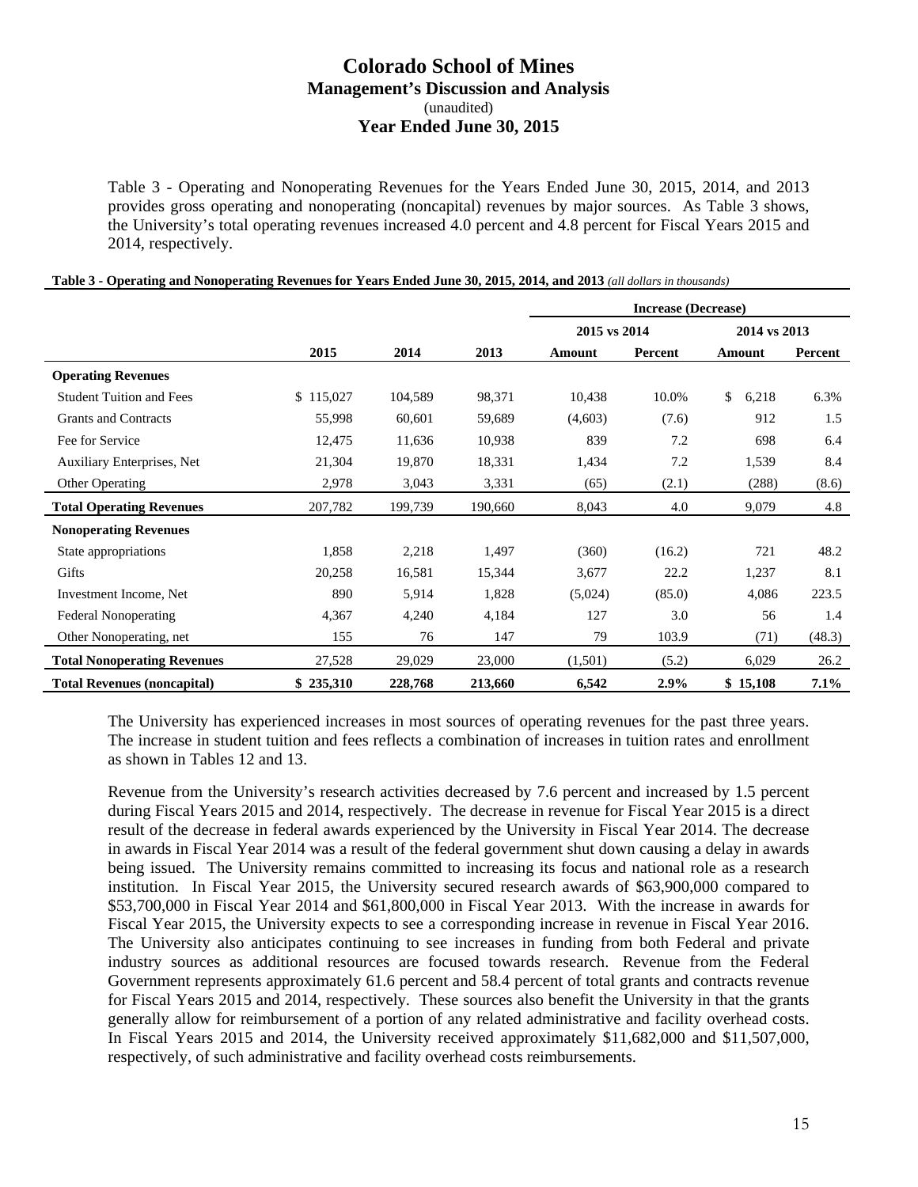Table 3 - Operating and Nonoperating Revenues for the Years Ended June 30, 2015, 2014, and 2013 provides gross operating and nonoperating (noncapital) revenues by major sources. As Table 3 shows, the University's total operating revenues increased 4.0 percent and 4.8 percent for Fiscal Years 2015 and 2014, respectively.

**Table 3 - Operating and Nonoperating Revenues for Years Ended June 30, 2015, 2014, and 2013** *(all dollars in thousands)*

| | | | | Increase (Decrease) | | | |
|---|---|---|---|---|---|---|---|
| | | | | 2015 vs 2014 | | 2014 vs 2013 | |
| | 2015 | 2014 | 2013 | Amount | Percent | Amount | Percent |
| **Operating Revenues** | | | | | | | |
| Student Tuition and Fees | $ 115,027 | 104,589 | 98,371 | 10,438 | 10.0% | $ 6,218 | 6.3% |
| Grants and Contracts | 55,998 | 60,601 | 59,689 | (4,603) | (7.6) | 912 | 1.5 |
| Fee for Service | 12,475 | 11,636 | 10,938 | 839 | 7.2 | 698 | 6.4 |
| Auxiliary Enterprises, Net | 21,304 | 19,870 | 18,331 | 1,434 | 7.2 | 1,539 | 8.4 |
| Other Operating | 2,978 | 3,043 | 3,331 | (65) | (2.1) | (288) | (8.6) |
| **Total Operating Revenues** | 207,782 | 199,739 | 190,660 | 8,043 | 4.0 | 9,079 | 4.8 |
| **Nonoperating Revenues** | | | | | | | |
| State appropriations | 1,858 | 2,218 | 1,497 | (360) | (16.2) | 721 | 48.2 |
| Gifts | 20,258 | 16,581 | 15,344 | 3,677 | 22.2 | 1,237 | 8.1 |
| Investment Income, Net | 890 | 5,914 | 1,828 | (5,024) | (85.0) | 4,086 | 223.5 |
| Federal Nonoperating | 4,367 | 4,240 | 4,184 | 127 | 3.0 | 56 | 1.4 |
| Other Nonoperating, net | 155 | 76 | 147 | 79 | 103.9 | (71) | (48.3) |
| **Total Nonoperating Revenues** | 27,528 | 29,029 | 23,000 | (1,501) | (5.2) | 6,029 | 26.2 |
| **Total Revenues (noncapital)** | **$ 235,310** | **228,768** | **213,660** | **6,542** | **2.9%** | **$ 15,108** | **7.1%** |

The University has experienced increases in most sources of operating revenues for the past three years. The increase in student tuition and fees reflects a combination of increases in tuition rates and enrollment as shown in Tables 12 and 13.

Revenue from the University's research activities decreased by 7.6 percent and increased by 1.5 percent during Fiscal Years 2015 and 2014, respectively. The decrease in revenue for Fiscal Year 2015 is a direct result of the decrease in federal awards experienced by the University in Fiscal Year 2014. The decrease in awards in Fiscal Year 2014 was a result of the federal government shut down causing a delay in awards being issued. The University remains committed to increasing its focus and national role as a research institution. In Fiscal Year 2015, the University secured research awards of $63,900,000 compared to $53,700,000 in Fiscal Year 2014 and $61,800,000 in Fiscal Year 2013. With the increase in awards for Fiscal Year 2015, the University expects to see a corresponding increase in revenue in Fiscal Year 2016. The University also anticipates continuing to see increases in funding from both Federal and private industry sources as additional resources are focused towards research. Revenue from the Federal Government represents approximately 61.6 percent and 58.4 percent of total grants and contracts revenue for Fiscal Years 2015 and 2014, respectively. These sources also benefit the University in that the grants generally allow for reimbursement of a portion of any related administrative and facility overhead costs. In Fiscal Years 2015 and 2014, the University received approximately $11,682,000 and $11,507,000, respectively, of such administrative and facility overhead costs reimbursements.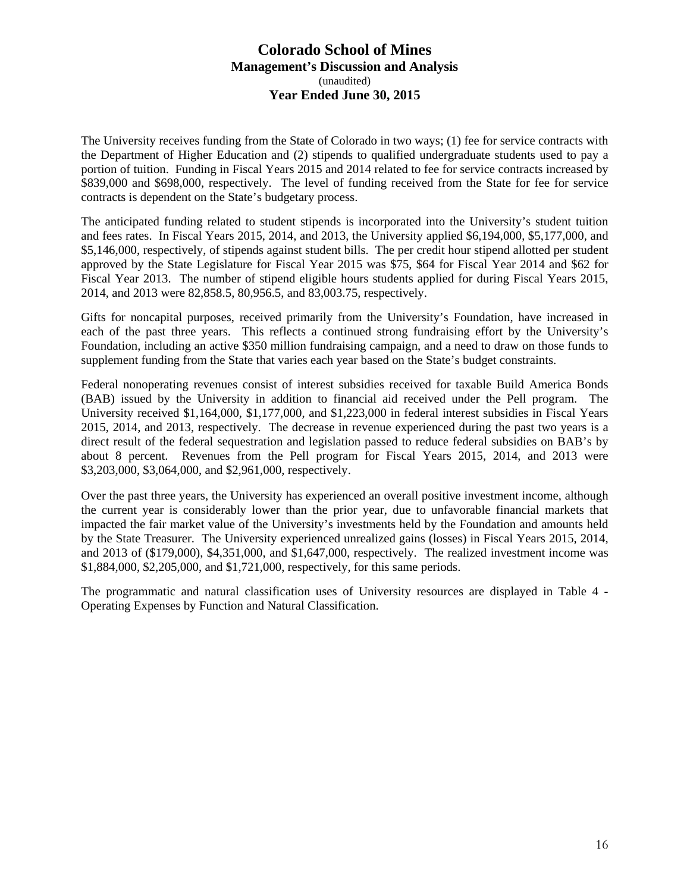The University receives funding from the State of Colorado in two ways; (1) fee for service contracts with the Department of Higher Education and (2) stipends to qualified undergraduate students used to pay a portion of tuition. Funding in Fiscal Years 2015 and 2014 related to fee for service contracts increased by $839,000 and $698,000, respectively. The level of funding received from the State for fee for service contracts is dependent on the State's budgetary process.

The anticipated funding related to student stipends is incorporated into the University's student tuition and fees rates. In Fiscal Years 2015, 2014, and 2013, the University applied $6,194,000, $5,177,000, and $5,146,000, respectively, of stipends against student bills. The per credit hour stipend allotted per student approved by the State Legislature for Fiscal Year 2015 was $75, $64 for Fiscal Year 2014 and $62 for Fiscal Year 2013. The number of stipend eligible hours students applied for during Fiscal Years 2015, 2014, and 2013 were 82,858.5, 80,956.5, and 83,003.75, respectively.

Gifts for noncapital purposes, received primarily from the University's Foundation, have increased in each of the past three years. This reflects a continued strong fundraising effort by the University's Foundation, including an active $350 million fundraising campaign, and a need to draw on those funds to supplement funding from the State that varies each year based on the State's budget constraints.

Federal nonoperating revenues consist of interest subsidies received for taxable Build America Bonds (BAB) issued by the University in addition to financial aid received under the Pell program. The University received $1,164,000, $1,177,000, and $1,223,000 in federal interest subsidies in Fiscal Years 2015, 2014, and 2013, respectively. The decrease in revenue experienced during the past two years is a direct result of the federal sequestration and legislation passed to reduce federal subsidies on BAB's by about 8 percent. Revenues from the Pell program for Fiscal Years 2015, 2014, and 2013 were $3,203,000, $3,064,000, and $2,961,000, respectively.

Over the past three years, the University has experienced an overall positive investment income, although the current year is considerably lower than the prior year, due to unfavorable financial markets that impacted the fair market value of the University's investments held by the Foundation and amounts held by the State Treasurer. The University experienced unrealized gains (losses) in Fiscal Years 2015, 2014, and 2013 of ($179,000), $4,351,000, and $1,647,000, respectively. The realized investment income was $1,884,000, $2,205,000, and $1,721,000, respectively, for this same periods.

The programmatic and natural classification uses of University resources are displayed in Table 4 - Operating Expenses by Function and Natural Classification.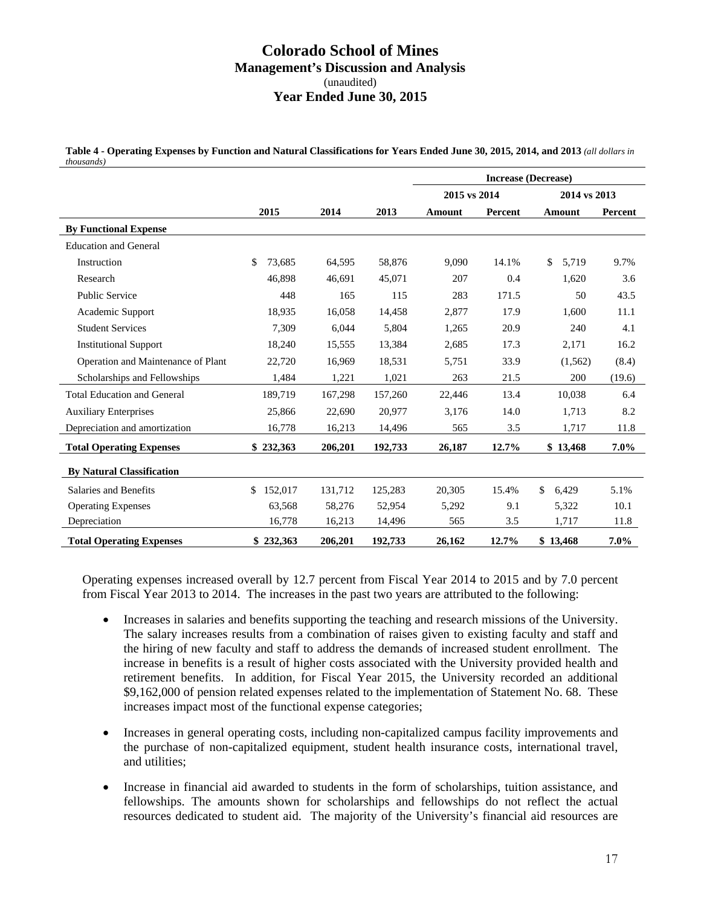# Colorado School of Mines
## Management's Discussion and Analysis
(unaudited)
## Year Ended June 30, 2015

**Table 4 - Operating Expenses by Function and Natural Classifications for Years Ended June 30, 2015, 2014, and 2013** *(all dollars in thousands)*

| | | | | Increase (Decrease) | | | |
|---|---|---|---|---|---|---|---|
| | | | | 2015 vs 2014 | | 2014 vs 2013 | |
| | 2015 | 2014 | 2013 | Amount | Percent | Amount | Percent |
| **By Functional Expense** | | | | | | | |
| Education and General | | | | | | | |
| Instruction | $ 73,685 | 64,595 | 58,876 | 9,090 | 14.1% | $ 5,719 | 9.7% |
| Research | 46,898 | 46,691 | 45,071 | 207 | 0.4 | 1,620 | 3.6 |
| Public Service | 448 | 165 | 115 | 283 | 171.5 | 50 | 43.5 |
| Academic Support | 18,935 | 16,058 | 14,458 | 2,877 | 17.9 | 1,600 | 11.1 |
| Student Services | 7,309 | 6,044 | 5,804 | 1,265 | 20.9 | 240 | 4.1 |
| Institutional Support | 18,240 | 15,555 | 13,384 | 2,685 | 17.3 | 2,171 | 16.2 |
| Operation and Maintenance of Plant | 22,720 | 16,969 | 18,531 | 5,751 | 33.9 | (1,562) | (8.4) |
| Scholarships and Fellowships | 1,484 | 1,221 | 1,021 | 263 | 21.5 | 200 | (19.6) |
| Total Education and General | 189,719 | 167,298 | 157,260 | 22,446 | 13.4 | 10,038 | 6.4 |
| Auxiliary Enterprises | 25,866 | 22,690 | 20,977 | 3,176 | 14.0 | 1,713 | 8.2 |
| Depreciation and amortization | 16,778 | 16,213 | 14,496 | 565 | 3.5 | 1,717 | 11.8 |
| **Total Operating Expenses** | **$ 232,363** | **206,201** | **192,733** | **26,187** | **12.7%** | **$ 13,468** | **7.0%** |
| **By Natural Classification** | | | | | | | |
| Salaries and Benefits | $ 152,017 | 131,712 | 125,283 | 20,305 | 15.4% | $ 6,429 | 5.1% |
| Operating Expenses | 63,568 | 58,276 | 52,954 | 5,292 | 9.1 | 5,322 | 10.1 |
| Depreciation | 16,778 | 16,213 | 14,496 | 565 | 3.5 | 1,717 | 11.8 |
| **Total Operating Expenses** | **$ 232,363** | **206,201** | **192,733** | **26,162** | **12.7%** | **$ 13,468** | **7.0%** |

Operating expenses increased overall by 12.7 percent from Fiscal Year 2014 to 2015 and by 7.0 percent from Fiscal Year 2013 to 2014. The increases in the past two years are attributed to the following:

- Increases in salaries and benefits supporting the teaching and research missions of the University. The salary increases results from a combination of raises given to existing faculty and staff and the hiring of new faculty and staff to address the demands of increased student enrollment. The increase in benefits is a result of higher costs associated with the University provided health and retirement benefits. In addition, for Fiscal Year 2015, the University recorded an additional $9,162,000 of pension related expenses related to the implementation of Statement No. 68. These increases impact most of the functional expense categories;

- Increases in general operating costs, including non-capitalized campus facility improvements and the purchase of non-capitalized equipment, student health insurance costs, international travel, and utilities;

- Increase in financial aid awarded to students in the form of scholarships, tuition assistance, and fellowships. The amounts shown for scholarships and fellowships do not reflect the actual resources dedicated to student aid. The majority of the University's financial aid resources are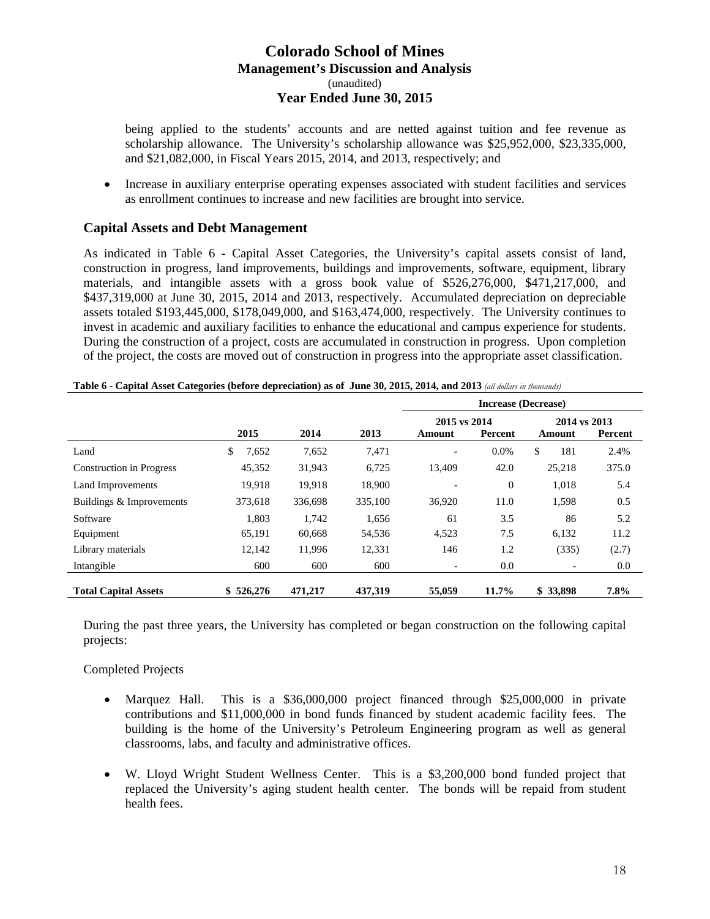being applied to the students' accounts and are netted against tuition and fee revenue as scholarship allowance. The University's scholarship allowance was $25,952,000, $23,335,000, and $21,082,000, in Fiscal Years 2015, 2014, and 2013, respectively; and

- Increase in auxiliary enterprise operating expenses associated with student facilities and services as enrollment continues to increase and new facilities are brought into service.

## Capital Assets and Debt Management

As indicated in Table 6 - Capital Asset Categories, the University's capital assets consist of land, construction in progress, land improvements, buildings and improvements, software, equipment, library materials, and intangible assets with a gross book value of $526,276,000, $471,217,000, and $437,319,000 at June 30, 2015, 2014 and 2013, respectively. Accumulated depreciation on depreciable assets totaled $193,445,000, $178,049,000, and $163,474,000, respectively. The University continues to invest in academic and auxiliary facilities to enhance the educational and campus experience for students. During the construction of a project, costs are accumulated in construction in progress. Upon completion of the project, the costs are moved out of construction in progress into the appropriate asset classification.

**Table 6 - Capital Asset Categories (before depreciation) as of June 30, 2015, 2014, and 2013** *(all dollars in thousands)*

| | | | | Increase (Decrease) | | | |
|---|---|---|---|---|---|---|---|
| | | | | 2015 vs 2014 | | 2014 vs 2013 | |
| | 2015 | 2014 | 2013 | Amount | Percent | Amount | Percent |
| Land | $ 7,652 | 7,652 | 7,471 | - | 0.0% | $ 181 | 2.4% |
| Construction in Progress | 45,352 | 31,943 | 6,725 | 13,409 | 42.0 | 25,218 | 375.0 |
| Land Improvements | 19,918 | 19,918 | 18,900 | - | 0 | 1,018 | 5.4 |
| Buildings & Improvements | 373,618 | 336,698 | 335,100 | 36,920 | 11.0 | 1,598 | 0.5 |
| Software | 1,803 | 1,742 | 1,656 | 61 | 3.5 | 86 | 5.2 |
| Equipment | 65,191 | 60,668 | 54,536 | 4,523 | 7.5 | 6,132 | 11.2 |
| Library materials | 12,142 | 11,996 | 12,331 | 146 | 1.2 | (335) | (2.7) |
| Intangible | 600 | 600 | 600 | - | 0.0 | - | 0.0 |
| **Total Capital Assets** | **$ 526,276** | **471,217** | **437,319** | **55,059** | **11.7%** | **$ 33,898** | **7.8%** |

During the past three years, the University has completed or began construction on the following capital projects:

Completed Projects

- Marquez Hall. This is a $36,000,000 project financed through $25,000,000 in private contributions and $11,000,000 in bond funds financed by student academic facility fees. The building is the home of the University's Petroleum Engineering program as well as general classrooms, labs, and faculty and administrative offices.

- W. Lloyd Wright Student Wellness Center. This is a $3,200,000 bond funded project that replaced the University's aging student health center. The bonds will be repaid from student health fees.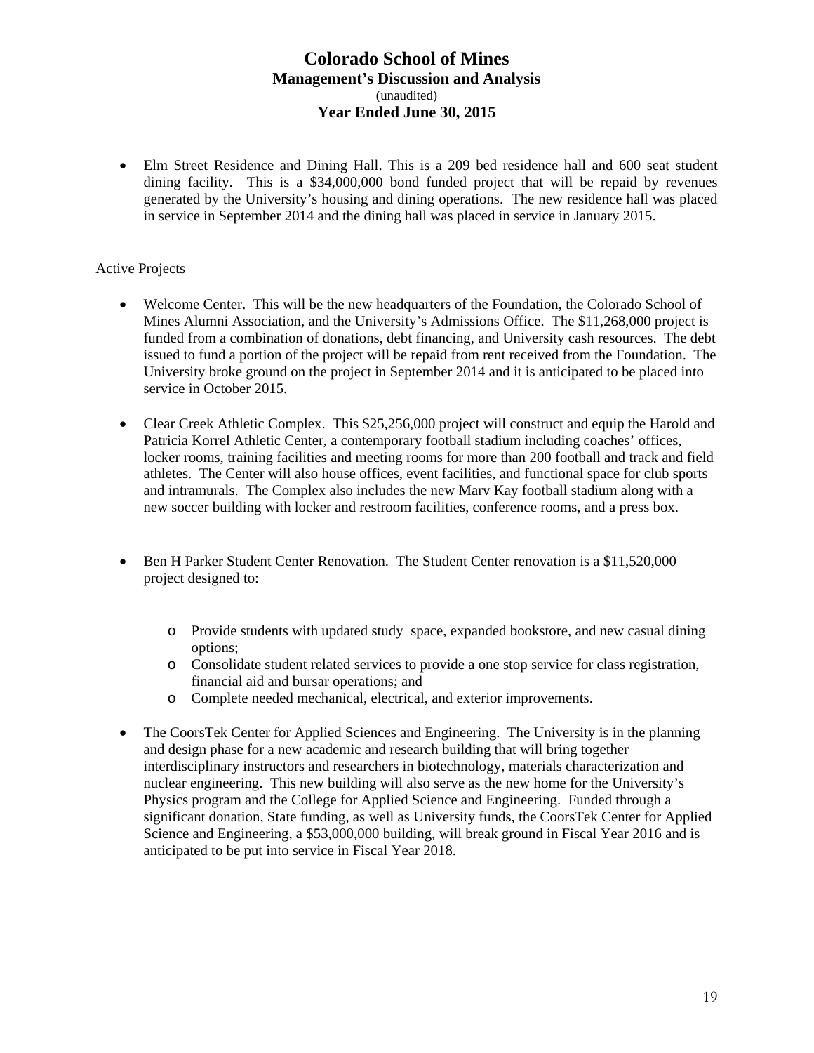- Elm Street Residence and Dining Hall. This is a 209 bed residence hall and 600 seat student dining facility. This is a $34,000,000 bond funded project that will be repaid by revenues generated by the University's housing and dining operations. The new residence hall was placed in service in September 2014 and the dining hall was placed in service in January 2015.

Active Projects

- Welcome Center. This will be the new headquarters of the Foundation, the Colorado School of Mines Alumni Association, and the University's Admissions Office. The $11,268,000 project is funded from a combination of donations, debt financing, and University cash resources. The debt issued to fund a portion of the project will be repaid from rent received from the Foundation. The University broke ground on the project in September 2014 and it is anticipated to be placed into service in October 2015.

- Clear Creek Athletic Complex. This $25,256,000 project will construct and equip the Harold and Patricia Korrel Athletic Center, a contemporary football stadium including coaches' offices, locker rooms, training facilities and meeting rooms for more than 200 football and track and field athletes. The Center will also house offices, event facilities, and functional space for club sports and intramurals. The Complex also includes the new Marv Kay football stadium along with a new soccer building with locker and restroom facilities, conference rooms, and a press box.

- Ben H Parker Student Center Renovation. The Student Center renovation is a $11,520,000 project designed to:

  - Provide students with updated study space, expanded bookstore, and new casual dining options;
  - Consolidate student related services to provide a one stop service for class registration, financial aid and bursar operations; and
  - Complete needed mechanical, electrical, and exterior improvements.

- The CoorsTek Center for Applied Sciences and Engineering. The University is in the planning and design phase for a new academic and research building that will bring together interdisciplinary instructors and researchers in biotechnology, materials characterization and nuclear engineering. This new building will also serve as the new home for the University's Physics program and the College for Applied Science and Engineering. Funded through a significant donation, State funding, as well as University funds, the CoorsTek Center for Applied Science and Engineering, a $53,000,000 building, will break ground in Fiscal Year 2016 and is anticipated to be put into service in Fiscal Year 2018.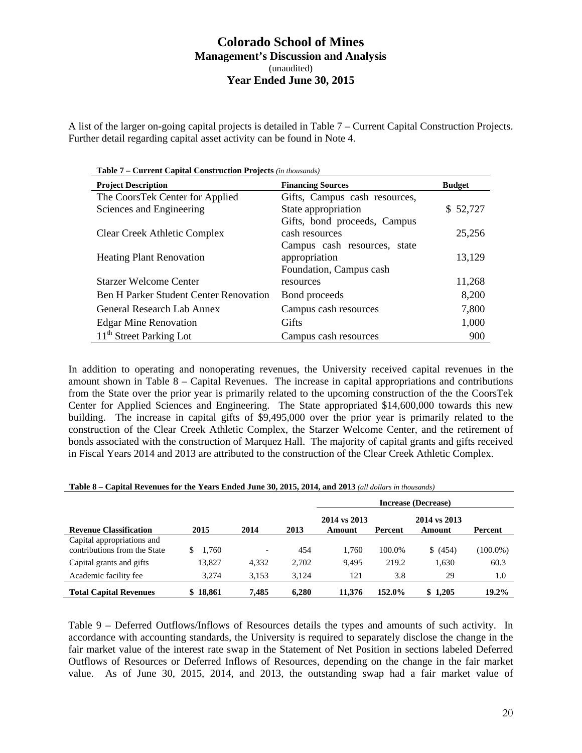A list of the larger on-going capital projects is detailed in Table 7 – Current Capital Construction Projects. Further detail regarding capital asset activity can be found in Note 4.

**Table 7 – Current Capital Construction Projects** *(in thousands)*

| Project Description | Financing Sources | Budget |
|---|---|---|
| The CoorsTek Center for Applied Sciences and Engineering | Gifts, Campus cash resources, State appropriation | $ 52,727 |
| Clear Creek Athletic Complex | Gifts, bond proceeds, Campus cash resources | 25,256 |
| Heating Plant Renovation | Campus cash resources, state appropriation | 13,129 |
| Starzer Welcome Center | Foundation, Campus cash resources | 11,268 |
| Ben H Parker Student Center Renovation | Bond proceeds | 8,200 |
| General Research Lab Annex | Campus cash resources | 7,800 |
| Edgar Mine Renovation | Gifts | 1,000 |
| 11th Street Parking Lot | Campus cash resources | 900 |

In addition to operating and nonoperating revenues, the University received capital revenues in the amount shown in Table 8 – Capital Revenues. The increase in capital appropriations and contributions from the State over the prior year is primarily related to the upcoming construction of the the CoorsTek Center for Applied Sciences and Engineering. The State appropriated $14,600,000 towards this new building. The increase in capital gifts of $9,495,000 over the prior year is primarily related to the construction of the Clear Creek Athletic Complex, the Starzer Welcome Center, and the retirement of bonds associated with the construction of Marquez Hall. The majority of capital grants and gifts received in Fiscal Years 2014 and 2013 are attributed to the construction of the Clear Creek Athletic Complex.

**Table 8 – Capital Revenues for the Years Ended June 30, 2015, 2014, and 2013** *(all dollars in thousands)*

| | | | | Increase (Decrease) | | | |
|---|---|---|---|---|---|---|---|
| **Revenue Classification** | **2015** | **2014** | **2013** | **2014 vs 2013 Amount** | **Percent** | **2014 vs 2013 Amount** | **Percent** |
| Capital appropriations and contributions from the State | $ 1,760 | - | 454 | 1,760 | 100.0% | $ (454) | (100.0%) |
| Capital grants and gifts | 13,827 | 4,332 | 2,702 | 9,495 | 219.2 | 1,630 | 60.3 |
| Academic facility fee | 3,274 | 3,153 | 3,124 | 121 | 3.8 | 29 | 1.0 |
| **Total Capital Revenues** | **$ 18,861** | **7,485** | **6,280** | **11,376** | **152.0%** | **$ 1,205** | **19.2%** |

Table 9 – Deferred Outflows/Inflows of Resources details the types and amounts of such activity. In accordance with accounting standards, the University is required to separately disclose the change in the fair market value of the interest rate swap in the Statement of Net Position in sections labeled Deferred Outflows of Resources or Deferred Inflows of Resources, depending on the change in the fair market value. As of June 30, 2015, 2014, and 2013, the outstanding swap had a fair market value of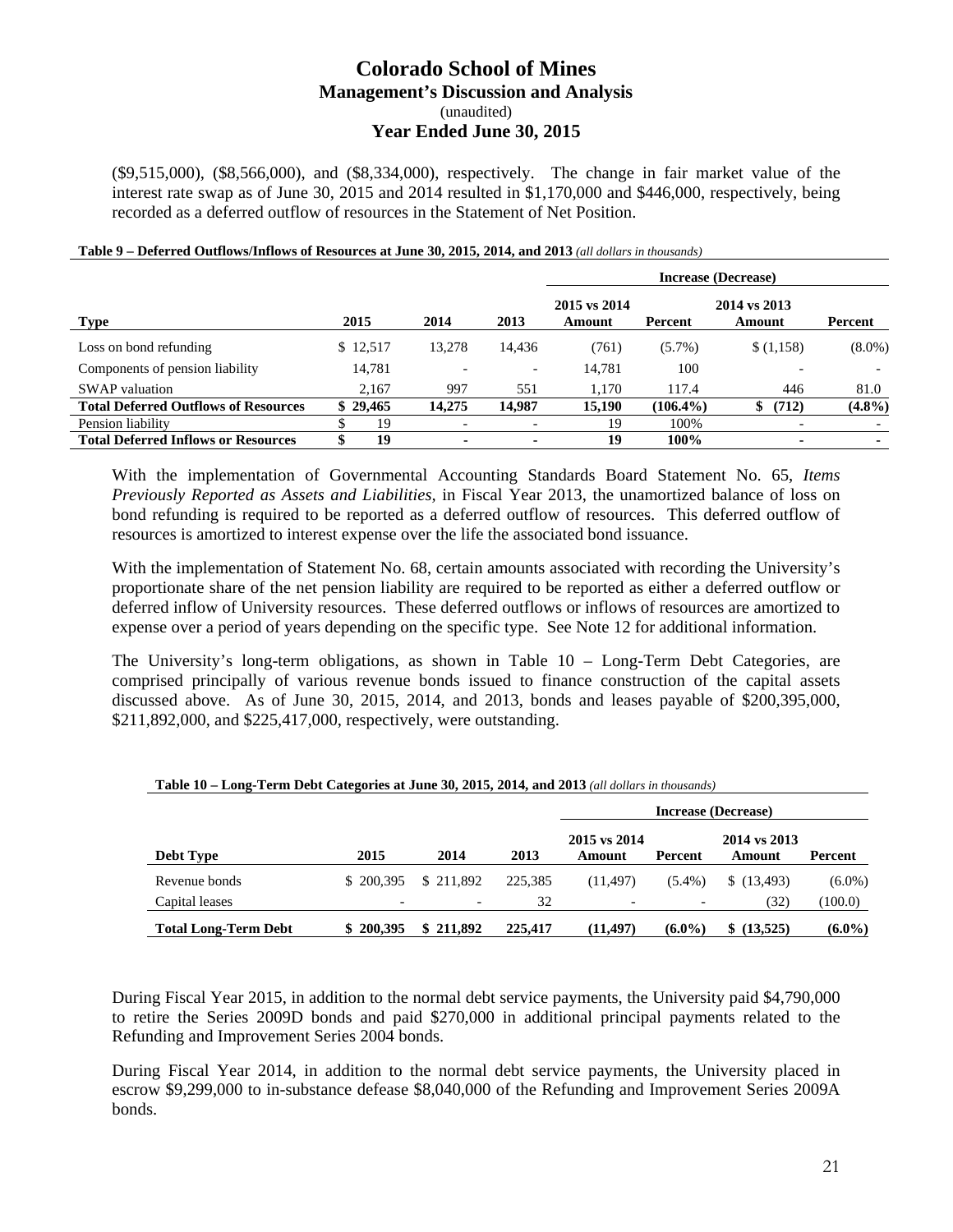($9,515,000), ($8,566,000), and ($8,334,000), respectively. The change in fair market value of the interest rate swap as of June 30, 2015 and 2014 resulted in $1,170,000 and $446,000, respectively, being recorded as a deferred outflow of resources in the Statement of Net Position.

**Table 9 – Deferred Outflows/Inflows of Resources at June 30, 2015, 2014, and 2013** *(all dollars in thousands)*

| | | | | Increase (Decrease) | | | |
|---|---|---|---|---|---|---|---|
| **Type** | **2015** | **2014** | **2013** | **2015 vs 2014 Amount** | **Percent** | **2014 vs 2013 Amount** | **Percent** |
| Loss on bond refunding | $ 12,517 | 13,278 | 14,436 | (761) | (5.7%) | $ (1,158) | (8.0%) |
| Components of pension liability | 14,781 | - | - | 14,781 | 100 | - | - |
| SWAP valuation | 2,167 | 997 | 551 | 1,170 | 117.4 | 446 | 81.0 |
| **Total Deferred Outflows of Resources** | **$ 29,465** | **14,275** | **14,987** | **15,190** | **(106.4%)** | **$ (712)** | **(4.8%)** |
| Pension liability | $ 19 | - | - | 19 | 100% | - | - |
| **Total Deferred Inflows or Resources** | **$ 19** | **-** | **-** | **19** | **100%** | **-** | **-** |

With the implementation of Governmental Accounting Standards Board Statement No. 65, *Items Previously Reported as Assets and Liabilities,* in Fiscal Year 2013, the unamortized balance of loss on bond refunding is required to be reported as a deferred outflow of resources. This deferred outflow of resources is amortized to interest expense over the life the associated bond issuance.

With the implementation of Statement No. 68, certain amounts associated with recording the University's proportionate share of the net pension liability are required to be reported as either a deferred outflow or deferred inflow of University resources. These deferred outflows or inflows of resources are amortized to expense over a period of years depending on the specific type. See Note 12 for additional information.

The University's long-term obligations, as shown in Table 10 – Long-Term Debt Categories, are comprised principally of various revenue bonds issued to finance construction of the capital assets discussed above. As of June 30, 2015, 2014, and 2013, bonds and leases payable of $200,395,000, $211,892,000, and $225,417,000, respectively, were outstanding.

**Table 10 – Long-Term Debt Categories at June 30, 2015, 2014, and 2013** *(all dollars in thousands)*

| | | | | Increase (Decrease) | | | |
|---|---|---|---|---|---|---|---|
| **Debt Type** | **2015** | **2014** | **2013** | **2015 vs 2014 Amount** | **Percent** | **2014 vs 2013 Amount** | **Percent** |
| Revenue bonds | $ 200,395 | $ 211,892 | 225,385 | (11,497) | (5.4%) | $ (13,493) | (6.0%) |
| Capital leases | - | - | 32 | - | - | (32) | (100.0) |
| **Total Long-Term Debt** | **$ 200,395** | **$ 211,892** | **225,417** | **(11,497)** | **(6.0%)** | **$ (13,525)** | **(6.0%)** |

During Fiscal Year 2015, in addition to the normal debt service payments, the University paid $4,790,000 to retire the Series 2009D bonds and paid $270,000 in additional principal payments related to the Refunding and Improvement Series 2004 bonds.

During Fiscal Year 2014, in addition to the normal debt service payments, the University placed in escrow $9,299,000 to in-substance defease $8,040,000 of the Refunding and Improvement Series 2009A bonds.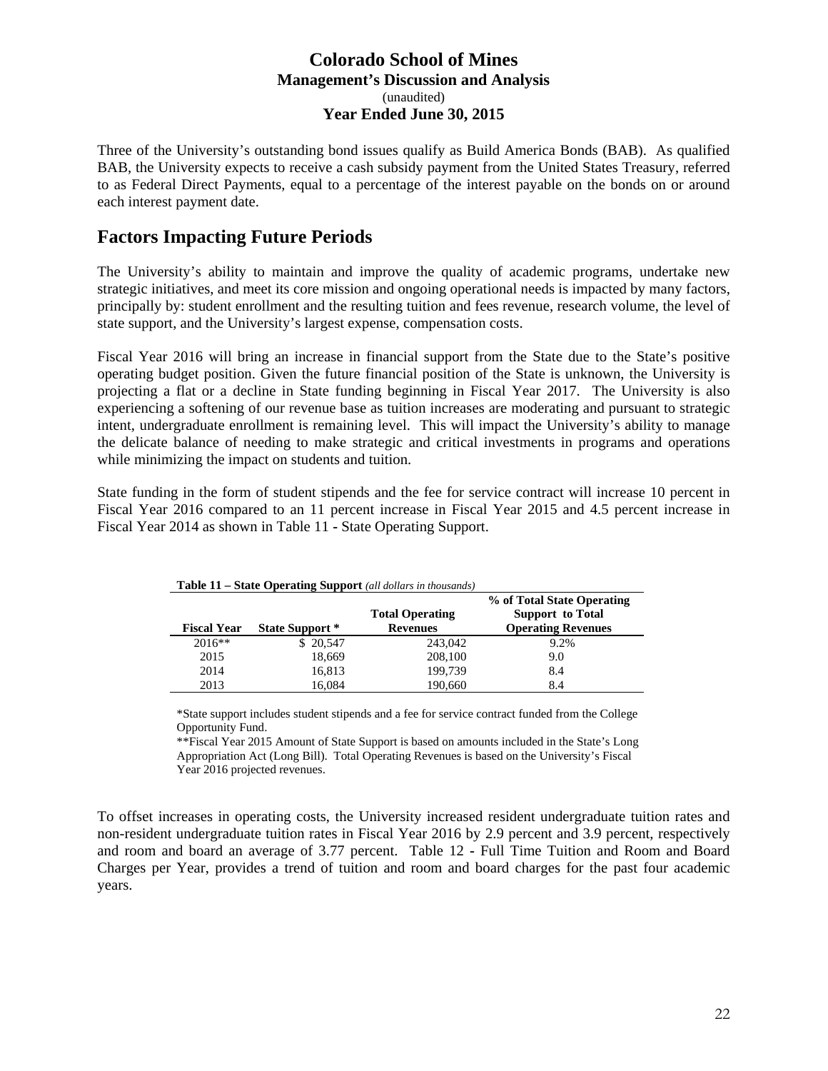Three of the University's outstanding bond issues qualify as Build America Bonds (BAB). As qualified BAB, the University expects to receive a cash subsidy payment from the United States Treasury, referred to as Federal Direct Payments, equal to a percentage of the interest payable on the bonds on or around each interest payment date.

## Factors Impacting Future Periods

The University's ability to maintain and improve the quality of academic programs, undertake new strategic initiatives, and meet its core mission and ongoing operational needs is impacted by many factors, principally by: student enrollment and the resulting tuition and fees revenue, research volume, the level of state support, and the University's largest expense, compensation costs.

Fiscal Year 2016 will bring an increase in financial support from the State due to the State's positive operating budget position. Given the future financial position of the State is unknown, the University is projecting a flat or a decline in State funding beginning in Fiscal Year 2017. The University is also experiencing a softening of our revenue base as tuition increases are moderating and pursuant to strategic intent, undergraduate enrollment is remaining level. This will impact the University's ability to manage the delicate balance of needing to make strategic and critical investments in programs and operations while minimizing the impact on students and tuition.

State funding in the form of student stipends and the fee for service contract will increase 10 percent in Fiscal Year 2016 compared to an 11 percent increase in Fiscal Year 2015 and 4.5 percent increase in Fiscal Year 2014 as shown in Table 11 - State Operating Support.

**Table 11 – State Operating Support** *(all dollars in thousands)*

| Fiscal Year | State Support * | Total Operating Revenues | % of Total State Operating Support to Total Operating Revenues |
|---|---|---|---|
| 2016** | $ 20,547 | 243,042 | 9.2% |
| 2015 | 18,669 | 208,100 | 9.0 |
| 2014 | 16,813 | 199,739 | 8.4 |
| 2013 | 16,084 | 190,660 | 8.4 |

*State support includes student stipends and a fee for service contract funded from the College Opportunity Fund.

**Fiscal Year 2015 Amount of State Support is based on amounts included in the State's Long Appropriation Act (Long Bill). Total Operating Revenues is based on the University's Fiscal Year 2016 projected revenues.

To offset increases in operating costs, the University increased resident undergraduate tuition rates and non-resident undergraduate tuition rates in Fiscal Year 2016 by 2.9 percent and 3.9 percent, respectively and room and board an average of 3.77 percent. Table 12 - Full Time Tuition and Room and Board Charges per Year, provides a trend of tuition and room and board charges for the past four academic years.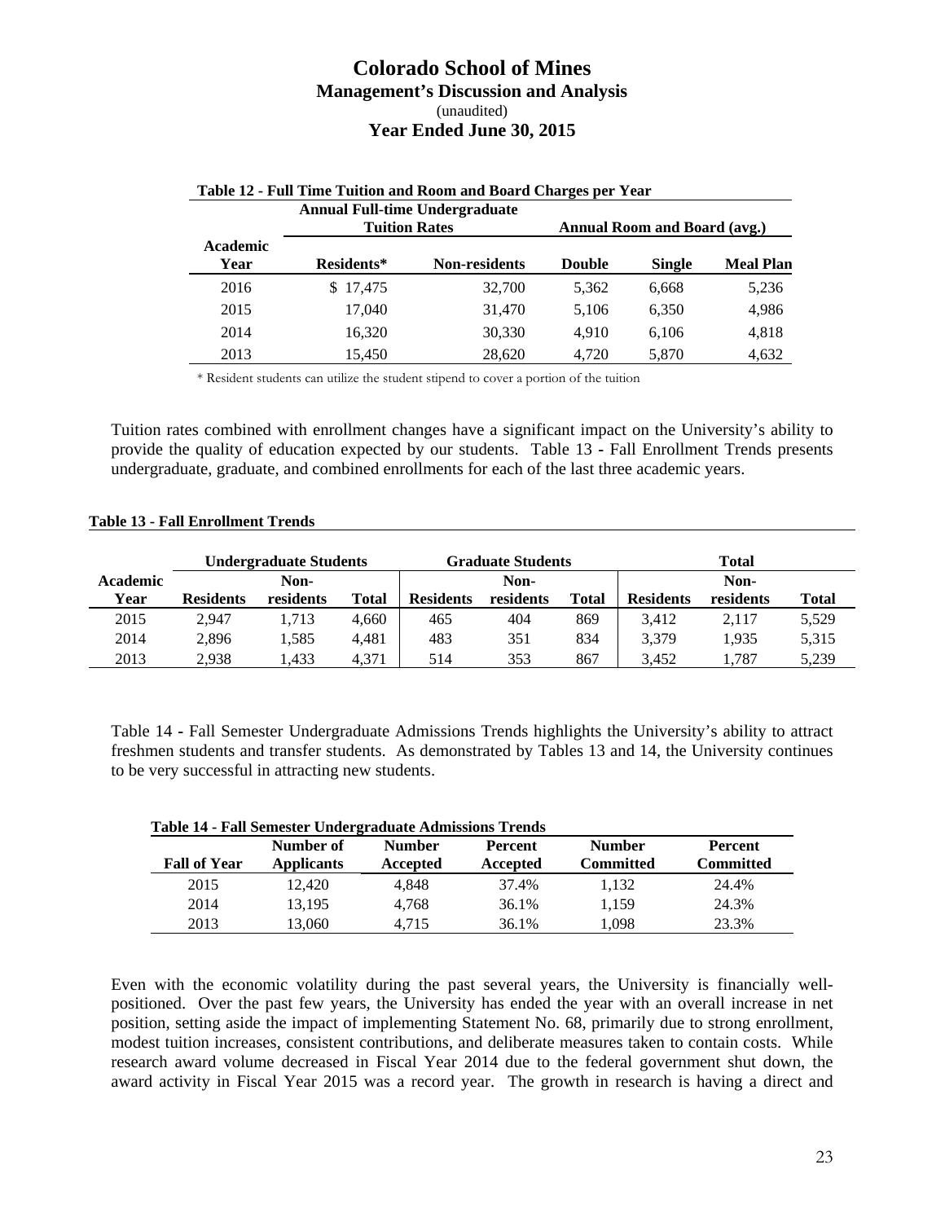# Colorado School of Mines
## Management's Discussion and Analysis
(unaudited)
### Year Ended June 30, 2015

**Table 12 - Full Time Tuition and Room and Board Charges per Year**

| | Annual Full-time Undergraduate Tuition Rates | | Annual Room and Board (avg.) | | |
|---|---|---|---|---|---|
| **Academic Year** | **Residents*** | **Non-residents** | **Double** | **Single** | **Meal Plan** |
| 2016 | $ 17,475 | 32,700 | 5,362 | 6,668 | 5,236 |
| 2015 | 17,040 | 31,470 | 5,106 | 6,350 | 4,986 |
| 2014 | 16,320 | 30,330 | 4,910 | 6,106 | 4,818 |
| 2013 | 15,450 | 28,620 | 4,720 | 5,870 | 4,632 |

\* Resident students can utilize the student stipend to cover a portion of the tuition

Tuition rates combined with enrollment changes have a significant impact on the University's ability to provide the quality of education expected by our students. Table 13 - Fall Enrollment Trends presents undergraduate, graduate, and combined enrollments for each of the last three academic years.

**Table 13 - Fall Enrollment Trends**

| | Undergraduate Students | | | Graduate Students | | | Total | | |
|---|---|---|---|---|---|---|---|---|---|
| **Academic Year** | **Residents** | **Non-residents** | **Total** | **Residents** | **Non-residents** | **Total** | **Residents** | **Non-residents** | **Total** |
| 2015 | 2,947 | 1,713 | 4,660 | 465 | 404 | 869 | 3,412 | 2,117 | 5,529 |
| 2014 | 2,896 | 1,585 | 4,481 | 483 | 351 | 834 | 3,379 | 1,935 | 5,315 |
| 2013 | 2,938 | 1,433 | 4,371 | 514 | 353 | 867 | 3,452 | 1,787 | 5,239 |

Table 14 - Fall Semester Undergraduate Admissions Trends highlights the University's ability to attract freshmen students and transfer students. As demonstrated by Tables 13 and 14, the University continues to be very successful in attracting new students.

**Table 14 - Fall Semester Undergraduate Admissions Trends**

| Fall of Year | Number of Applicants | Number Accepted | Percent Accepted | Number Committed | Percent Committed |
|---|---|---|---|---|---|
| 2015 | 12,420 | 4,848 | 37.4% | 1,132 | 24.4% |
| 2014 | 13,195 | 4,768 | 36.1% | 1,159 | 24.3% |
| 2013 | 13,060 | 4,715 | 36.1% | 1,098 | 23.3% |

Even with the economic volatility during the past several years, the University is financially well-positioned. Over the past few years, the University has ended the year with an overall increase in net position, setting aside the impact of implementing Statement No. 68, primarily due to strong enrollment, modest tuition increases, consistent contributions, and deliberate measures taken to contain costs. While research award volume decreased in Fiscal Year 2014 due to the federal government shut down, the award activity in Fiscal Year 2015 was a record year. The growth in research is having a direct and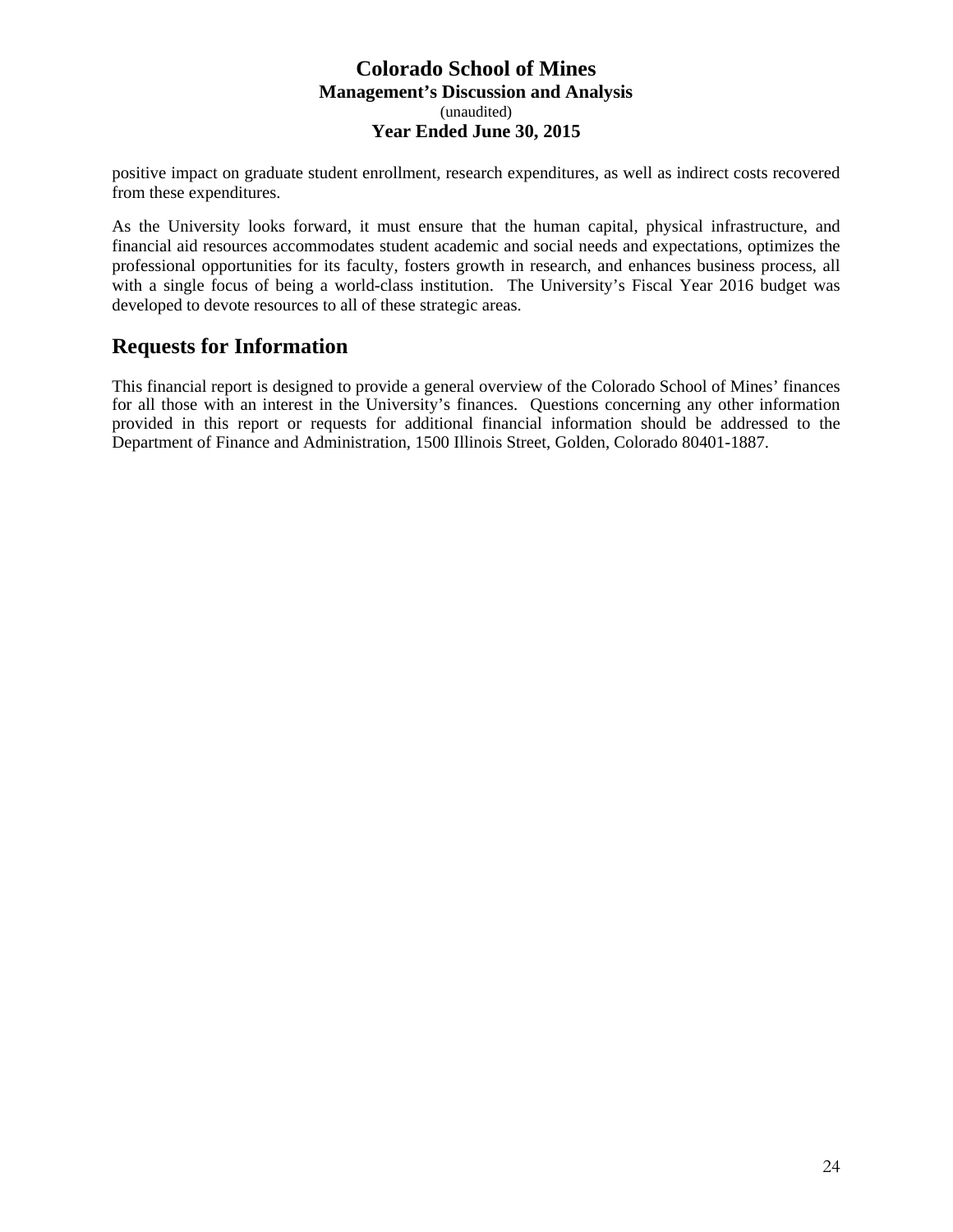positive impact on graduate student enrollment, research expenditures, as well as indirect costs recovered from these expenditures.

As the University looks forward, it must ensure that the human capital, physical infrastructure, and financial aid resources accommodates student academic and social needs and expectations, optimizes the professional opportunities for its faculty, fosters growth in research, and enhances business process, all with a single focus of being a world-class institution. The University's Fiscal Year 2016 budget was developed to devote resources to all of these strategic areas.

## Requests for Information

This financial report is designed to provide a general overview of the Colorado School of Mines' finances for all those with an interest in the University's finances. Questions concerning any other information provided in this report or requests for additional financial information should be addressed to the Department of Finance and Administration, 1500 Illinois Street, Golden, Colorado 80401-1887.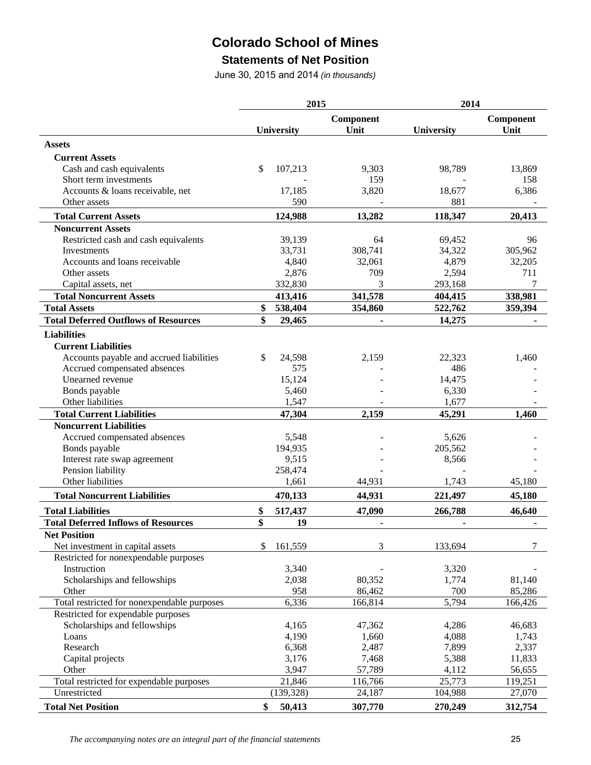# Colorado School of Mines

## Statements of Net Position

June 30, 2015 and 2014 *(in thousands)*

| | 2015 | | 2014 | |
|---|---|---|---|---|
| | University | Component Unit | University | Component Unit |
| **Assets** | | | | |
| **Current Assets** | | | | |
| Cash and cash equivalents | $ 107,213 | 9,303 | 98,789 | 13,869 |
| Short term investments | - | 159 | - | 158 |
| Accounts & loans receivable, net | 17,185 | 3,820 | 18,677 | 6,386 |
| Other assets | 590 | - | 881 | - |
| **Total Current Assets** | **124,988** | **13,282** | **118,347** | **20,413** |
| **Noncurrent Assets** | | | | |
| Restricted cash and cash equivalents | 39,139 | 64 | 69,452 | 96 |
| Investments | 33,731 | 308,741 | 34,322 | 305,962 |
| Accounts and loans receivable | 4,840 | 32,061 | 4,879 | 32,205 |
| Other assets | 2,876 | 709 | 2,594 | 711 |
| Capital assets, net | 332,830 | 3 | 293,168 | 7 |
| **Total Noncurrent Assets** | **413,416** | **341,578** | **404,415** | **338,981** |
| **Total Assets** | **$ 538,404** | **354,860** | **522,762** | **359,394** |
| **Total Deferred Outflows of Resources** | **$ 29,465** | **-** | **14,275** | **-** |
| **Liabilities** | | | | |
| **Current Liabilities** | | | | |
| Accounts payable and accrued liabilities | $ 24,598 | 2,159 | 22,323 | 1,460 |
| Accrued compensated absences | 575 | - | 486 | - |
| Unearned revenue | 15,124 | - | 14,475 | - |
| Bonds payable | 5,460 | - | 6,330 | - |
| Other liabilities | 1,547 | - | 1,677 | - |
| **Total Current Liabilities** | **47,304** | **2,159** | **45,291** | **1,460** |
| **Noncurrent Liabilities** | | | | |
| Accrued compensated absences | 5,548 | - | 5,626 | - |
| Bonds payable | 194,935 | - | 205,562 | - |
| Interest rate swap agreement | 9,515 | - | 8,566 | - |
| Pension liability | 258,474 | - | - | - |
| Other liabilities | 1,661 | 44,931 | 1,743 | 45,180 |
| **Total Noncurrent Liabilities** | **470,133** | **44,931** | **221,497** | **45,180** |
| **Total Liabilities** | **$ 517,437** | **47,090** | **266,788** | **46,640** |
| **Total Deferred Inflows of Resources** | **$ 19** | **-** | **-** | **-** |
| **Net Position** | | | | |
| Net investment in capital assets | $ 161,559 | 3 | 133,694 | 7 |
| Restricted for nonexpendable purposes | | | | |
| Instruction | 3,340 | - | 3,320 | - |
| Scholarships and fellowships | 2,038 | 80,352 | 1,774 | 81,140 |
| Other | 958 | 86,462 | 700 | 85,286 |
| Total restricted for nonexpendable purposes | 6,336 | 166,814 | 5,794 | 166,426 |
| Restricted for expendable purposes | | | | |
| Scholarships and fellowships | 4,165 | 47,362 | 4,286 | 46,683 |
| Loans | 4,190 | 1,660 | 4,088 | 1,743 |
| Research | 6,368 | 2,487 | 7,899 | 2,337 |
| Capital projects | 3,176 | 7,468 | 5,388 | 11,833 |
| Other | 3,947 | 57,789 | 4,112 | 56,655 |
| Total restricted for expendable purposes | 21,846 | 116,766 | 25,773 | 119,251 |
| Unrestricted | (139,328) | 24,187 | 104,988 | 27,070 |
| **Total Net Position** | **$ 50,413** | **307,770** | **270,249** | **312,754** |

*The accompanying notes are an integral part of the financial statements*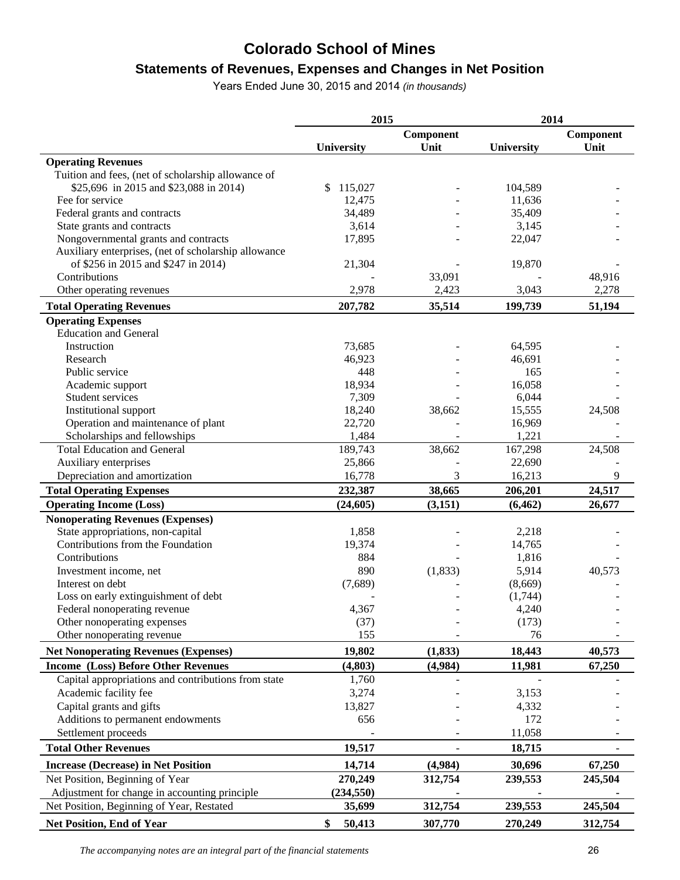# Colorado School of Mines

## Statements of Revenues, Expenses and Changes in Net Position

Years Ended June 30, 2015 and 2014 *(in thousands)*

| | 2015 | | 2014 | |
|---|---|---|---|---|
| | University | Component Unit | University | Component Unit |
| **Operating Revenues** | | | | |
| Tuition and fees, (net of scholarship allowance of $25,696 in 2015 and $23,088 in 2014) | $ 115,027 | - | 104,589 | - |
| Fee for service | 12,475 | - | 11,636 | - |
| Federal grants and contracts | 34,489 | - | 35,409 | - |
| State grants and contracts | 3,614 | - | 3,145 | - |
| Nongovernmental grants and contracts | 17,895 | - | 22,047 | - |
| Auxiliary enterprises, (net of scholarship allowance of $256 in 2015 and $247 in 2014) | 21,304 | - | 19,870 | - |
| Contributions | - | 33,091 | - | 48,916 |
| Other operating revenues | 2,978 | 2,423 | 3,043 | 2,278 |
| **Total Operating Revenues** | **207,782** | **35,514** | **199,739** | **51,194** |
| **Operating Expenses** | | | | |
| Education and General | | | | |
| Instruction | 73,685 | - | 64,595 | - |
| Research | 46,923 | - | 46,691 | - |
| Public service | 448 | - | 165 | - |
| Academic support | 18,934 | - | 16,058 | - |
| Student services | 7,309 | - | 6,044 | - |
| Institutional support | 18,240 | 38,662 | 15,555 | 24,508 |
| Operation and maintenance of plant | 22,720 | - | 16,969 | - |
| Scholarships and fellowships | 1,484 | - | 1,221 | - |
| Total Education and General | 189,743 | 38,662 | 167,298 | 24,508 |
| Auxiliary enterprises | 25,866 | - | 22,690 | - |
| Depreciation and amortization | 16,778 | 3 | 16,213 | 9 |
| **Total Operating Expenses** | **232,387** | **38,665** | **206,201** | **24,517** |
| **Operating Income (Loss)** | **(24,605)** | **(3,151)** | **(6,462)** | **26,677** |
| **Nonoperating Revenues (Expenses)** | | | | |
| State appropriations, non-capital | 1,858 | - | 2,218 | - |
| Contributions from the Foundation | 19,374 | - | 14,765 | - |
| Contributions | 884 | - | 1,816 | - |
| Investment income, net | 890 | (1,833) | 5,914 | 40,573 |
| Interest on debt | (7,689) | - | (8,669) | - |
| Loss on early extinguishment of debt | - | - | (1,744) | - |
| Federal nonoperating revenue | 4,367 | - | 4,240 | - |
| Other nonoperating expenses | (37) | - | (173) | - |
| Other nonoperating revenue | 155 | - | 76 | - |
| **Net Nonoperating Revenues (Expenses)** | **19,802** | **(1,833)** | **18,443** | **40,573** |
| **Income (Loss) Before Other Revenues** | **(4,803)** | **(4,984)** | **11,981** | **67,250** |
| Capital appropriations and contributions from state | 1,760 | - | - | - |
| Academic facility fee | 3,274 | - | 3,153 | - |
| Capital grants and gifts | 13,827 | - | 4,332 | - |
| Additions to permanent endowments | 656 | - | 172 | - |
| Settlement proceeds | - | - | 11,058 | - |
| **Total Other Revenues** | **19,517** | - | **18,715** | - |
| **Increase (Decrease) in Net Position** | **14,714** | **(4,984)** | **30,696** | **67,250** |
| Net Position, Beginning of Year | **270,249** | **312,754** | **239,553** | **245,504** |
| Adjustment for change in accounting principle | **(234,550)** | **-** | **-** | **-** |
| Net Position, Beginning of Year, Restated | **35,699** | **312,754** | **239,553** | **245,504** |
| **Net Position, End of Year** | **$ 50,413** | **307,770** | **270,249** | **312,754** |

*The accompanying notes are an integral part of the financial statements*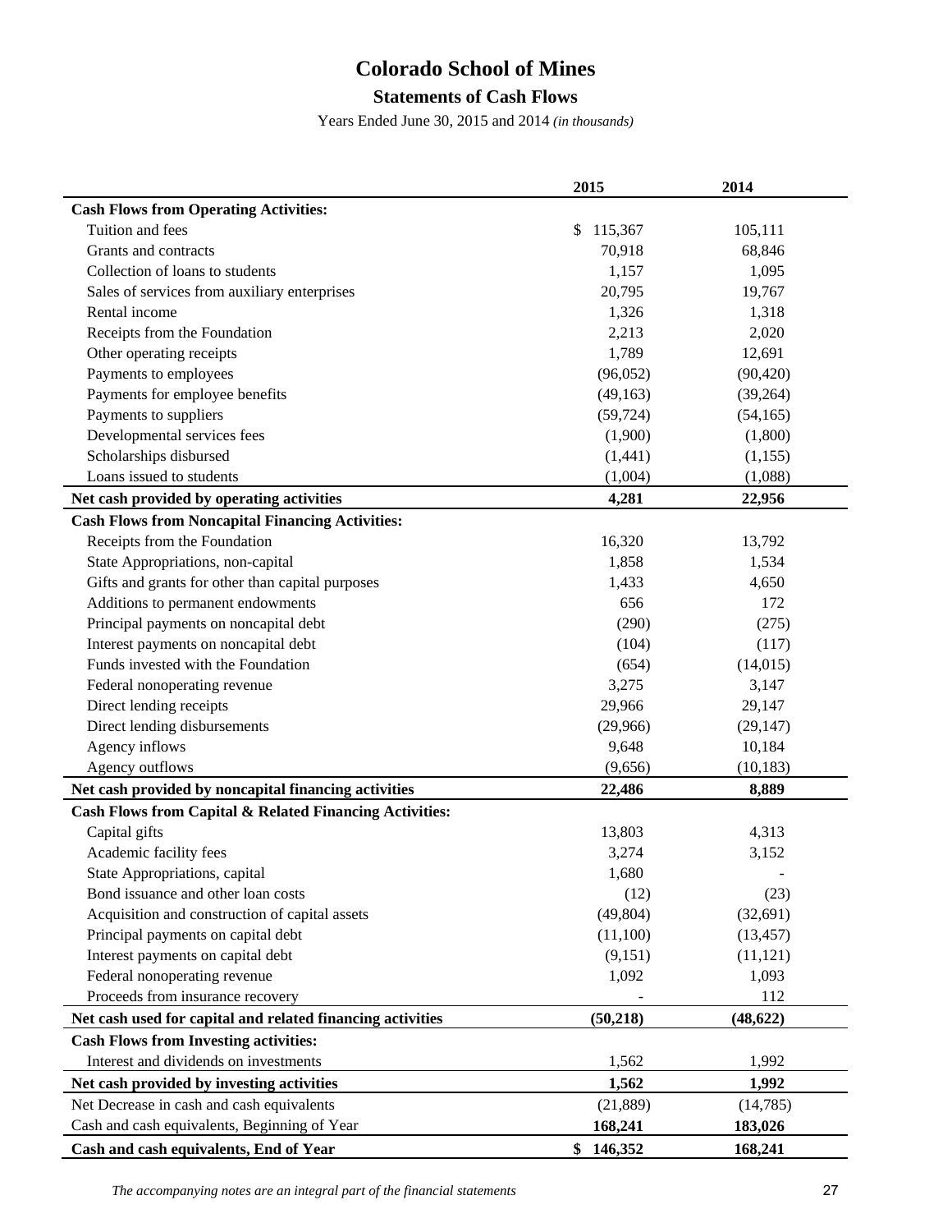# Colorado School of Mines

## Statements of Cash Flows

Years Ended June 30, 2015 and 2014 *(in thousands)*

| | 2015 | 2014 |
|---|---|---|
| **Cash Flows from Operating Activities:** | | |
| Tuition and fees | $ 115,367 | 105,111 |
| Grants and contracts | 70,918 | 68,846 |
| Collection of loans to students | 1,157 | 1,095 |
| Sales of services from auxiliary enterprises | 20,795 | 19,767 |
| Rental income | 1,326 | 1,318 |
| Receipts from the Foundation | 2,213 | 2,020 |
| Other operating receipts | 1,789 | 12,691 |
| Payments to employees | (96,052) | (90,420) |
| Payments for employee benefits | (49,163) | (39,264) |
| Payments to suppliers | (59,724) | (54,165) |
| Developmental services fees | (1,900) | (1,800) |
| Scholarships disbursed | (1,441) | (1,155) |
| Loans issued to students | (1,004) | (1,088) |
| **Net cash provided by operating activities** | **4,281** | **22,956** |
| **Cash Flows from Noncapital Financing Activities:** | | |
| Receipts from the Foundation | 16,320 | 13,792 |
| State Appropriations, non-capital | 1,858 | 1,534 |
| Gifts and grants for other than capital purposes | 1,433 | 4,650 |
| Additions to permanent endowments | 656 | 172 |
| Principal payments on noncapital debt | (290) | (275) |
| Interest payments on noncapital debt | (104) | (117) |
| Funds invested with the Foundation | (654) | (14,015) |
| Federal nonoperating revenue | 3,275 | 3,147 |
| Direct lending receipts | 29,966 | 29,147 |
| Direct lending disbursements | (29,966) | (29,147) |
| Agency inflows | 9,648 | 10,184 |
| Agency outflows | (9,656) | (10,183) |
| **Net cash provided by noncapital financing activities** | **22,486** | **8,889** |
| **Cash Flows from Capital & Related Financing Activities:** | | |
| Capital gifts | 13,803 | 4,313 |
| Academic facility fees | 3,274 | 3,152 |
| State Appropriations, capital | 1,680 | - |
| Bond issuance and other loan costs | (12) | (23) |
| Acquisition and construction of capital assets | (49,804) | (32,691) |
| Principal payments on capital debt | (11,100) | (13,457) |
| Interest payments on capital debt | (9,151) | (11,121) |
| Federal nonoperating revenue | 1,092 | 1,093 |
| Proceeds from insurance recovery | - | 112 |
| **Net cash used for capital and related financing activities** | **(50,218)** | **(48,622)** |
| **Cash Flows from Investing activities:** | | |
| Interest and dividends on investments | 1,562 | 1,992 |
| **Net cash provided by investing activities** | **1,562** | **1,992** |
| Net Decrease in cash and cash equivalents | (21,889) | (14,785) |
| Cash and cash equivalents, Beginning of Year | **168,241** | **183,026** |
| **Cash and cash equivalents, End of Year** | **$ 146,352** | **168,241** |

*The accompanying notes are an integral part of the financial statements*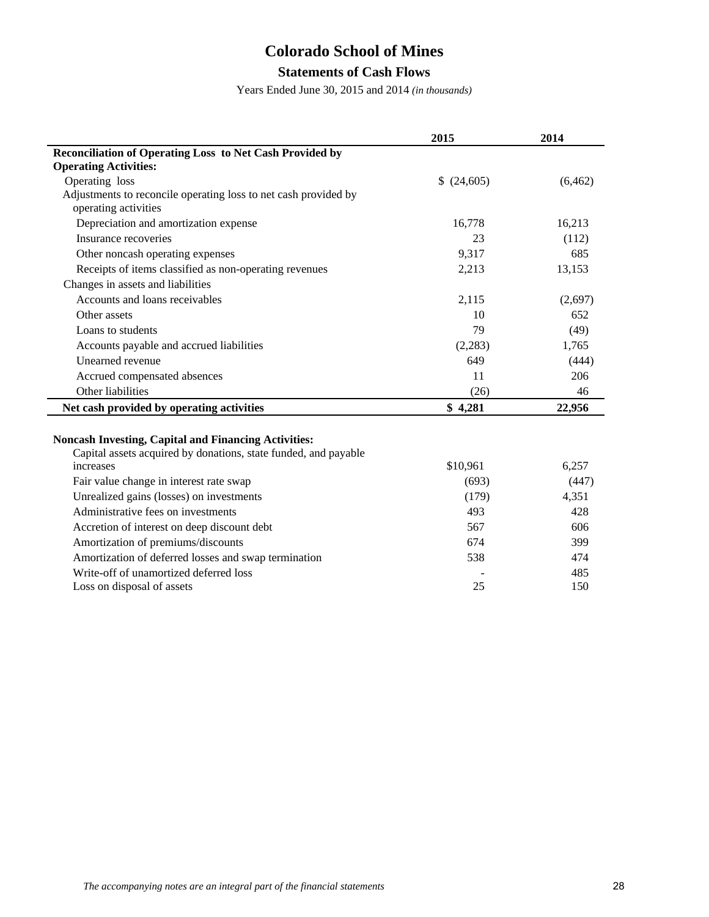# Colorado School of Mines

## Statements of Cash Flows

Years Ended June 30, 2015 and 2014 *(in thousands)*

| | 2015 | 2014 |
|---|---|---|
| **Reconciliation of Operating Loss to Net Cash Provided by Operating Activities:** | | |
| Operating loss | $ (24,605) | (6,462) |
| Adjustments to reconcile operating loss to net cash provided by operating activities | | |
| Depreciation and amortization expense | 16,778 | 16,213 |
| Insurance recoveries | 23 | (112) |
| Other noncash operating expenses | 9,317 | 685 |
| Receipts of items classified as non-operating revenues | 2,213 | 13,153 |
| Changes in assets and liabilities | | |
| Accounts and loans receivables | 2,115 | (2,697) |
| Other assets | 10 | 652 |
| Loans to students | 79 | (49) |
| Accounts payable and accrued liabilities | (2,283) | 1,765 |
| Unearned revenue | 649 | (444) |
| Accrued compensated absences | 11 | 206 |
| Other liabilities | (26) | 46 |
| **Net cash provided by operating activities** | **$ 4,281** | **22,956** |

| | 2015 | 2014 |
|---|---|---|
| **Noncash Investing, Capital and Financing Activities:** | | |
| Capital assets acquired by donations, state funded, and payable increases | $10,961 | 6,257 |
| Fair value change in interest rate swap | (693) | (447) |
| Unrealized gains (losses) on investments | (179) | 4,351 |
| Administrative fees on investments | 493 | 428 |
| Accretion of interest on deep discount debt | 567 | 606 |
| Amortization of premiums/discounts | 674 | 399 |
| Amortization of deferred losses and swap termination | 538 | 474 |
| Write-off of unamortized deferred loss | - | 485 |
| Loss on disposal of assets | 25 | 150 |

*The accompanying notes are an integral part of the financial statements*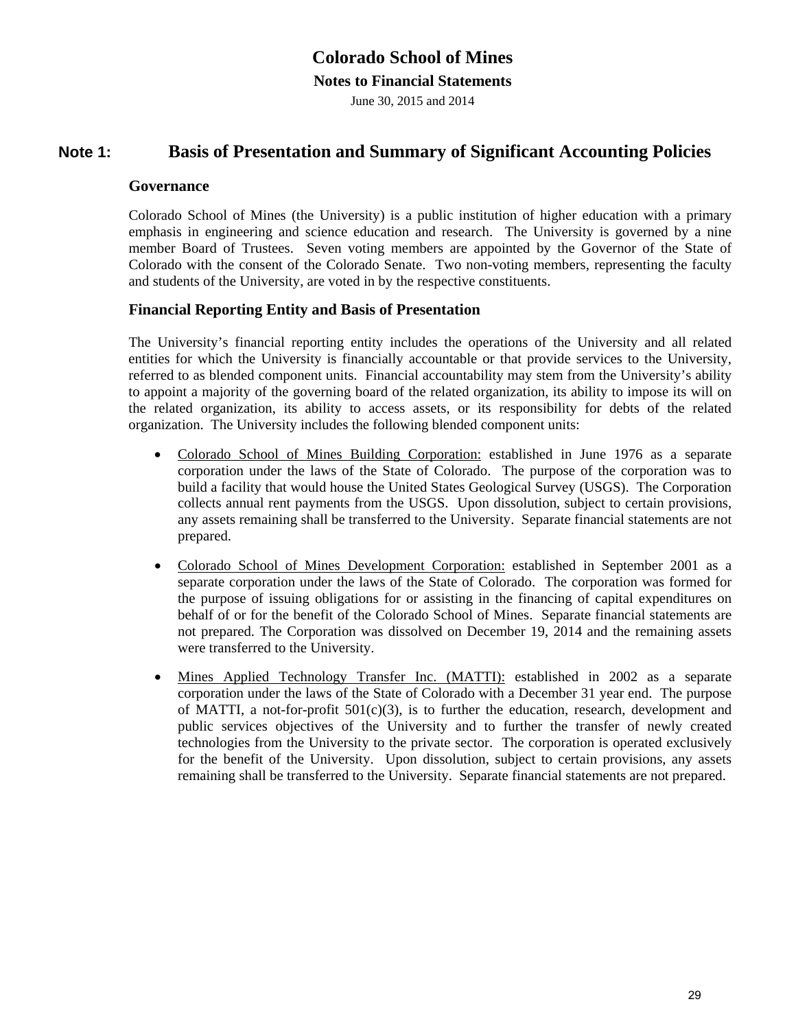# Colorado School of Mines

## Notes to Financial Statements

June 30, 2015 and 2014

## Note 1: Basis of Presentation and Summary of Significant Accounting Policies

### Governance

Colorado School of Mines (the University) is a public institution of higher education with a primary emphasis in engineering and science education and research. The University is governed by a nine member Board of Trustees. Seven voting members are appointed by the Governor of the State of Colorado with the consent of the Colorado Senate. Two non-voting members, representing the faculty and students of the University, are voted in by the respective constituents.

### Financial Reporting Entity and Basis of Presentation

The University's financial reporting entity includes the operations of the University and all related entities for which the University is financially accountable or that provide services to the University, referred to as blended component units. Financial accountability may stem from the University's ability to appoint a majority of the governing board of the related organization, its ability to impose its will on the related organization, its ability to access assets, or its responsibility for debts of the related organization. The University includes the following blended component units:

- Colorado School of Mines Building Corporation: established in June 1976 as a separate corporation under the laws of the State of Colorado. The purpose of the corporation was to build a facility that would house the United States Geological Survey (USGS). The Corporation collects annual rent payments from the USGS. Upon dissolution, subject to certain provisions, any assets remaining shall be transferred to the University. Separate financial statements are not prepared.

- Colorado School of Mines Development Corporation: established in September 2001 as a separate corporation under the laws of the State of Colorado. The corporation was formed for the purpose of issuing obligations for or assisting in the financing of capital expenditures on behalf of or for the benefit of the Colorado School of Mines. Separate financial statements are not prepared. The Corporation was dissolved on December 19, 2014 and the remaining assets were transferred to the University.

- Mines Applied Technology Transfer Inc. (MATTI): established in 2002 as a separate corporation under the laws of the State of Colorado with a December 31 year end. The purpose of MATTI, a not-for-profit 501(c)(3), is to further the education, research, development and public services objectives of the University and to further the transfer of newly created technologies from the University to the private sector. The corporation is operated exclusively for the benefit of the University. Upon dissolution, subject to certain provisions, any assets remaining shall be transferred to the University. Separate financial statements are not prepared.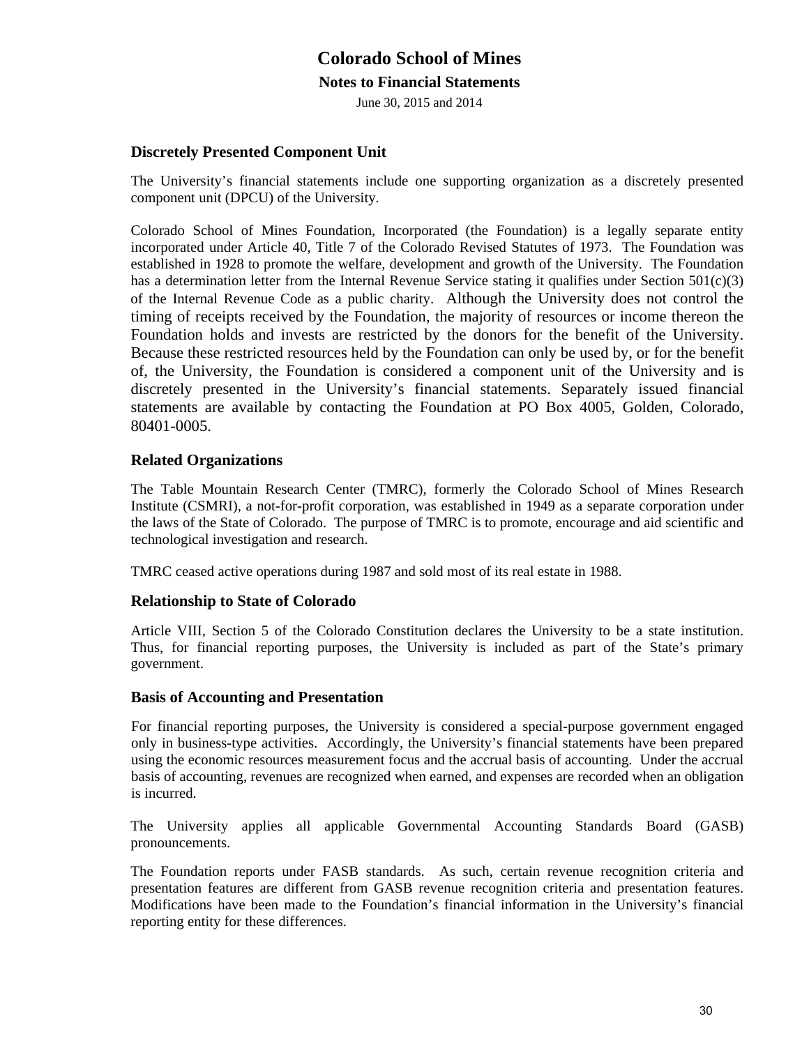### Discretely Presented Component Unit

The University's financial statements include one supporting organization as a discretely presented component unit (DPCU) of the University.

Colorado School of Mines Foundation, Incorporated (the Foundation) is a legally separate entity incorporated under Article 40, Title 7 of the Colorado Revised Statutes of 1973. The Foundation was established in 1928 to promote the welfare, development and growth of the University. The Foundation has a determination letter from the Internal Revenue Service stating it qualifies under Section 501(c)(3) of the Internal Revenue Code as a public charity. Although the University does not control the timing of receipts received by the Foundation, the majority of resources or income thereon the Foundation holds and invests are restricted by the donors for the benefit of the University. Because these restricted resources held by the Foundation can only be used by, or for the benefit of, the University, the Foundation is considered a component unit of the University and is discretely presented in the University's financial statements. Separately issued financial statements are available by contacting the Foundation at PO Box 4005, Golden, Colorado, 80401-0005.

### Related Organizations

The Table Mountain Research Center (TMRC), formerly the Colorado School of Mines Research Institute (CSMRI), a not-for-profit corporation, was established in 1949 as a separate corporation under the laws of the State of Colorado. The purpose of TMRC is to promote, encourage and aid scientific and technological investigation and research.

TMRC ceased active operations during 1987 and sold most of its real estate in 1988.

### Relationship to State of Colorado

Article VIII, Section 5 of the Colorado Constitution declares the University to be a state institution. Thus, for financial reporting purposes, the University is included as part of the State's primary government.

### Basis of Accounting and Presentation

For financial reporting purposes, the University is considered a special-purpose government engaged only in business-type activities. Accordingly, the University's financial statements have been prepared using the economic resources measurement focus and the accrual basis of accounting. Under the accrual basis of accounting, revenues are recognized when earned, and expenses are recorded when an obligation is incurred.

The University applies all applicable Governmental Accounting Standards Board (GASB) pronouncements.

The Foundation reports under FASB standards. As such, certain revenue recognition criteria and presentation features are different from GASB revenue recognition criteria and presentation features. Modifications have been made to the Foundation's financial information in the University's financial reporting entity for these differences.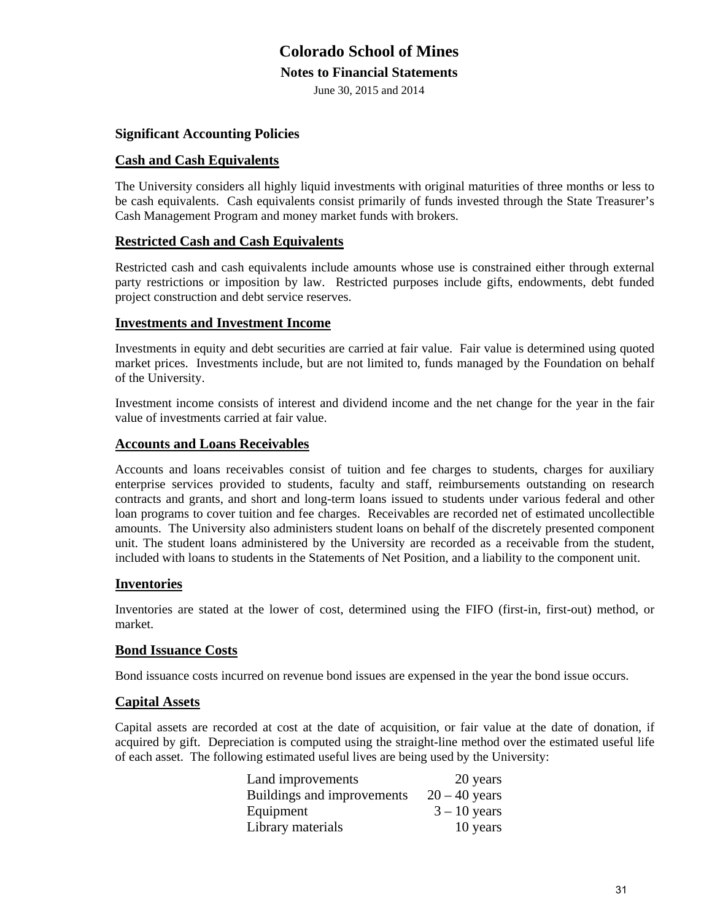# Colorado School of Mines

## Notes to Financial Statements

June 30, 2015 and 2014

### Significant Accounting Policies

#### Cash and Cash Equivalents

The University considers all highly liquid investments with original maturities of three months or less to be cash equivalents. Cash equivalents consist primarily of funds invested through the State Treasurer's Cash Management Program and money market funds with brokers.

#### Restricted Cash and Cash Equivalents

Restricted cash and cash equivalents include amounts whose use is constrained either through external party restrictions or imposition by law. Restricted purposes include gifts, endowments, debt funded project construction and debt service reserves.

#### Investments and Investment Income

Investments in equity and debt securities are carried at fair value. Fair value is determined using quoted market prices. Investments include, but are not limited to, funds managed by the Foundation on behalf of the University.

Investment income consists of interest and dividend income and the net change for the year in the fair value of investments carried at fair value.

#### Accounts and Loans Receivables

Accounts and loans receivables consist of tuition and fee charges to students, charges for auxiliary enterprise services provided to students, faculty and staff, reimbursements outstanding on research contracts and grants, and short and long-term loans issued to students under various federal and other loan programs to cover tuition and fee charges. Receivables are recorded net of estimated uncollectible amounts. The University also administers student loans on behalf of the discretely presented component unit. The student loans administered by the University are recorded as a receivable from the student, included with loans to students in the Statements of Net Position, and a liability to the component unit.

#### Inventories

Inventories are stated at the lower of cost, determined using the FIFO (first-in, first-out) method, or market.

#### Bond Issuance Costs

Bond issuance costs incurred on revenue bond issues are expensed in the year the bond issue occurs.

#### Capital Assets

Capital assets are recorded at cost at the date of acquisition, or fair value at the date of donation, if acquired by gift. Depreciation is computed using the straight-line method over the estimated useful life of each asset. The following estimated useful lives are being used by the University:

| | |
|---|---|
| Land improvements | 20 years |
| Buildings and improvements | 20 – 40 years |
| Equipment | 3 – 10 years |
| Library materials | 10 years |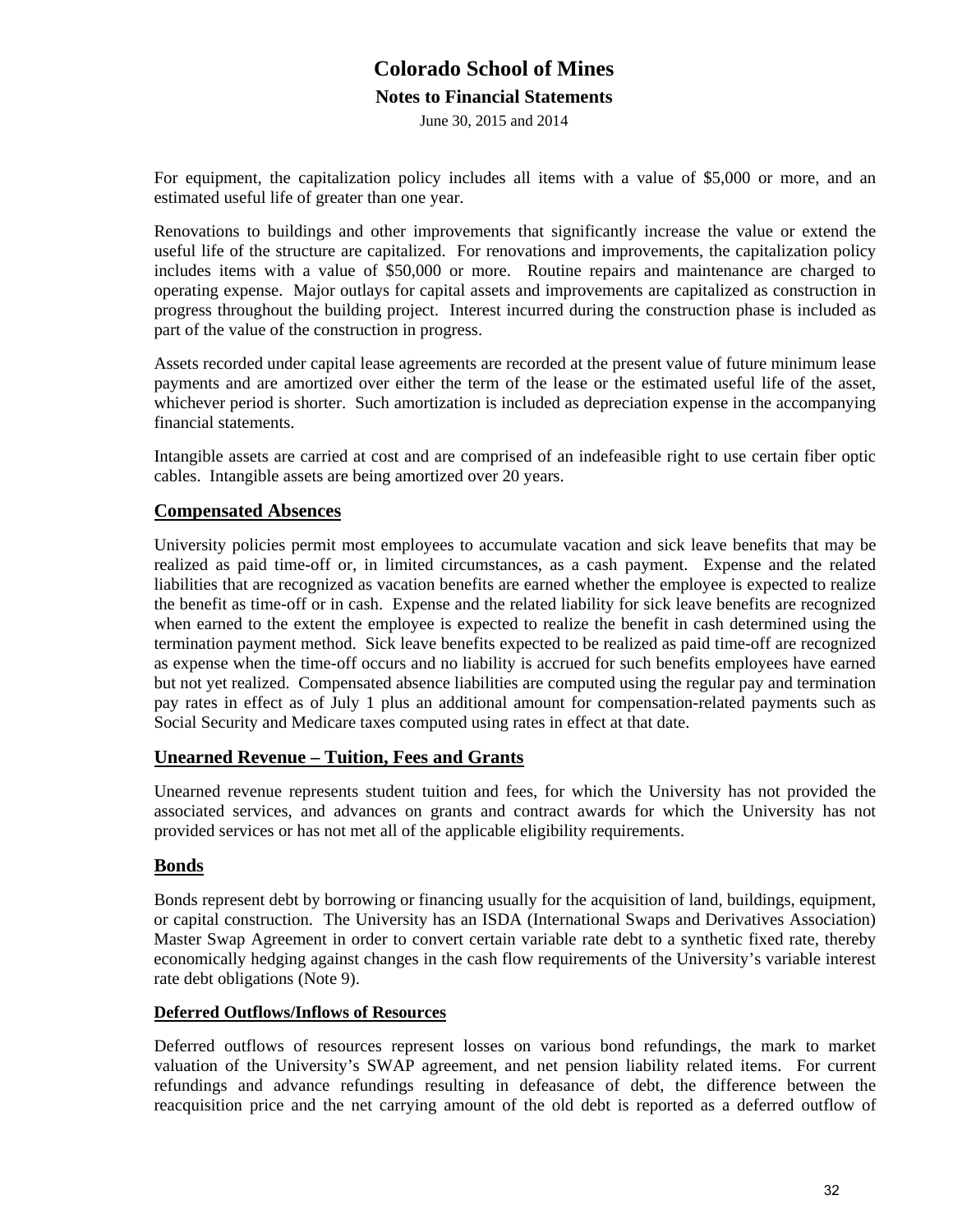For equipment, the capitalization policy includes all items with a value of $5,000 or more, and an estimated useful life of greater than one year.

Renovations to buildings and other improvements that significantly increase the value or extend the useful life of the structure are capitalized. For renovations and improvements, the capitalization policy includes items with a value of $50,000 or more. Routine repairs and maintenance are charged to operating expense. Major outlays for capital assets and improvements are capitalized as construction in progress throughout the building project. Interest incurred during the construction phase is included as part of the value of the construction in progress.

Assets recorded under capital lease agreements are recorded at the present value of future minimum lease payments and are amortized over either the term of the lease or the estimated useful life of the asset, whichever period is shorter. Such amortization is included as depreciation expense in the accompanying financial statements.

Intangible assets are carried at cost and are comprised of an indefeasible right to use certain fiber optic cables. Intangible assets are being amortized over 20 years.

## Compensated Absences

University policies permit most employees to accumulate vacation and sick leave benefits that may be realized as paid time-off or, in limited circumstances, as a cash payment. Expense and the related liabilities that are recognized as vacation benefits are earned whether the employee is expected to realize the benefit as time-off or in cash. Expense and the related liability for sick leave benefits are recognized when earned to the extent the employee is expected to realize the benefit in cash determined using the termination payment method. Sick leave benefits expected to be realized as paid time-off are recognized as expense when the time-off occurs and no liability is accrued for such benefits employees have earned but not yet realized. Compensated absence liabilities are computed using the regular pay and termination pay rates in effect as of July 1 plus an additional amount for compensation-related payments such as Social Security and Medicare taxes computed using rates in effect at that date.

## Unearned Revenue – Tuition, Fees and Grants

Unearned revenue represents student tuition and fees, for which the University has not provided the associated services, and advances on grants and contract awards for which the University has not provided services or has not met all of the applicable eligibility requirements.

## Bonds

Bonds represent debt by borrowing or financing usually for the acquisition of land, buildings, equipment, or capital construction. The University has an ISDA (International Swaps and Derivatives Association) Master Swap Agreement in order to convert certain variable rate debt to a synthetic fixed rate, thereby economically hedging against changes in the cash flow requirements of the University's variable interest rate debt obligations (Note 9).

### Deferred Outflows/Inflows of Resources

Deferred outflows of resources represent losses on various bond refundings, the mark to market valuation of the University's SWAP agreement, and net pension liability related items. For current refundings and advance refundings resulting in defeasance of debt, the difference between the reacquisition price and the net carrying amount of the old debt is reported as a deferred outflow of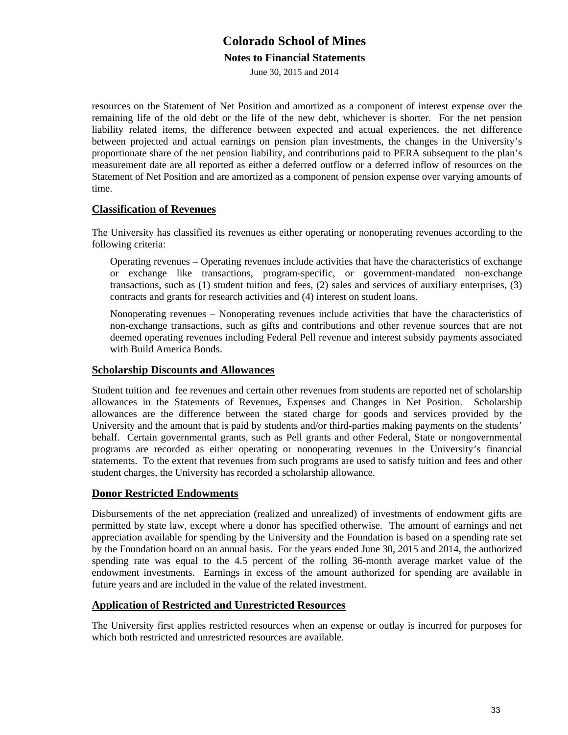resources on the Statement of Net Position and amortized as a component of interest expense over the remaining life of the old debt or the life of the new debt, whichever is shorter. For the net pension liability related items, the difference between expected and actual experiences, the net difference between projected and actual earnings on pension plan investments, the changes in the University's proportionate share of the net pension liability, and contributions paid to PERA subsequent to the plan's measurement date are all reported as either a deferred outflow or a deferred inflow of resources on the Statement of Net Position and are amortized as a component of pension expense over varying amounts of time.

## Classification of Revenues

The University has classified its revenues as either operating or nonoperating revenues according to the following criteria:

Operating revenues – Operating revenues include activities that have the characteristics of exchange or exchange like transactions, program-specific, or government-mandated non-exchange transactions, such as (1) student tuition and fees, (2) sales and services of auxiliary enterprises, (3) contracts and grants for research activities and (4) interest on student loans.

Nonoperating revenues – Nonoperating revenues include activities that have the characteristics of non-exchange transactions, such as gifts and contributions and other revenue sources that are not deemed operating revenues including Federal Pell revenue and interest subsidy payments associated with Build America Bonds.

## Scholarship Discounts and Allowances

Student tuition and fee revenues and certain other revenues from students are reported net of scholarship allowances in the Statements of Revenues, Expenses and Changes in Net Position. Scholarship allowances are the difference between the stated charge for goods and services provided by the University and the amount that is paid by students and/or third-parties making payments on the students' behalf. Certain governmental grants, such as Pell grants and other Federal, State or nongovernmental programs are recorded as either operating or nonoperating revenues in the University's financial statements. To the extent that revenues from such programs are used to satisfy tuition and fees and other student charges, the University has recorded a scholarship allowance.

## Donor Restricted Endowments

Disbursements of the net appreciation (realized and unrealized) of investments of endowment gifts are permitted by state law, except where a donor has specified otherwise. The amount of earnings and net appreciation available for spending by the University and the Foundation is based on a spending rate set by the Foundation board on an annual basis. For the years ended June 30, 2015 and 2014, the authorized spending rate was equal to the 4.5 percent of the rolling 36-month average market value of the endowment investments. Earnings in excess of the amount authorized for spending are available in future years and are included in the value of the related investment.

## Application of Restricted and Unrestricted Resources

The University first applies restricted resources when an expense or outlay is incurred for purposes for which both restricted and unrestricted resources are available.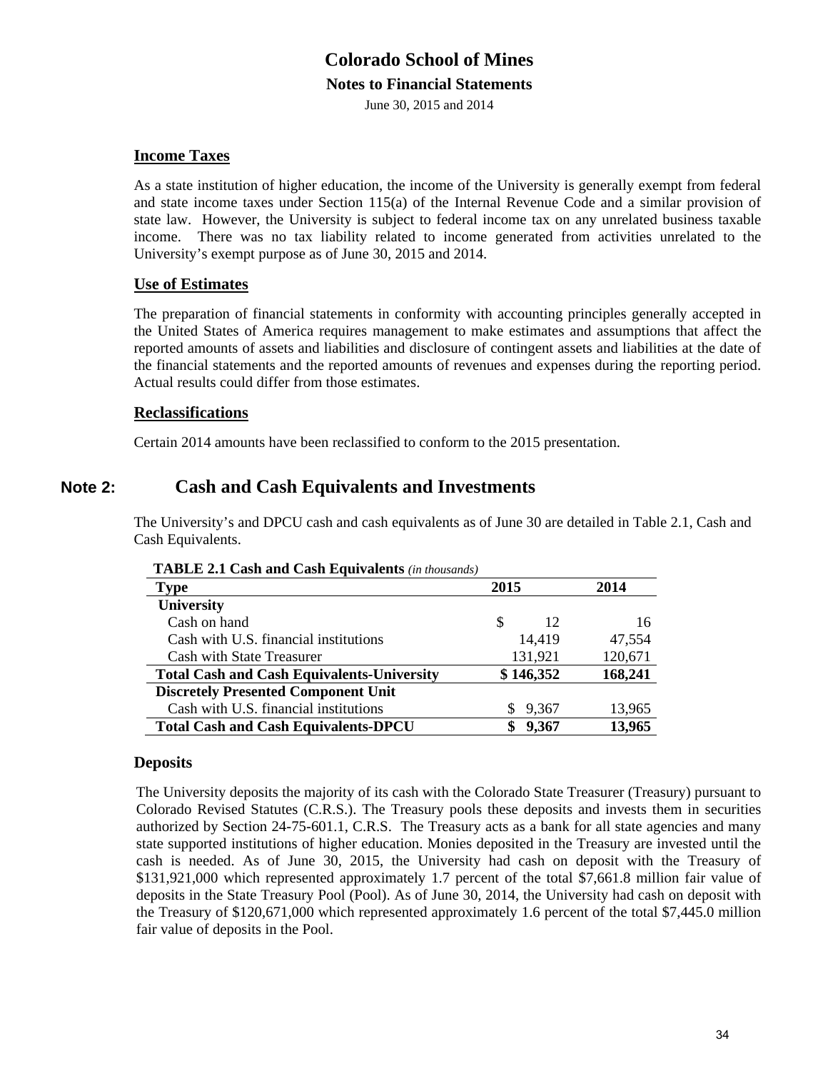## Income Taxes

As a state institution of higher education, the income of the University is generally exempt from federal and state income taxes under Section 115(a) of the Internal Revenue Code and a similar provision of state law. However, the University is subject to federal income tax on any unrelated business taxable income. There was no tax liability related to income generated from activities unrelated to the University's exempt purpose as of June 30, 2015 and 2014.

## Use of Estimates

The preparation of financial statements in conformity with accounting principles generally accepted in the United States of America requires management to make estimates and assumptions that affect the reported amounts of assets and liabilities and disclosure of contingent assets and liabilities at the date of the financial statements and the reported amounts of revenues and expenses during the reporting period. Actual results could differ from those estimates.

## Reclassifications

Certain 2014 amounts have been reclassified to conform to the 2015 presentation.

# Note 2: Cash and Cash Equivalents and Investments

The University's and DPCU cash and cash equivalents as of June 30 are detailed in Table 2.1, Cash and Cash Equivalents.

**TABLE 2.1 Cash and Cash Equivalents** *(in thousands)*

| Type | 2015 | 2014 |
|---|---|---|
| **University** | | |
| Cash on hand | $ 12 | 16 |
| Cash with U.S. financial institutions | 14,419 | 47,554 |
| Cash with State Treasurer | 131,921 | 120,671 |
| **Total Cash and Cash Equivalents-University** | **$ 146,352** | **168,241** |
| **Discretely Presented Component Unit** | | |
| Cash with U.S. financial institutions | $ 9,367 | 13,965 |
| **Total Cash and Cash Equivalents-DPCU** | **$ 9,367** | **13,965** |

### Deposits

The University deposits the majority of its cash with the Colorado State Treasurer (Treasury) pursuant to Colorado Revised Statutes (C.R.S.). The Treasury pools these deposits and invests them in securities authorized by Section 24-75-601.1, C.R.S. The Treasury acts as a bank for all state agencies and many state supported institutions of higher education. Monies deposited in the Treasury are invested until the cash is needed. As of June 30, 2015, the University had cash on deposit with the Treasury of $131,921,000 which represented approximately 1.7 percent of the total $7,661.8 million fair value of deposits in the State Treasury Pool (Pool). As of June 30, 2014, the University had cash on deposit with the Treasury of $120,671,000 which represented approximately 1.6 percent of the total $7,445.0 million fair value of deposits in the Pool.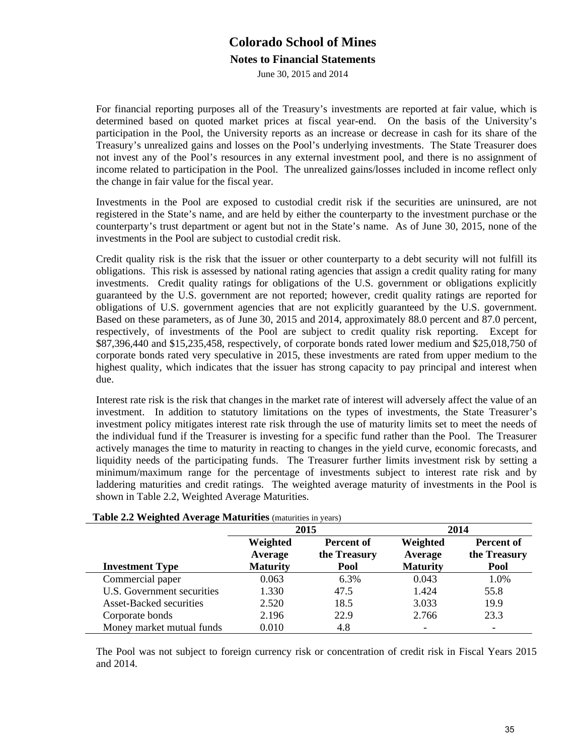For financial reporting purposes all of the Treasury's investments are reported at fair value, which is determined based on quoted market prices at fiscal year-end. On the basis of the University's participation in the Pool, the University reports as an increase or decrease in cash for its share of the Treasury's unrealized gains and losses on the Pool's underlying investments. The State Treasurer does not invest any of the Pool's resources in any external investment pool, and there is no assignment of income related to participation in the Pool. The unrealized gains/losses included in income reflect only the change in fair value for the fiscal year.

Investments in the Pool are exposed to custodial credit risk if the securities are uninsured, are not registered in the State's name, and are held by either the counterparty to the investment purchase or the counterparty's trust department or agent but not in the State's name. As of June 30, 2015, none of the investments in the Pool are subject to custodial credit risk.

Credit quality risk is the risk that the issuer or other counterparty to a debt security will not fulfill its obligations. This risk is assessed by national rating agencies that assign a credit quality rating for many investments. Credit quality ratings for obligations of the U.S. government or obligations explicitly guaranteed by the U.S. government are not reported; however, credit quality ratings are reported for obligations of U.S. government agencies that are not explicitly guaranteed by the U.S. government. Based on these parameters, as of June 30, 2015 and 2014, approximately 88.0 percent and 87.0 percent, respectively, of investments of the Pool are subject to credit quality risk reporting. Except for $87,396,440 and $15,235,458, respectively, of corporate bonds rated lower medium and $25,018,750 of corporate bonds rated very speculative in 2015, these investments are rated from upper medium to the highest quality, which indicates that the issuer has strong capacity to pay principal and interest when due.

Interest rate risk is the risk that changes in the market rate of interest will adversely affect the value of an investment. In addition to statutory limitations on the types of investments, the State Treasurer's investment policy mitigates interest rate risk through the use of maturity limits set to meet the needs of the individual fund if the Treasurer is investing for a specific fund rather than the Pool. The Treasurer actively manages the time to maturity in reacting to changes in the yield curve, economic forecasts, and liquidity needs of the participating funds. The Treasurer further limits investment risk by setting a minimum/maximum range for the percentage of investments subject to interest rate risk and by laddering maturities and credit ratings. The weighted average maturity of investments in the Pool is shown in Table 2.2, Weighted Average Maturities.

**Table 2.2 Weighted Average Maturities** (maturities in years)

| | 2015 | | 2014 | |
|---|---|---|---|---|
| **Investment Type** | **Weighted Average Maturity** | **Percent of the Treasury Pool** | **Weighted Average Maturity** | **Percent of the Treasury Pool** |
| Commercial paper | 0.063 | 6.3% | 0.043 | 1.0% |
| U.S. Government securities | 1.330 | 47.5 | 1.424 | 55.8 |
| Asset-Backed securities | 2.520 | 18.5 | 3.033 | 19.9 |
| Corporate bonds | 2.196 | 22.9 | 2.766 | 23.3 |
| Money market mutual funds | 0.010 | 4.8 | - | - |

The Pool was not subject to foreign currency risk or concentration of credit risk in Fiscal Years 2015 and 2014.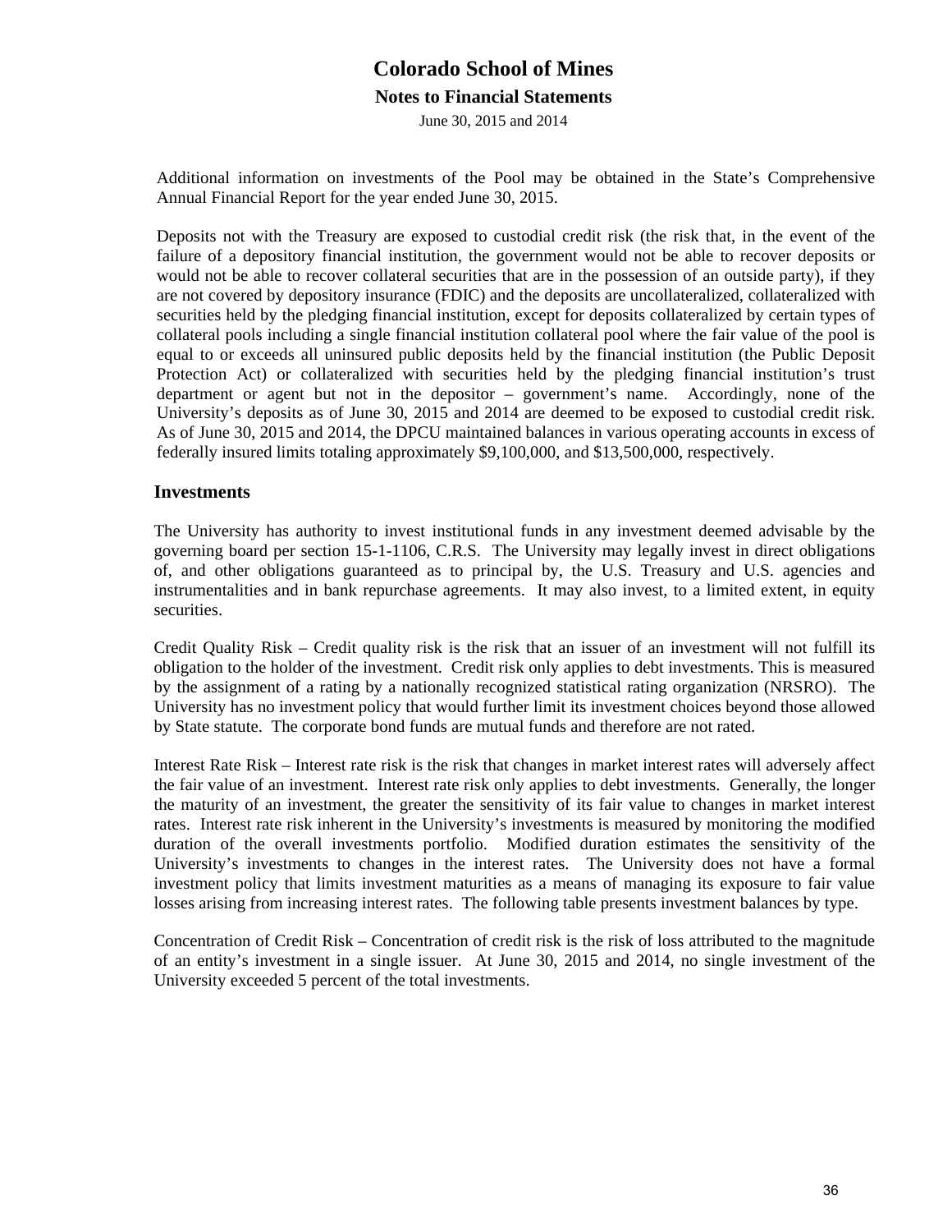Additional information on investments of the Pool may be obtained in the State's Comprehensive Annual Financial Report for the year ended June 30, 2015.

Deposits not with the Treasury are exposed to custodial credit risk (the risk that, in the event of the failure of a depository financial institution, the government would not be able to recover deposits or would not be able to recover collateral securities that are in the possession of an outside party), if they are not covered by depository insurance (FDIC) and the deposits are uncollateralized, collateralized with securities held by the pledging financial institution, except for deposits collateralized by certain types of collateral pools including a single financial institution collateral pool where the fair value of the pool is equal to or exceeds all uninsured public deposits held by the financial institution (the Public Deposit Protection Act) or collateralized with securities held by the pledging financial institution's trust department or agent but not in the depositor – government's name. Accordingly, none of the University's deposits as of June 30, 2015 and 2014 are deemed to be exposed to custodial credit risk. As of June 30, 2015 and 2014, the DPCU maintained balances in various operating accounts in excess of federally insured limits totaling approximately $9,100,000, and $13,500,000, respectively.

## Investments

The University has authority to invest institutional funds in any investment deemed advisable by the governing board per section 15-1-1106, C.R.S. The University may legally invest in direct obligations of, and other obligations guaranteed as to principal by, the U.S. Treasury and U.S. agencies and instrumentalities and in bank repurchase agreements. It may also invest, to a limited extent, in equity securities.

Credit Quality Risk – Credit quality risk is the risk that an issuer of an investment will not fulfill its obligation to the holder of the investment. Credit risk only applies to debt investments. This is measured by the assignment of a rating by a nationally recognized statistical rating organization (NRSRO). The University has no investment policy that would further limit its investment choices beyond those allowed by State statute. The corporate bond funds are mutual funds and therefore are not rated.

Interest Rate Risk – Interest rate risk is the risk that changes in market interest rates will adversely affect the fair value of an investment. Interest rate risk only applies to debt investments. Generally, the longer the maturity of an investment, the greater the sensitivity of its fair value to changes in market interest rates. Interest rate risk inherent in the University's investments is measured by monitoring the modified duration of the overall investments portfolio. Modified duration estimates the sensitivity of the University's investments to changes in the interest rates. The University does not have a formal investment policy that limits investment maturities as a means of managing its exposure to fair value losses arising from increasing interest rates. The following table presents investment balances by type.

Concentration of Credit Risk – Concentration of credit risk is the risk of loss attributed to the magnitude of an entity's investment in a single issuer. At June 30, 2015 and 2014, no single investment of the University exceeded 5 percent of the total investments.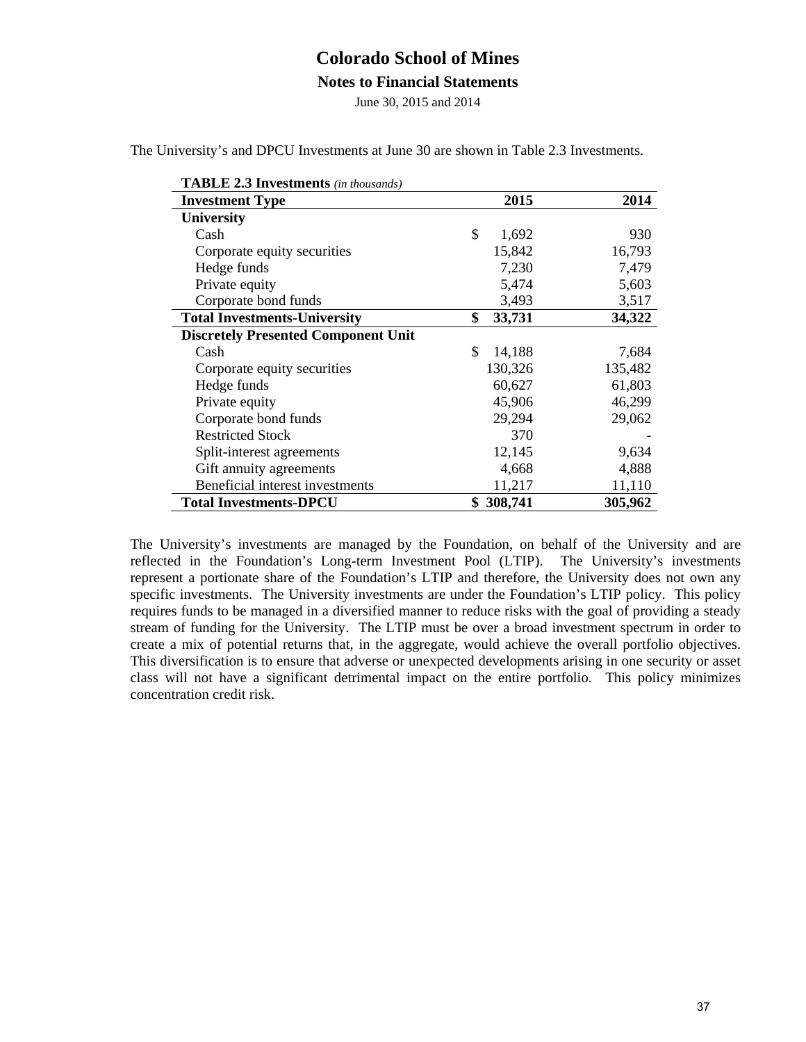# Colorado School of Mines

## Notes to Financial Statements

June 30, 2015 and 2014

The University's and DPCU Investments at June 30 are shown in Table 2.3 Investments.

**TABLE 2.3 Investments** *(in thousands)*

| Investment Type | 2015 | 2014 |
|---|---|---|
| **University** | | |
| Cash | $ 1,692 | 930 |
| Corporate equity securities | 15,842 | 16,793 |
| Hedge funds | 7,230 | 7,479 |
| Private equity | 5,474 | 5,603 |
| Corporate bond funds | 3,493 | 3,517 |
| **Total Investments-University** | **$ 33,731** | **34,322** |
| **Discretely Presented Component Unit** | | |
| Cash | $ 14,188 | 7,684 |
| Corporate equity securities | 130,326 | 135,482 |
| Hedge funds | 60,627 | 61,803 |
| Private equity | 45,906 | 46,299 |
| Corporate bond funds | 29,294 | 29,062 |
| Restricted Stock | 370 | - |
| Split-interest agreements | 12,145 | 9,634 |
| Gift annuity agreements | 4,668 | 4,888 |
| Beneficial interest investments | 11,217 | 11,110 |
| **Total Investments-DPCU** | **$ 308,741** | **305,962** |

The University's investments are managed by the Foundation, on behalf of the University and are reflected in the Foundation's Long-term Investment Pool (LTIP). The University's investments represent a portionate share of the Foundation's LTIP and therefore, the University does not own any specific investments. The University investments are under the Foundation's LTIP policy. This policy requires funds to be managed in a diversified manner to reduce risks with the goal of providing a steady stream of funding for the University. The LTIP must be over a broad investment spectrum in order to create a mix of potential returns that, in the aggregate, would achieve the overall portfolio objectives. This diversification is to ensure that adverse or unexpected developments arising in one security or asset class will not have a significant detrimental impact on the entire portfolio. This policy minimizes concentration credit risk.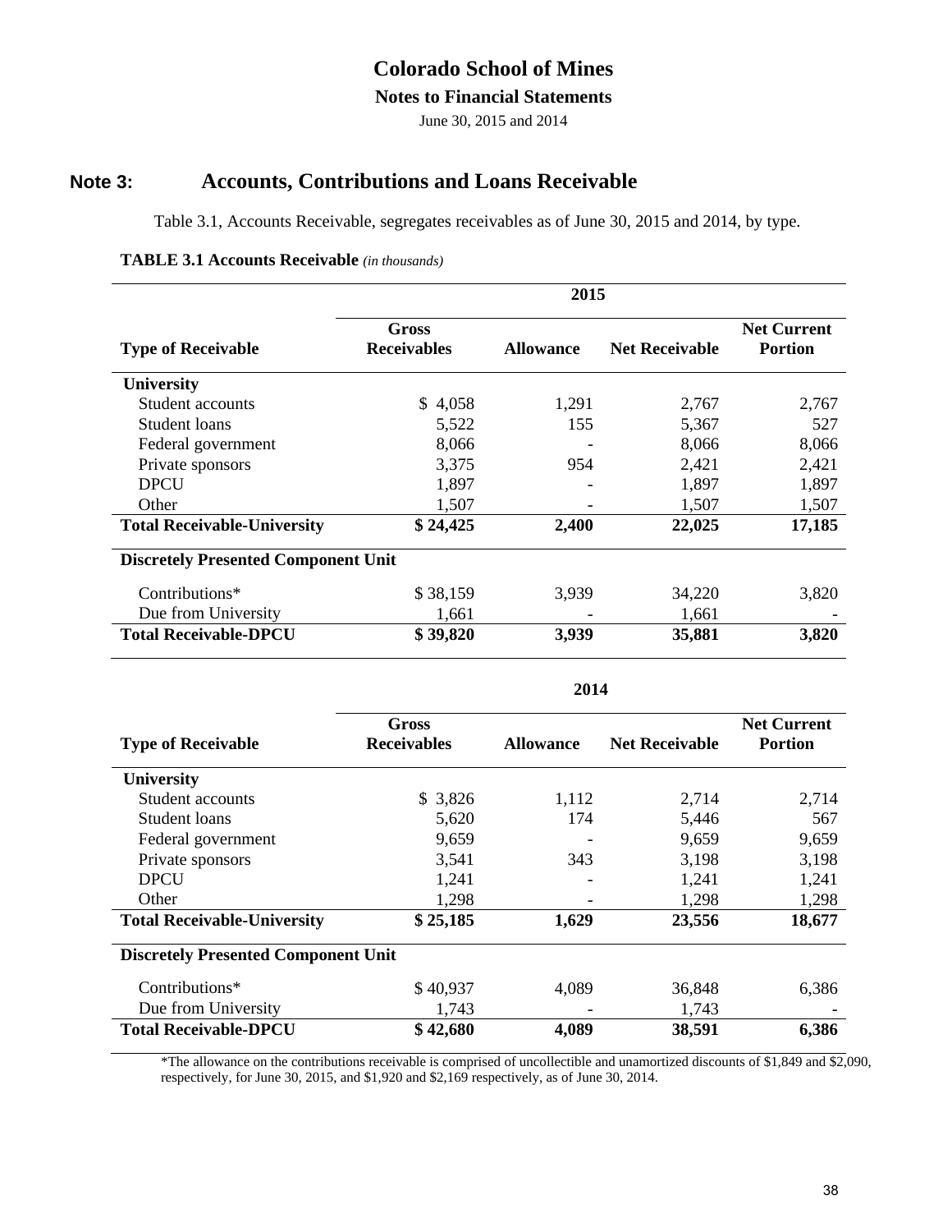# Colorado School of Mines

## Notes to Financial Statements

June 30, 2015 and 2014

## Note 3: Accounts, Contributions and Loans Receivable

Table 3.1, Accounts Receivable, segregates receivables as of June 30, 2015 and 2014, by type.

**TABLE 3.1 Accounts Receivable** *(in thousands)*

| | 2015 | | | |
|---|---|---|---|---|
| **Type of Receivable** | **Gross Receivables** | **Allowance** | **Net Receivable** | **Net Current Portion** |
| **University** | | | | |
| Student accounts | $ 4,058 | 1,291 | 2,767 | 2,767 |
| Student loans | 5,522 | 155 | 5,367 | 527 |
| Federal government | 8,066 | - | 8,066 | 8,066 |
| Private sponsors | 3,375 | 954 | 2,421 | 2,421 |
| DPCU | 1,897 | - | 1,897 | 1,897 |
| Other | 1,507 | - | 1,507 | 1,507 |
| **Total Receivable-University** | **$ 24,425** | **2,400** | **22,025** | **17,185** |
| **Discretely Presented Component Unit** | | | | |
| Contributions* | $ 38,159 | 3,939 | 34,220 | 3,820 |
| Due from University | 1,661 | - | 1,661 | - |
| **Total Receivable-DPCU** | **$ 39,820** | **3,939** | **35,881** | **3,820** |

| | 2014 | | | |
|---|---|---|---|---|
| **Type of Receivable** | **Gross Receivables** | **Allowance** | **Net Receivable** | **Net Current Portion** |
| **University** | | | | |
| Student accounts | $ 3,826 | 1,112 | 2,714 | 2,714 |
| Student loans | 5,620 | 174 | 5,446 | 567 |
| Federal government | 9,659 | - | 9,659 | 9,659 |
| Private sponsors | 3,541 | 343 | 3,198 | 3,198 |
| DPCU | 1,241 | - | 1,241 | 1,241 |
| Other | 1,298 | - | 1,298 | 1,298 |
| **Total Receivable-University** | **$ 25,185** | **1,629** | **23,556** | **18,677** |
| **Discretely Presented Component Unit** | | | | |
| Contributions* | $ 40,937 | 4,089 | 36,848 | 6,386 |
| Due from University | 1,743 | - | 1,743 | - |
| **Total Receivable-DPCU** | **$ 42,680** | **4,089** | **38,591** | **6,386** |

*The allowance on the contributions receivable is comprised of uncollectible and unamortized discounts of $1,849 and $2,090, respectively, for June 30, 2015, and $1,920 and $2,169 respectively, as of June 30, 2014.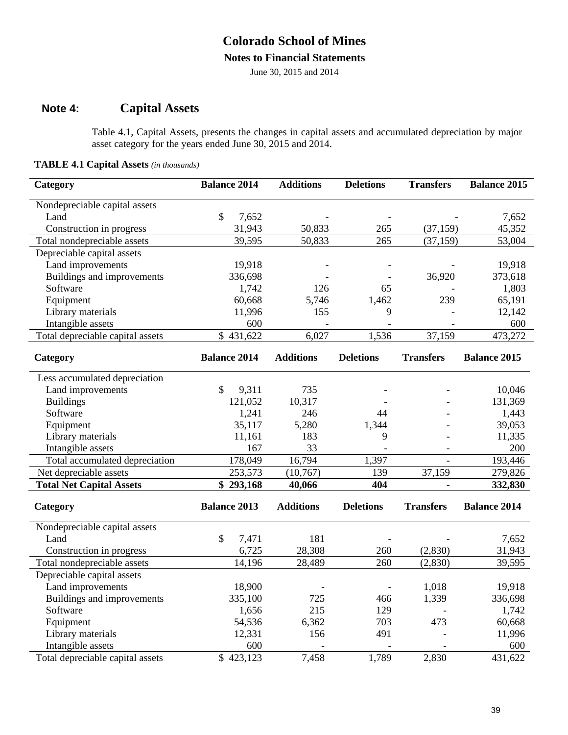# Colorado School of Mines

## Notes to Financial Statements

June 30, 2015 and 2014

## Note 4: Capital Assets

Table 4.1, Capital Assets, presents the changes in capital assets and accumulated depreciation by major asset category for the years ended June 30, 2015 and 2014.

**TABLE 4.1 Capital Assets** *(in thousands)*

| Category | Balance 2014 | Additions | Deletions | Transfers | Balance 2015 |
|---|---|---|---|---|---|
| Nondepreciable capital assets | | | | | |
| Land | $ 7,652 | - | - | - | 7,652 |
| Construction in progress | 31,943 | 50,833 | 265 | (37,159) | 45,352 |
| Total nondepreciable assets | 39,595 | 50,833 | 265 | (37,159) | 53,004 |
| Depreciable capital assets | | | | | |
| Land improvements | 19,918 | - | - | - | 19,918 |
| Buildings and improvements | 336,698 | - | - | 36,920 | 373,618 |
| Software | 1,742 | 126 | 65 | - | 1,803 |
| Equipment | 60,668 | 5,746 | 1,462 | 239 | 65,191 |
| Library materials | 11,996 | 155 | 9 | - | 12,142 |
| Intangible assets | 600 | - | - | - | 600 |
| Total depreciable capital assets | $ 431,622 | 6,027 | 1,536 | 37,159 | 473,272 |

| Category | Balance 2014 | Additions | Deletions | Transfers | Balance 2015 |
|---|---|---|---|---|---|
| Less accumulated depreciation | | | | | |
| Land improvements | $ 9,311 | 735 | - | - | 10,046 |
| Buildings | 121,052 | 10,317 | - | - | 131,369 |
| Software | 1,241 | 246 | 44 | - | 1,443 |
| Equipment | 35,117 | 5,280 | 1,344 | - | 39,053 |
| Library materials | 11,161 | 183 | 9 | - | 11,335 |
| Intangible assets | 167 | 33 | - | - | 200 |
| Total accumulated depreciation | 178,049 | 16,794 | 1,397 | - | 193,446 |
| Net depreciable assets | 253,573 | (10,767) | 139 | 37,159 | 279,826 |
| **Total Net Capital Assets** | **$ 293,168** | **40,066** | **404** | **-** | **332,830** |

| Category | Balance 2013 | Additions | Deletions | Transfers | Balance 2014 |
|---|---|---|---|---|---|
| Nondepreciable capital assets | | | | | |
| Land | $ 7,471 | 181 | - | - | 7,652 |
| Construction in progress | 6,725 | 28,308 | 260 | (2,830) | 31,943 |
| Total nondepreciable assets | 14,196 | 28,489 | 260 | (2,830) | 39,595 |
| Depreciable capital assets | | | | | |
| Land improvements | 18,900 | - | - | 1,018 | 19,918 |
| Buildings and improvements | 335,100 | 725 | 466 | 1,339 | 336,698 |
| Software | 1,656 | 215 | 129 | - | 1,742 |
| Equipment | 54,536 | 6,362 | 703 | 473 | 60,668 |
| Library materials | 12,331 | 156 | 491 | - | 11,996 |
| Intangible assets | 600 | - | - | - | 600 |
| Total depreciable capital assets | $ 423,123 | 7,458 | 1,789 | 2,830 | 431,622 |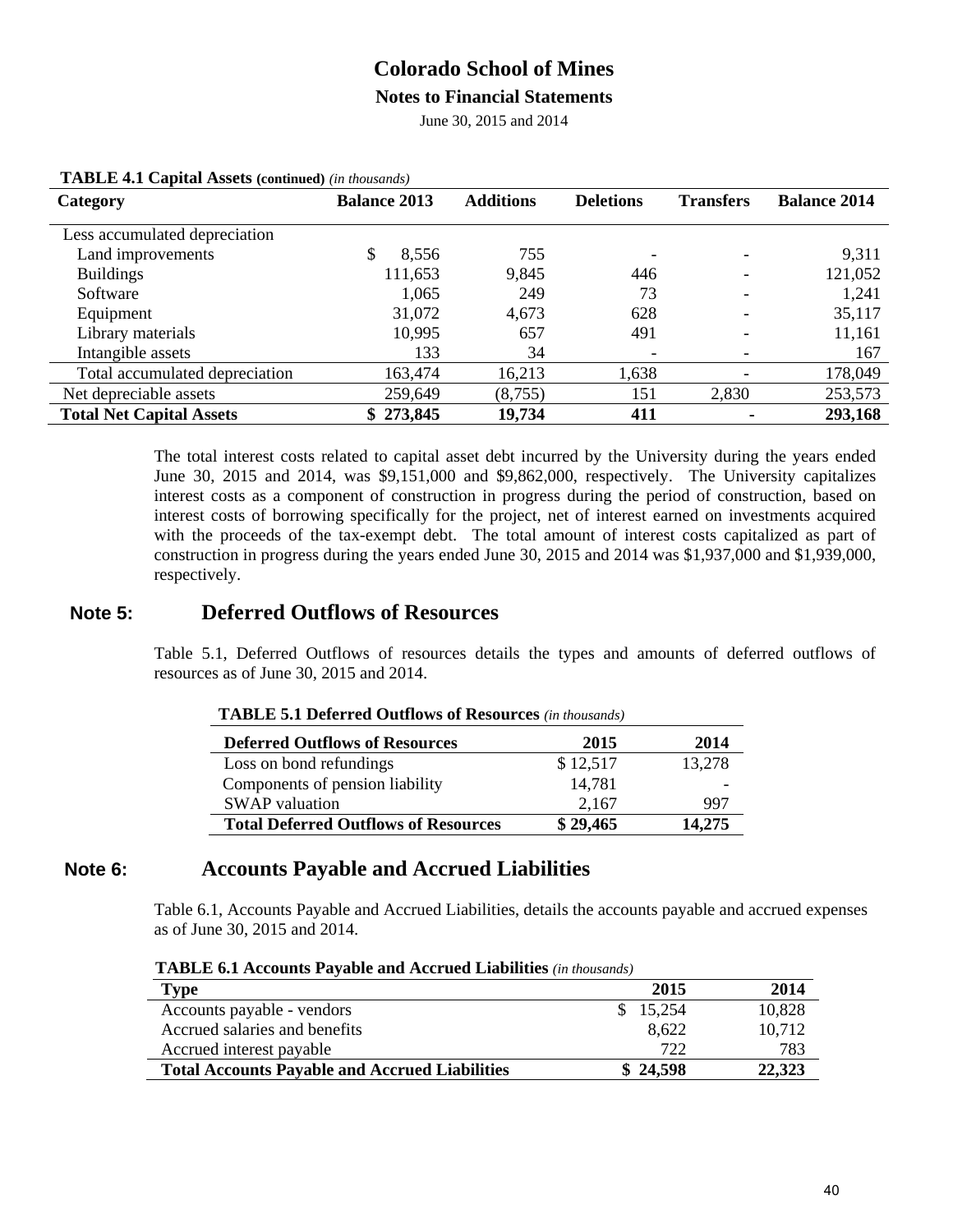**TABLE 4.1 Capital Assets (continued)** *(in thousands)*

| Category | Balance 2013 | Additions | Deletions | Transfers | Balance 2014 |
|---|---|---|---|---|---|
| Less accumulated depreciation | | | | | |
| Land improvements | $ 8,556 | 755 | - | - | 9,311 |
| Buildings | 111,653 | 9,845 | 446 | - | 121,052 |
| Software | 1,065 | 249 | 73 | - | 1,241 |
| Equipment | 31,072 | 4,673 | 628 | - | 35,117 |
| Library materials | 10,995 | 657 | 491 | - | 11,161 |
| Intangible assets | 133 | 34 | - | - | 167 |
| Total accumulated depreciation | 163,474 | 16,213 | 1,638 | - | 178,049 |
| Net depreciable assets | 259,649 | (8,755) | 151 | 2,830 | 253,573 |
| **Total Net Capital Assets** | **$ 273,845** | **19,734** | **411** | **-** | **293,168** |

The total interest costs related to capital asset debt incurred by the University during the years ended June 30, 2015 and 2014, was $9,151,000 and $9,862,000, respectively. The University capitalizes interest costs as a component of construction in progress during the period of construction, based on interest costs of borrowing specifically for the project, net of interest earned on investments acquired with the proceeds of the tax-exempt debt. The total amount of interest costs capitalized as part of construction in progress during the years ended June 30, 2015 and 2014 was $1,937,000 and $1,939,000, respectively.

## Note 5: Deferred Outflows of Resources

Table 5.1, Deferred Outflows of resources details the types and amounts of deferred outflows of resources as of June 30, 2015 and 2014.

**TABLE 5.1 Deferred Outflows of Resources** *(in thousands)*

| Deferred Outflows of Resources | 2015 | 2014 |
|---|---|---|
| Loss on bond refundings | $ 12,517 | 13,278 |
| Components of pension liability | 14,781 | - |
| SWAP valuation | 2,167 | 997 |
| **Total Deferred Outflows of Resources** | **$ 29,465** | **14,275** |

## Note 6: Accounts Payable and Accrued Liabilities

Table 6.1, Accounts Payable and Accrued Liabilities, details the accounts payable and accrued expenses as of June 30, 2015 and 2014.

**TABLE 6.1 Accounts Payable and Accrued Liabilities** *(in thousands)*

| Type | 2015 | 2014 |
|---|---|---|
| Accounts payable - vendors | $ 15,254 | 10,828 |
| Accrued salaries and benefits | 8,622 | 10,712 |
| Accrued interest payable | 722 | 783 |
| **Total Accounts Payable and Accrued Liabilities** | **$ 24,598** | **22,323** |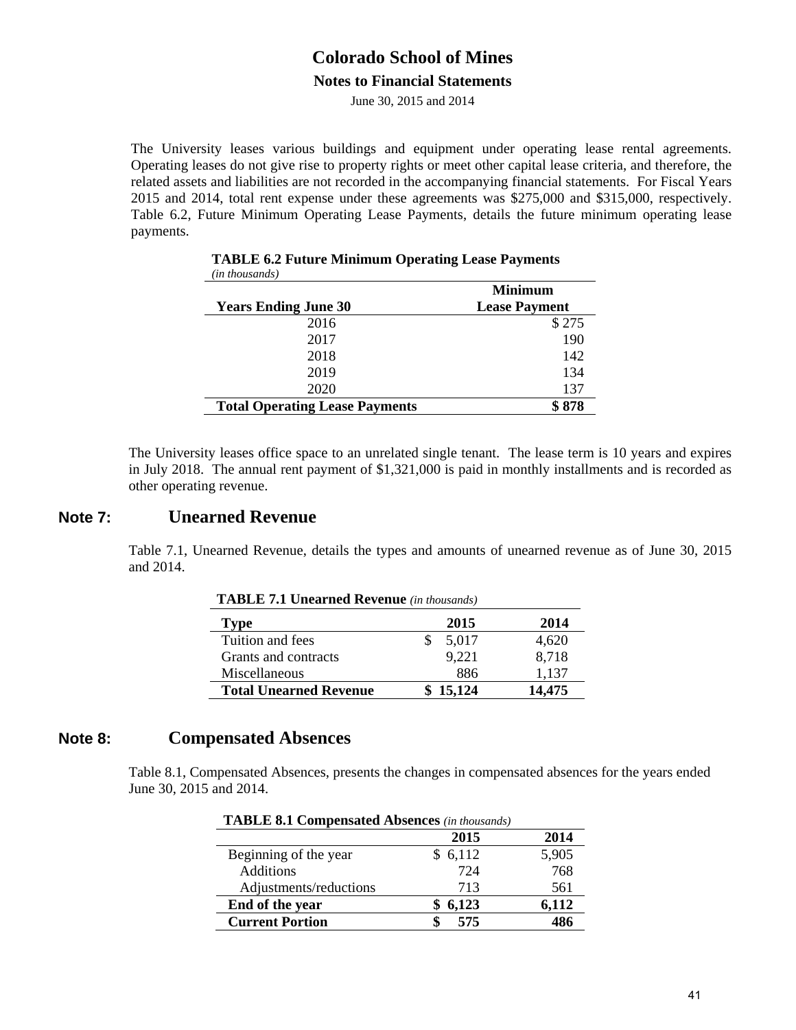The University leases various buildings and equipment under operating lease rental agreements. Operating leases do not give rise to property rights or meet other capital lease criteria, and therefore, the related assets and liabilities are not recorded in the accompanying financial statements. For Fiscal Years 2015 and 2014, total rent expense under these agreements was $275,000 and $315,000, respectively. Table 6.2, Future Minimum Operating Lease Payments, details the future minimum operating lease payments.

**TABLE 6.2 Future Minimum Operating Lease Payments**
*(in thousands)*

| Years Ending June 30 | Minimum Lease Payment |
|---|---|
| 2016 | $ 275 |
| 2017 | 190 |
| 2018 | 142 |
| 2019 | 134 |
| 2020 | 137 |
| **Total Operating Lease Payments** | **$ 878** |

The University leases office space to an unrelated single tenant. The lease term is 10 years and expires in July 2018. The annual rent payment of $1,321,000 is paid in monthly installments and is recorded as other operating revenue.

## Note 7: Unearned Revenue

Table 7.1, Unearned Revenue, details the types and amounts of unearned revenue as of June 30, 2015 and 2014.

**TABLE 7.1 Unearned Revenue** *(in thousands)*

| Type | 2015 | 2014 |
|---|---|---|
| Tuition and fees | $ 5,017 | 4,620 |
| Grants and contracts | 9,221 | 8,718 |
| Miscellaneous | 886 | 1,137 |
| **Total Unearned Revenue** | **$ 15,124** | **14,475** |

## Note 8: Compensated Absences

Table 8.1, Compensated Absences, presents the changes in compensated absences for the years ended June 30, 2015 and 2014.

**TABLE 8.1 Compensated Absences** *(in thousands)*

| | 2015 | 2014 |
|---|---|---|
| Beginning of the year | $ 6,112 | 5,905 |
| Additions | 724 | 768 |
| Adjustments/reductions | 713 | 561 |
| **End of the year** | **$ 6,123** | **6,112** |
| **Current Portion** | **$ 575** | **486** |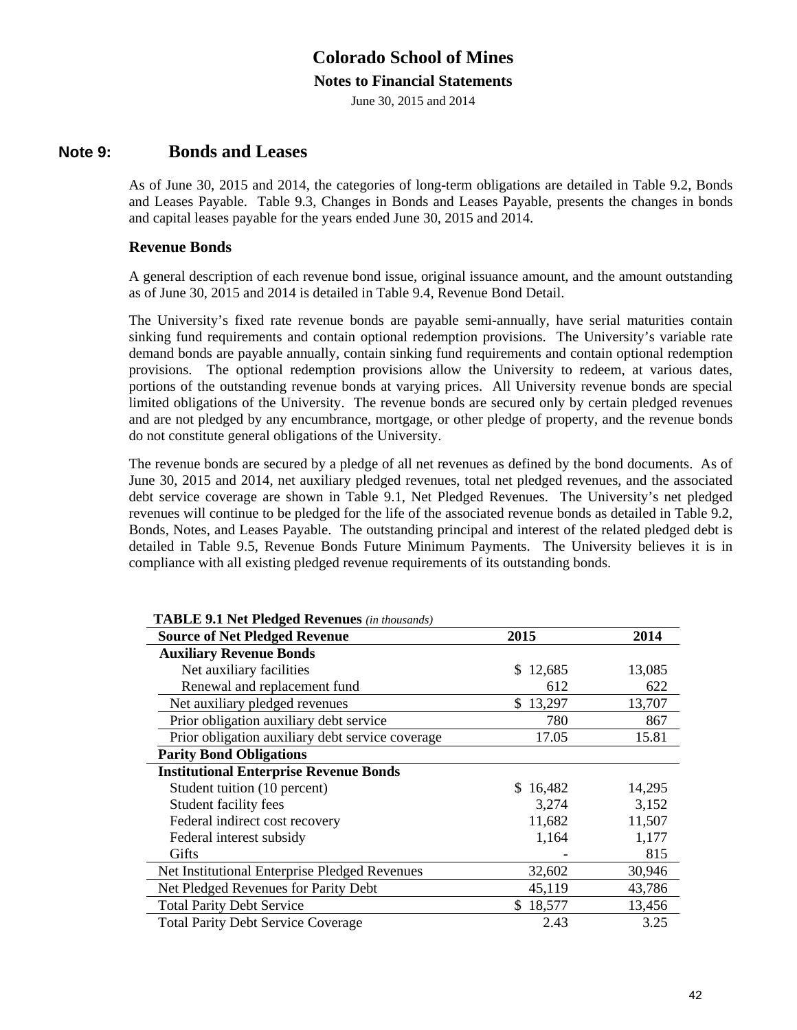# Note 9: Bonds and Leases

As of June 30, 2015 and 2014, the categories of long-term obligations are detailed in Table 9.2, Bonds and Leases Payable. Table 9.3, Changes in Bonds and Leases Payable, presents the changes in bonds and capital leases payable for the years ended June 30, 2015 and 2014.

## Revenue Bonds

A general description of each revenue bond issue, original issuance amount, and the amount outstanding as of June 30, 2015 and 2014 is detailed in Table 9.4, Revenue Bond Detail.

The University's fixed rate revenue bonds are payable semi-annually, have serial maturities contain sinking fund requirements and contain optional redemption provisions. The University's variable rate demand bonds are payable annually, contain sinking fund requirements and contain optional redemption provisions. The optional redemption provisions allow the University to redeem, at various dates, portions of the outstanding revenue bonds at varying prices. All University revenue bonds are special limited obligations of the University. The revenue bonds are secured only by certain pledged revenues and are not pledged by any encumbrance, mortgage, or other pledge of property, and the revenue bonds do not constitute general obligations of the University.

The revenue bonds are secured by a pledge of all net revenues as defined by the bond documents. As of June 30, 2015 and 2014, net auxiliary pledged revenues, total net pledged revenues, and the associated debt service coverage are shown in Table 9.1, Net Pledged Revenues. The University's net pledged revenues will continue to be pledged for the life of the associated revenue bonds as detailed in Table 9.2, Bonds, Notes, and Leases Payable. The outstanding principal and interest of the related pledged debt is detailed in Table 9.5, Revenue Bonds Future Minimum Payments. The University believes it is in compliance with all existing pledged revenue requirements of its outstanding bonds.

**TABLE 9.1 Net Pledged Revenues** *(in thousands)*

| Source of Net Pledged Revenue | 2015 | 2014 |
|---|---|---|
| **Auxiliary Revenue Bonds** | | |
| Net auxiliary facilities | $ 12,685 | 13,085 |
| Renewal and replacement fund | 612 | 622 |
| Net auxiliary pledged revenues | $ 13,297 | 13,707 |
| Prior obligation auxiliary debt service | 780 | 867 |
| Prior obligation auxiliary debt service coverage | 17.05 | 15.81 |
| **Parity Bond Obligations** | | |
| **Institutional Enterprise Revenue Bonds** | | |
| Student tuition (10 percent) | $ 16,482 | 14,295 |
| Student facility fees | 3,274 | 3,152 |
| Federal indirect cost recovery | 11,682 | 11,507 |
| Federal interest subsidy | 1,164 | 1,177 |
| Gifts | - | 815 |
| Net Institutional Enterprise Pledged Revenues | 32,602 | 30,946 |
| Net Pledged Revenues for Parity Debt | 45,119 | 43,786 |
| Total Parity Debt Service | $ 18,577 | 13,456 |
| Total Parity Debt Service Coverage | 2.43 | 3.25 |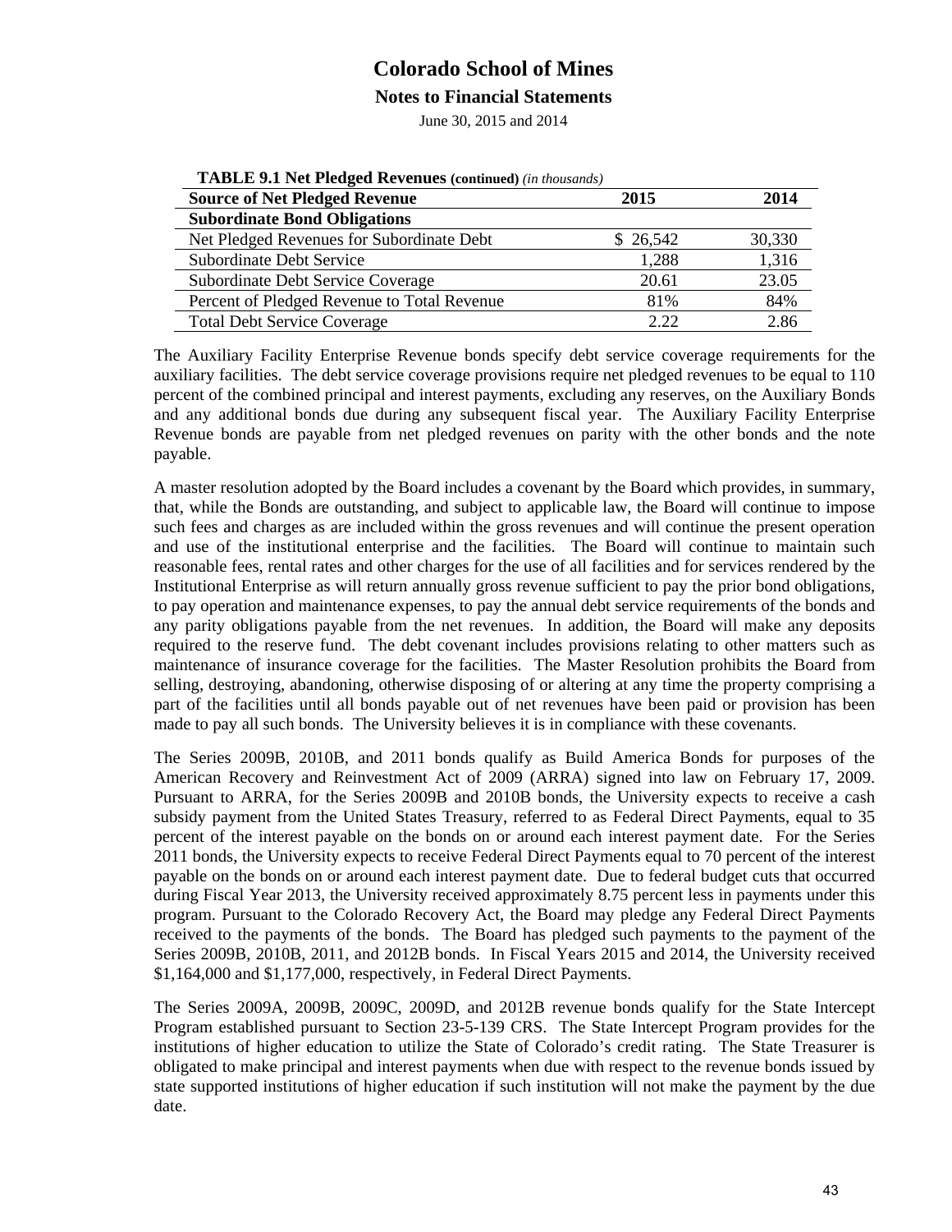**TABLE 9.1 Net Pledged Revenues (continued)** *(in thousands)*

| Source of Net Pledged Revenue | 2015 | 2014 |
|---|---|---|
| **Subordinate Bond Obligations** | | |
| Net Pledged Revenues for Subordinate Debt | $ 26,542 | 30,330 |
| Subordinate Debt Service | 1,288 | 1,316 |
| Subordinate Debt Service Coverage | 20.61 | 23.05 |
| Percent of Pledged Revenue to Total Revenue | 81% | 84% |
| Total Debt Service Coverage | 2.22 | 2.86 |

The Auxiliary Facility Enterprise Revenue bonds specify debt service coverage requirements for the auxiliary facilities. The debt service coverage provisions require net pledged revenues to be equal to 110 percent of the combined principal and interest payments, excluding any reserves, on the Auxiliary Bonds and any additional bonds due during any subsequent fiscal year. The Auxiliary Facility Enterprise Revenue bonds are payable from net pledged revenues on parity with the other bonds and the note payable.

A master resolution adopted by the Board includes a covenant by the Board which provides, in summary, that, while the Bonds are outstanding, and subject to applicable law, the Board will continue to impose such fees and charges as are included within the gross revenues and will continue the present operation and use of the institutional enterprise and the facilities. The Board will continue to maintain such reasonable fees, rental rates and other charges for the use of all facilities and for services rendered by the Institutional Enterprise as will return annually gross revenue sufficient to pay the prior bond obligations, to pay operation and maintenance expenses, to pay the annual debt service requirements of the bonds and any parity obligations payable from the net revenues. In addition, the Board will make any deposits required to the reserve fund. The debt covenant includes provisions relating to other matters such as maintenance of insurance coverage for the facilities. The Master Resolution prohibits the Board from selling, destroying, abandoning, otherwise disposing of or altering at any time the property comprising a part of the facilities until all bonds payable out of net revenues have been paid or provision has been made to pay all such bonds. The University believes it is in compliance with these covenants.

The Series 2009B, 2010B, and 2011 bonds qualify as Build America Bonds for purposes of the American Recovery and Reinvestment Act of 2009 (ARRA) signed into law on February 17, 2009. Pursuant to ARRA, for the Series 2009B and 2010B bonds, the University expects to receive a cash subsidy payment from the United States Treasury, referred to as Federal Direct Payments, equal to 35 percent of the interest payable on the bonds on or around each interest payment date. For the Series 2011 bonds, the University expects to receive Federal Direct Payments equal to 70 percent of the interest payable on the bonds on or around each interest payment date. Due to federal budget cuts that occurred during Fiscal Year 2013, the University received approximately 8.75 percent less in payments under this program. Pursuant to the Colorado Recovery Act, the Board may pledge any Federal Direct Payments received to the payments of the bonds. The Board has pledged such payments to the payment of the Series 2009B, 2010B, 2011, and 2012B bonds. In Fiscal Years 2015 and 2014, the University received $1,164,000 and $1,177,000, respectively, in Federal Direct Payments.

The Series 2009A, 2009B, 2009C, 2009D, and 2012B revenue bonds qualify for the State Intercept Program established pursuant to Section 23-5-139 CRS. The State Intercept Program provides for the institutions of higher education to utilize the State of Colorado's credit rating. The State Treasurer is obligated to make principal and interest payments when due with respect to the revenue bonds issued by state supported institutions of higher education if such institution will not make the payment by the due date.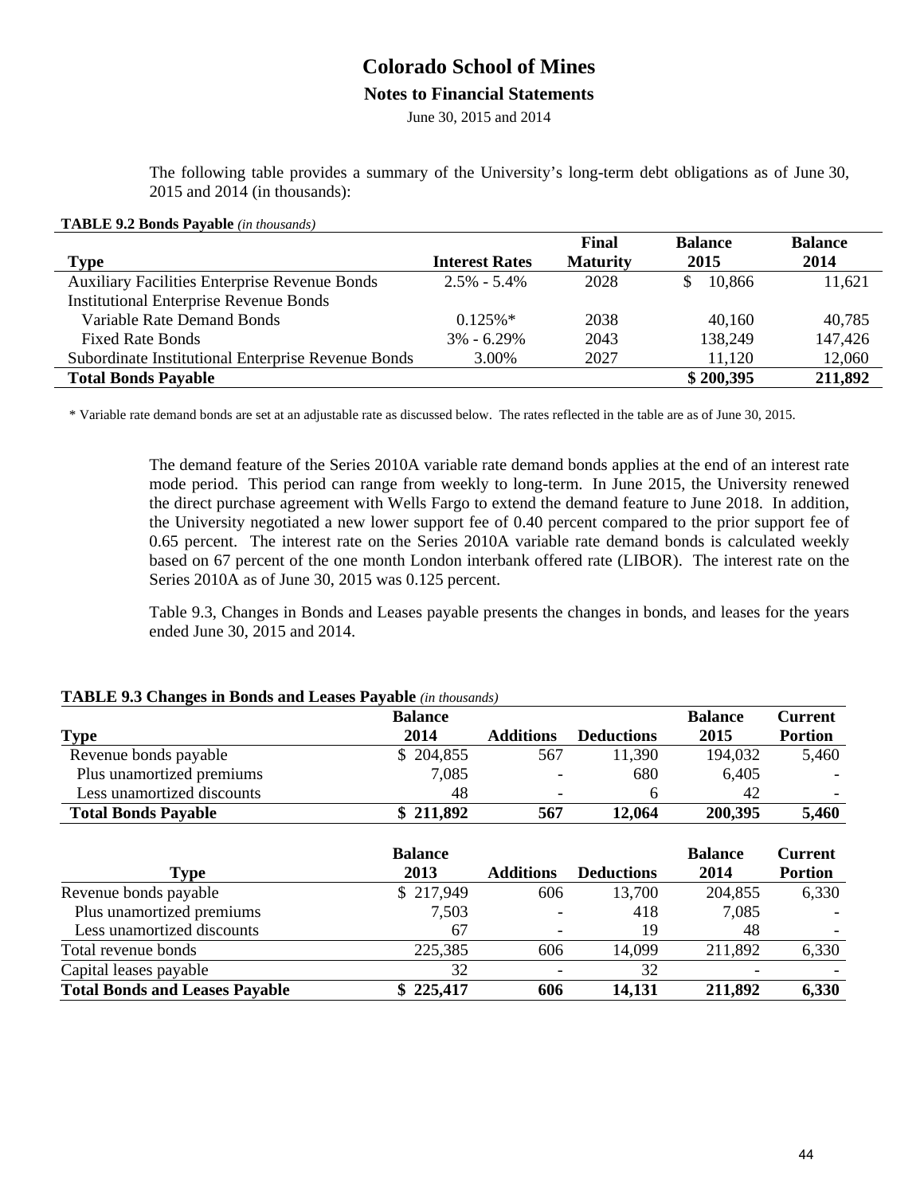# Colorado School of Mines

## Notes to Financial Statements

June 30, 2015 and 2014

The following table provides a summary of the University's long-term debt obligations as of June 30, 2015 and 2014 (in thousands):

**TABLE 9.2 Bonds Payable** *(in thousands)*

| Type | Interest Rates | Final Maturity | Balance 2015 | Balance 2014 |
|---|---|---|---|---|
| Auxiliary Facilities Enterprise Revenue Bonds | 2.5% - 5.4% | 2028 | $ 10,866 | 11,621 |
| Institutional Enterprise Revenue Bonds | | | | |
| Variable Rate Demand Bonds | 0.125%* | 2038 | 40,160 | 40,785 |
| Fixed Rate Bonds | 3% - 6.29% | 2043 | 138,249 | 147,426 |
| Subordinate Institutional Enterprise Revenue Bonds | 3.00% | 2027 | 11,120 | 12,060 |
| **Total Bonds Payable** | | | **$ 200,395** | **211,892** |

* Variable rate demand bonds are set at an adjustable rate as discussed below. The rates reflected in the table are as of June 30, 2015.

The demand feature of the Series 2010A variable rate demand bonds applies at the end of an interest rate mode period. This period can range from weekly to long-term. In June 2015, the University renewed the direct purchase agreement with Wells Fargo to extend the demand feature to June 2018. In addition, the University negotiated a new lower support fee of 0.40 percent compared to the prior support fee of 0.65 percent. The interest rate on the Series 2010A variable rate demand bonds is calculated weekly based on 67 percent of the one month London interbank offered rate (LIBOR). The interest rate on the Series 2010A as of June 30, 2015 was 0.125 percent.

Table 9.3, Changes in Bonds and Leases payable presents the changes in bonds, and leases for the years ended June 30, 2015 and 2014.

**TABLE 9.3 Changes in Bonds and Leases Payable** *(in thousands)*

| Type | Balance 2014 | Additions | Deductions | Balance 2015 | Current Portion |
|---|---|---|---|---|---|
| Revenue bonds payable | $ 204,855 | 567 | 11,390 | 194,032 | 5,460 |
| Plus unamortized premiums | 7,085 | - | 680 | 6,405 | - |
| Less unamortized discounts | 48 | - | 6 | 42 | - |
| **Total Bonds Payable** | **$ 211,892** | **567** | **12,064** | **200,395** | **5,460** |

| Type | Balance 2013 | Additions | Deductions | Balance 2014 | Current Portion |
|---|---|---|---|---|---|
| Revenue bonds payable | $ 217,949 | 606 | 13,700 | 204,855 | 6,330 |
| Plus unamortized premiums | 7,503 | - | 418 | 7,085 | - |
| Less unamortized discounts | 67 | - | 19 | 48 | - |
| Total revenue bonds | 225,385 | 606 | 14,099 | 211,892 | 6,330 |
| Capital leases payable | 32 | - | 32 | - | - |
| **Total Bonds and Leases Payable** | **$ 225,417** | **606** | **14,131** | **211,892** | **6,330** |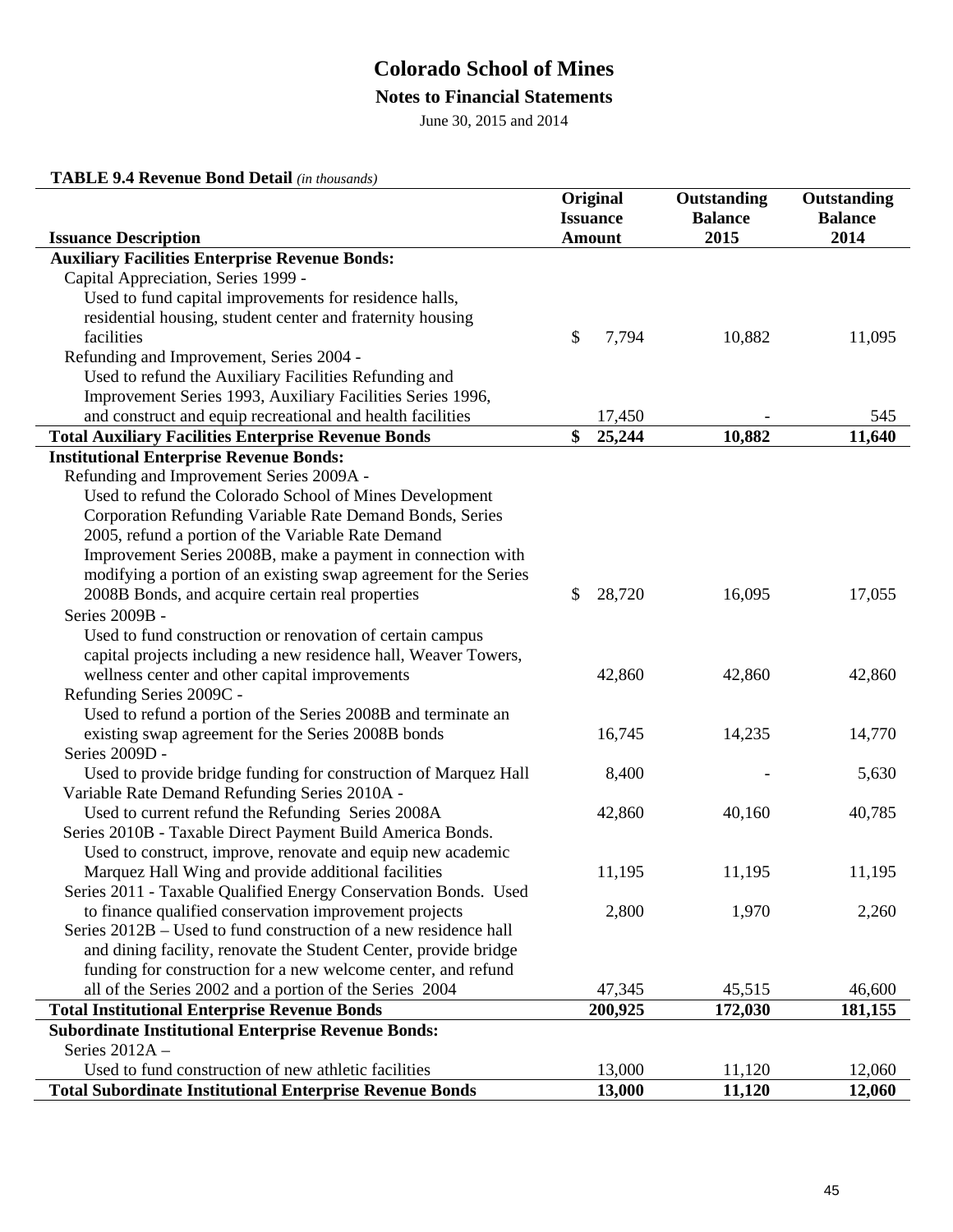# Colorado School of Mines

## Notes to Financial Statements

June 30, 2015 and 2014

**TABLE 9.4 Revenue Bond Detail** *(in thousands)*

| Issuance Description | Original Issuance Amount | Outstanding Balance 2015 | Outstanding Balance 2014 |
|---|---|---|---|
| **Auxiliary Facilities Enterprise Revenue Bonds:** | | | |
| Capital Appreciation, Series 1999 - Used to fund capital improvements for residence halls, residential housing, student center and fraternity housing facilities | $ 7,794 | 10,882 | 11,095 |
| Refunding and Improvement, Series 2004 - Used to refund the Auxiliary Facilities Refunding and Improvement Series 1993, Auxiliary Facilities Series 1996, and construct and equip recreational and health facilities | 17,450 | - | 545 |
| **Total Auxiliary Facilities Enterprise Revenue Bonds** | **$ 25,244** | **10,882** | **11,640** |
| **Institutional Enterprise Revenue Bonds:** | | | |
| Refunding and Improvement Series 2009A - Used to refund the Colorado School of Mines Development Corporation Refunding Variable Rate Demand Bonds, Series 2005, refund a portion of the Variable Rate Demand Improvement Series 2008B, make a payment in connection with modifying a portion of an existing swap agreement for the Series 2008B Bonds, and acquire certain real properties | $ 28,720 | 16,095 | 17,055 |
| Series 2009B - Used to fund construction or renovation of certain campus capital projects including a new residence hall, Weaver Towers, wellness center and other capital improvements | 42,860 | 42,860 | 42,860 |
| Refunding Series 2009C - Used to refund a portion of the Series 2008B and terminate an existing swap agreement for the Series 2008B bonds | 16,745 | 14,235 | 14,770 |
| Series 2009D - Used to provide bridge funding for construction of Marquez Hall | 8,400 | - | 5,630 |
| Variable Rate Demand Refunding Series 2010A - Used to current refund the Refunding Series 2008A | 42,860 | 40,160 | 40,785 |
| Series 2010B - Taxable Direct Payment Build America Bonds. Used to construct, improve, renovate and equip new academic Marquez Hall Wing and provide additional facilities | 11,195 | 11,195 | 11,195 |
| Series 2011 - Taxable Qualified Energy Conservation Bonds. Used to finance qualified conservation improvement projects | 2,800 | 1,970 | 2,260 |
| Series 2012B – Used to fund construction of a new residence hall and dining facility, renovate the Student Center, provide bridge funding for construction for a new welcome center, and refund all of the Series 2002 and a portion of the Series 2004 | 47,345 | 45,515 | 46,600 |
| **Total Institutional Enterprise Revenue Bonds** | **200,925** | **172,030** | **181,155** |
| **Subordinate Institutional Enterprise Revenue Bonds:** | | | |
| Series 2012A – Used to fund construction of new athletic facilities | 13,000 | 11,120 | 12,060 |
| **Total Subordinate Institutional Enterprise Revenue Bonds** | **13,000** | **11,120** | **12,060** |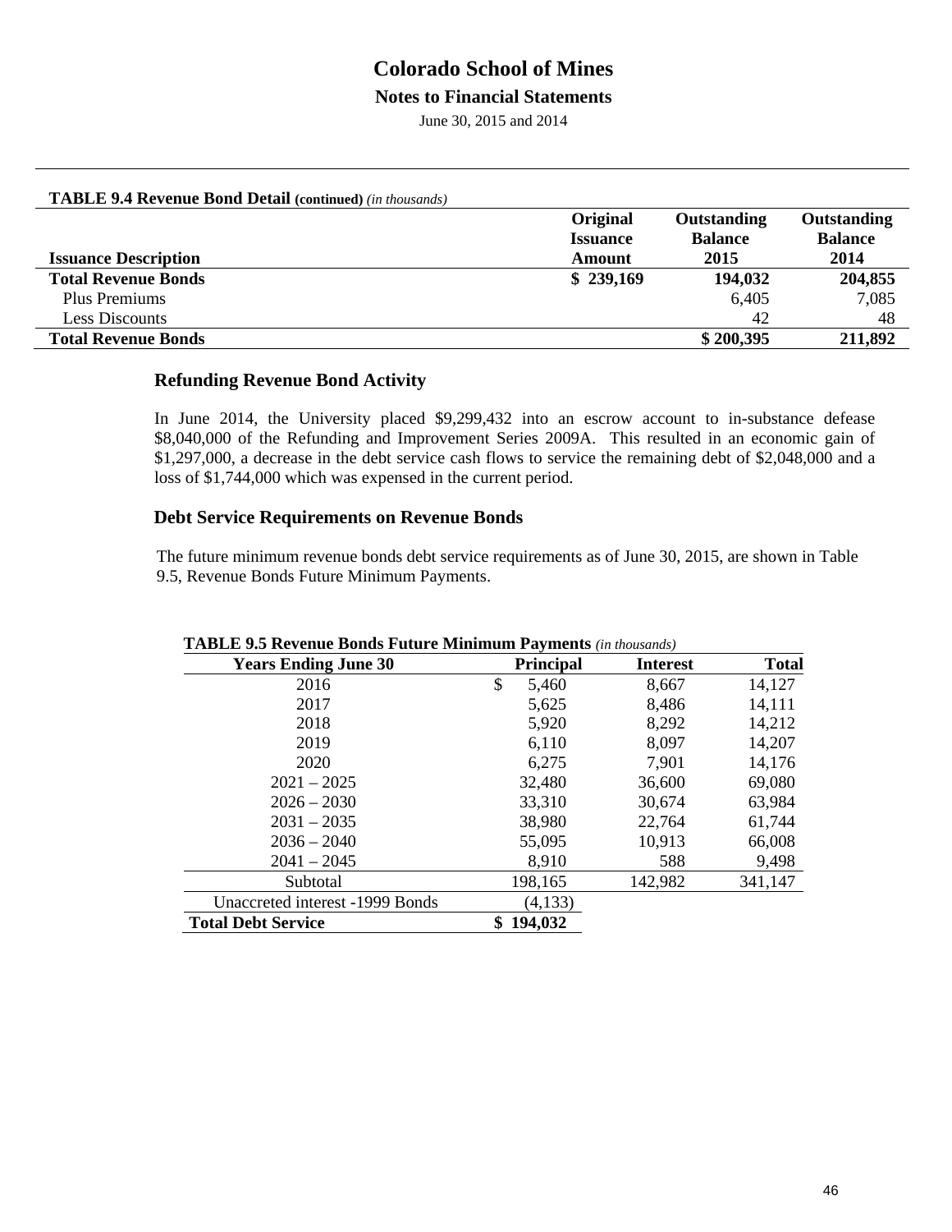# Colorado School of Mines

## Notes to Financial Statements

June 30, 2015 and 2014

**TABLE 9.4 Revenue Bond Detail (continued)** *(in thousands)*

| Issuance Description | Original Issuance Amount | Outstanding Balance 2015 | Outstanding Balance 2014 |
|---|---|---|---|
| **Total Revenue Bonds** | **$ 239,169** | **194,032** | **204,855** |
| Plus Premiums | | 6,405 | 7,085 |
| Less Discounts | | 42 | 48 |
| **Total Revenue Bonds** | | **$ 200,395** | **211,892** |

### Refunding Revenue Bond Activity

In June 2014, the University placed $9,299,432 into an escrow account to in-substance defease $8,040,000 of the Refunding and Improvement Series 2009A. This resulted in an economic gain of $1,297,000, a decrease in the debt service cash flows to service the remaining debt of $2,048,000 and a loss of $1,744,000 which was expensed in the current period.

### Debt Service Requirements on Revenue Bonds

The future minimum revenue bonds debt service requirements as of June 30, 2015, are shown in Table 9.5, Revenue Bonds Future Minimum Payments.

**TABLE 9.5 Revenue Bonds Future Minimum Payments** *(in thousands)*

| Years Ending June 30 | Principal | Interest | Total |
|---|---|---|---|
| 2016 | $ 5,460 | 8,667 | 14,127 |
| 2017 | 5,625 | 8,486 | 14,111 |
| 2018 | 5,920 | 8,292 | 14,212 |
| 2019 | 6,110 | 8,097 | 14,207 |
| 2020 | 6,275 | 7,901 | 14,176 |
| 2021 – 2025 | 32,480 | 36,600 | 69,080 |
| 2026 – 2030 | 33,310 | 30,674 | 63,984 |
| 2031 – 2035 | 38,980 | 22,764 | 61,744 |
| 2036 – 2040 | 55,095 | 10,913 | 66,008 |
| 2041 – 2045 | 8,910 | 588 | 9,498 |
| Subtotal | 198,165 | 142,982 | 341,147 |
| Unaccreted interest -1999 Bonds | (4,133) | | |
| **Total Debt Service** | **$ 194,032** | | |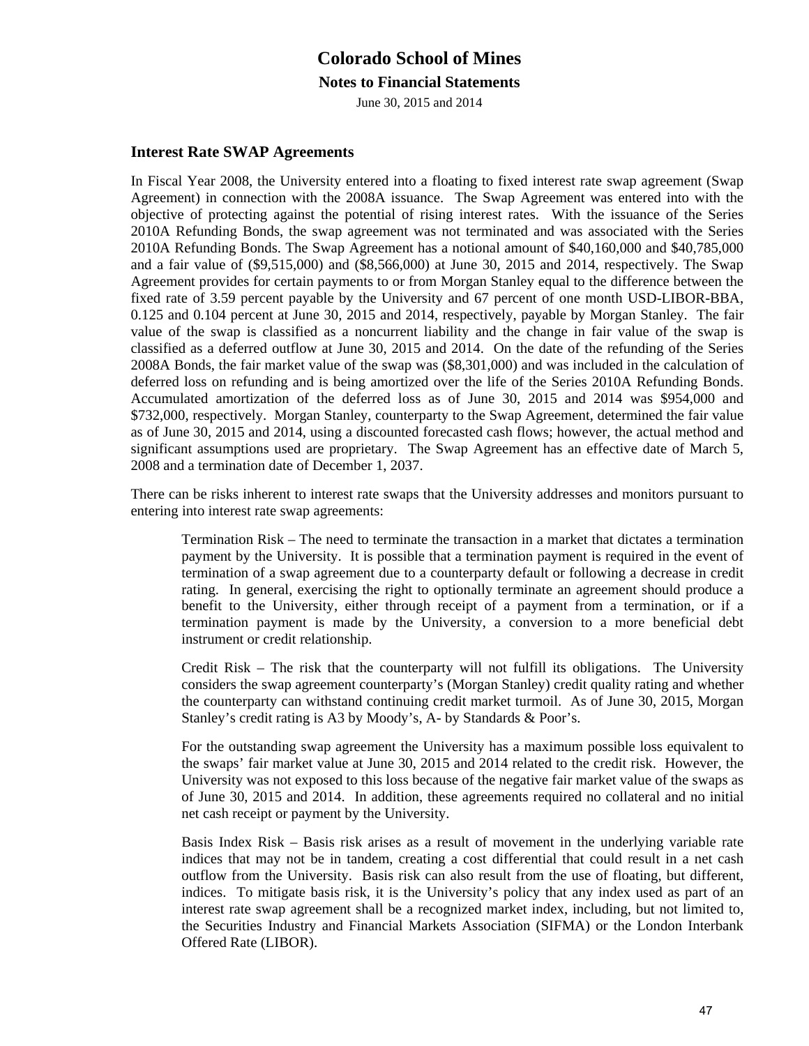## Interest Rate SWAP Agreements

In Fiscal Year 2008, the University entered into a floating to fixed interest rate swap agreement (Swap Agreement) in connection with the 2008A issuance. The Swap Agreement was entered into with the objective of protecting against the potential of rising interest rates. With the issuance of the Series 2010A Refunding Bonds, the swap agreement was not terminated and was associated with the Series 2010A Refunding Bonds. The Swap Agreement has a notional amount of $40,160,000 and $40,785,000 and a fair value of ($9,515,000) and ($8,566,000) at June 30, 2015 and 2014, respectively. The Swap Agreement provides for certain payments to or from Morgan Stanley equal to the difference between the fixed rate of 3.59 percent payable by the University and 67 percent of one month USD-LIBOR-BBA, 0.125 and 0.104 percent at June 30, 2015 and 2014, respectively, payable by Morgan Stanley. The fair value of the swap is classified as a noncurrent liability and the change in fair value of the swap is classified as a deferred outflow at June 30, 2015 and 2014. On the date of the refunding of the Series 2008A Bonds, the fair market value of the swap was ($8,301,000) and was included in the calculation of deferred loss on refunding and is being amortized over the life of the Series 2010A Refunding Bonds. Accumulated amortization of the deferred loss as of June 30, 2015 and 2014 was $954,000 and $732,000, respectively. Morgan Stanley, counterparty to the Swap Agreement, determined the fair value as of June 30, 2015 and 2014, using a discounted forecasted cash flows; however, the actual method and significant assumptions used are proprietary. The Swap Agreement has an effective date of March 5, 2008 and a termination date of December 1, 2037.

There can be risks inherent to interest rate swaps that the University addresses and monitors pursuant to entering into interest rate swap agreements:

Termination Risk – The need to terminate the transaction in a market that dictates a termination payment by the University. It is possible that a termination payment is required in the event of termination of a swap agreement due to a counterparty default or following a decrease in credit rating. In general, exercising the right to optionally terminate an agreement should produce a benefit to the University, either through receipt of a payment from a termination, or if a termination payment is made by the University, a conversion to a more beneficial debt instrument or credit relationship.

Credit Risk – The risk that the counterparty will not fulfill its obligations. The University considers the swap agreement counterparty's (Morgan Stanley) credit quality rating and whether the counterparty can withstand continuing credit market turmoil. As of June 30, 2015, Morgan Stanley's credit rating is A3 by Moody's, A- by Standards & Poor's.

For the outstanding swap agreement the University has a maximum possible loss equivalent to the swaps' fair market value at June 30, 2015 and 2014 related to the credit risk. However, the University was not exposed to this loss because of the negative fair market value of the swaps as of June 30, 2015 and 2014. In addition, these agreements required no collateral and no initial net cash receipt or payment by the University.

Basis Index Risk – Basis risk arises as a result of movement in the underlying variable rate indices that may not be in tandem, creating a cost differential that could result in a net cash outflow from the University. Basis risk can also result from the use of floating, but different, indices. To mitigate basis risk, it is the University's policy that any index used as part of an interest rate swap agreement shall be a recognized market index, including, but not limited to, the Securities Industry and Financial Markets Association (SIFMA) or the London Interbank Offered Rate (LIBOR).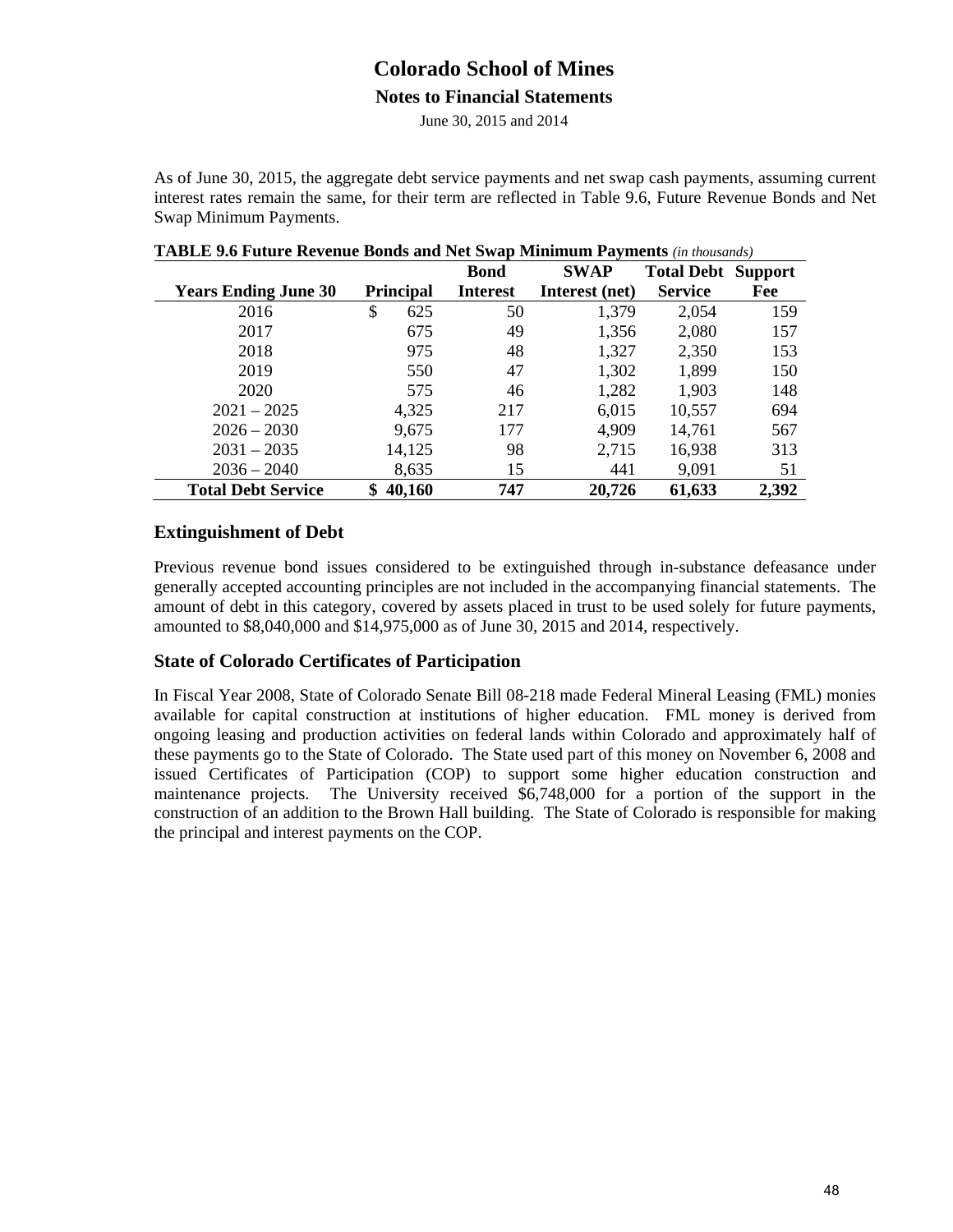As of June 30, 2015, the aggregate debt service payments and net swap cash payments, assuming current interest rates remain the same, for their term are reflected in Table 9.6, Future Revenue Bonds and Net Swap Minimum Payments.

**TABLE 9.6 Future Revenue Bonds and Net Swap Minimum Payments** *(in thousands)*

| Years Ending June 30 | Principal | Bond Interest | SWAP Interest (net) | Total Debt Service | Support Fee |
|---|---|---|---|---|---|
| 2016 | $ 625 | 50 | 1,379 | 2,054 | 159 |
| 2017 | 675 | 49 | 1,356 | 2,080 | 157 |
| 2018 | 975 | 48 | 1,327 | 2,350 | 153 |
| 2019 | 550 | 47 | 1,302 | 1,899 | 150 |
| 2020 | 575 | 46 | 1,282 | 1,903 | 148 |
| 2021 – 2025 | 4,325 | 217 | 6,015 | 10,557 | 694 |
| 2026 – 2030 | 9,675 | 177 | 4,909 | 14,761 | 567 |
| 2031 – 2035 | 14,125 | 98 | 2,715 | 16,938 | 313 |
| 2036 – 2040 | 8,635 | 15 | 441 | 9,091 | 51 |
| **Total Debt Service** | **$ 40,160** | **747** | **20,726** | **61,633** | **2,392** |

## Extinguishment of Debt

Previous revenue bond issues considered to be extinguished through in-substance defeasance under generally accepted accounting principles are not included in the accompanying financial statements. The amount of debt in this category, covered by assets placed in trust to be used solely for future payments, amounted to $8,040,000 and $14,975,000 as of June 30, 2015 and 2014, respectively.

## State of Colorado Certificates of Participation

In Fiscal Year 2008, State of Colorado Senate Bill 08-218 made Federal Mineral Leasing (FML) monies available for capital construction at institutions of higher education. FML money is derived from ongoing leasing and production activities on federal lands within Colorado and approximately half of these payments go to the State of Colorado. The State used part of this money on November 6, 2008 and issued Certificates of Participation (COP) to support some higher education construction and maintenance projects. The University received $6,748,000 for a portion of the support in the construction of an addition to the Brown Hall building. The State of Colorado is responsible for making the principal and interest payments on the COP.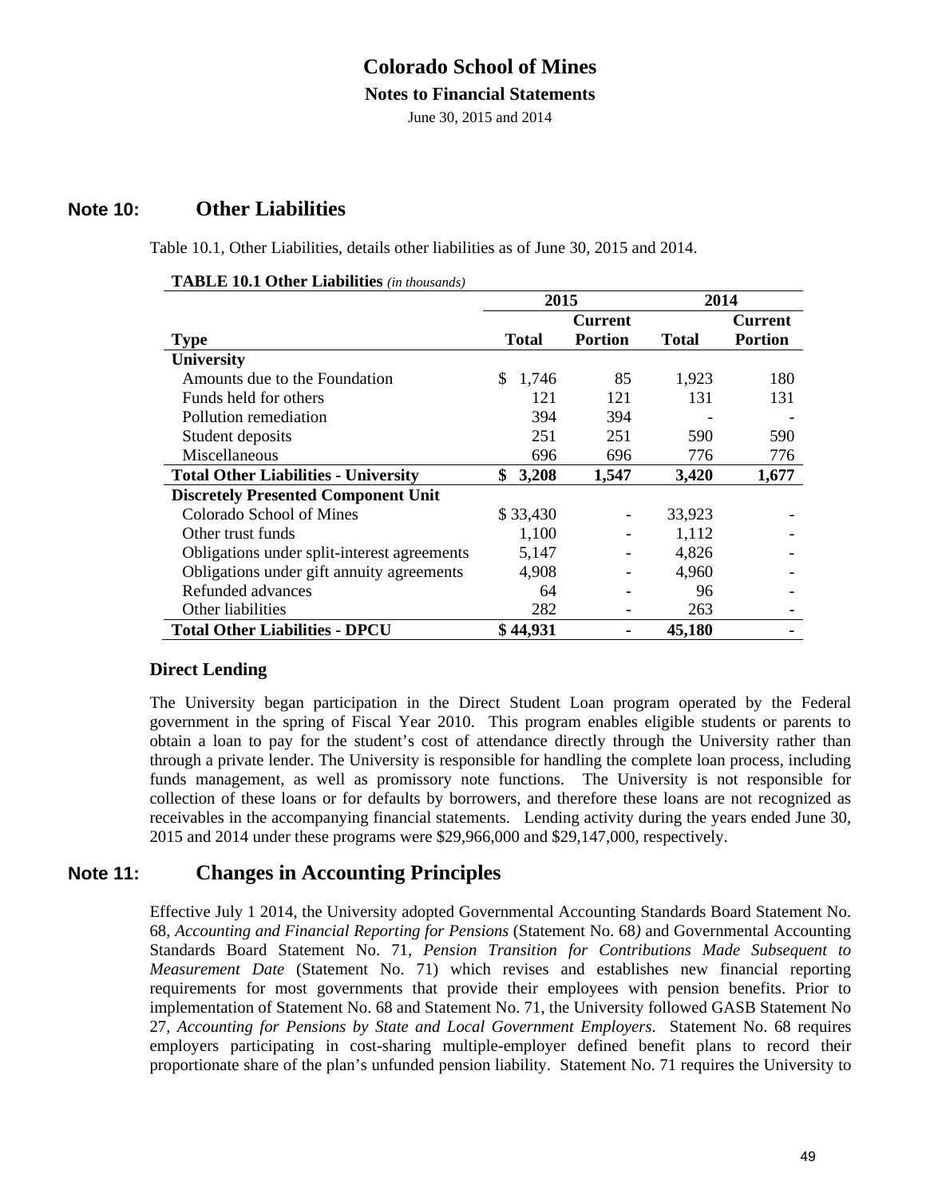## Note 10: Other Liabilities

Table 10.1, Other Liabilities, details other liabilities as of June 30, 2015 and 2014.

**TABLE 10.1 Other Liabilities** *(in thousands)*

| Type | 2015 Total | 2015 Current Portion | 2014 Total | 2014 Current Portion |
|---|---|---|---|---|
| **University** | | | | |
| Amounts due to the Foundation | $ 1,746 | 85 | 1,923 | 180 |
| Funds held for others | 121 | 121 | 131 | 131 |
| Pollution remediation | 394 | 394 | - | - |
| Student deposits | 251 | 251 | 590 | 590 |
| Miscellaneous | 696 | 696 | 776 | 776 |
| **Total Other Liabilities - University** | **$ 3,208** | **1,547** | **3,420** | **1,677** |
| **Discretely Presented Component Unit** | | | | |
| Colorado School of Mines | $ 33,430 | - | 33,923 | - |
| Other trust funds | 1,100 | - | 1,112 | - |
| Obligations under split-interest agreements | 5,147 | - | 4,826 | - |
| Obligations under gift annuity agreements | 4,908 | - | 4,960 | - |
| Refunded advances | 64 | - | 96 | - |
| Other liabilities | 282 | - | 263 | - |
| **Total Other Liabilities - DPCU** | **$ 44,931** | **-** | **45,180** | **-** |

### Direct Lending

The University began participation in the Direct Student Loan program operated by the Federal government in the spring of Fiscal Year 2010. This program enables eligible students or parents to obtain a loan to pay for the student's cost of attendance directly through the University rather than through a private lender. The University is responsible for handling the complete loan process, including funds management, as well as promissory note functions. The University is not responsible for collection of these loans or for defaults by borrowers, and therefore these loans are not recognized as receivables in the accompanying financial statements. Lending activity during the years ended June 30, 2015 and 2014 under these programs were $29,966,000 and $29,147,000, respectively.

## Note 11: Changes in Accounting Principles

Effective July 1 2014, the University adopted Governmental Accounting Standards Board Statement No. 68, *Accounting and Financial Reporting for Pensions* (Statement No. 68) and Governmental Accounting Standards Board Statement No. 71, *Pension Transition for Contributions Made Subsequent to Measurement Date* (Statement No. 71) which revises and establishes new financial reporting requirements for most governments that provide their employees with pension benefits. Prior to implementation of Statement No. 68 and Statement No. 71, the University followed GASB Statement No 27, *Accounting for Pensions by State and Local Government Employers*. Statement No. 68 requires employers participating in cost-sharing multiple-employer defined benefit plans to record their proportionate share of the plan's unfunded pension liability. Statement No. 71 requires the University to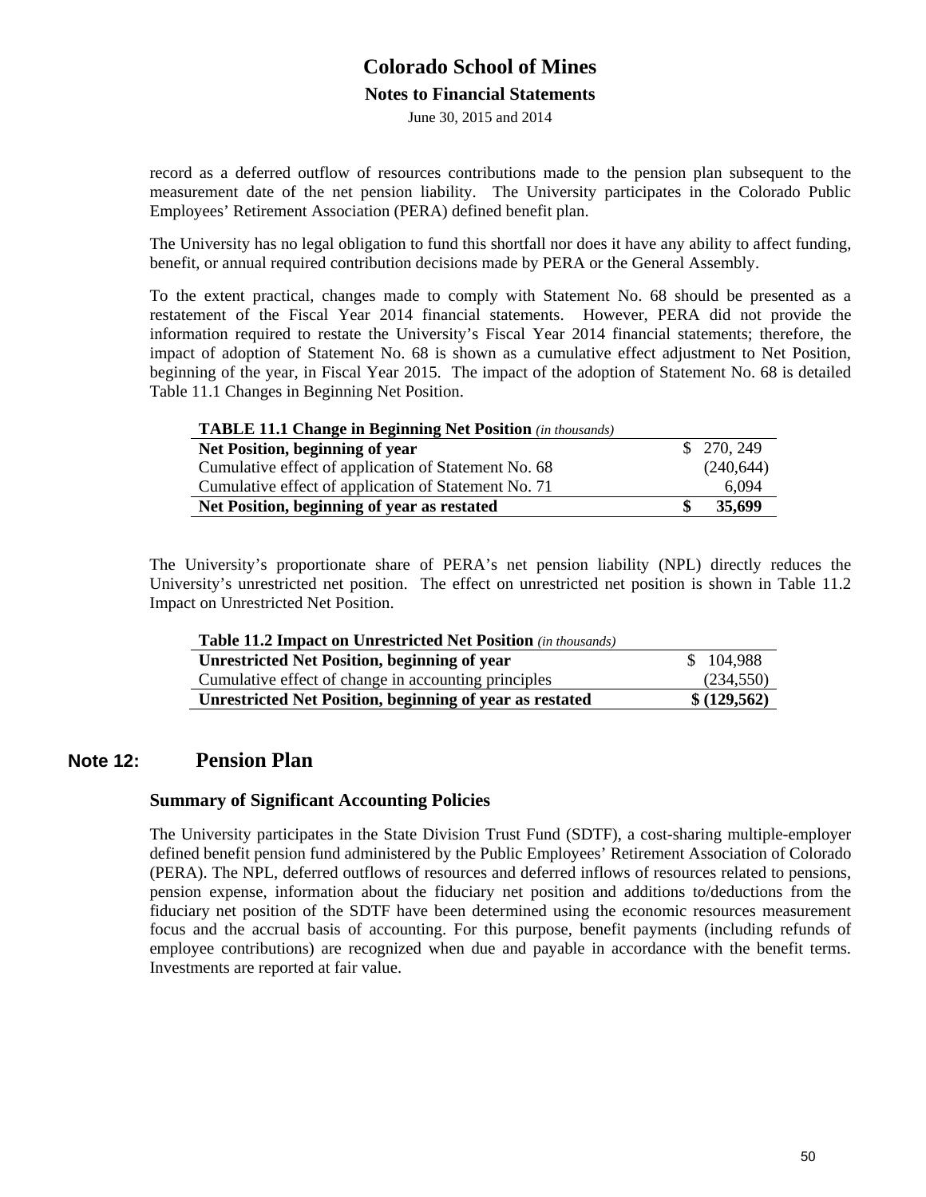record as a deferred outflow of resources contributions made to the pension plan subsequent to the measurement date of the net pension liability. The University participates in the Colorado Public Employees' Retirement Association (PERA) defined benefit plan.

The University has no legal obligation to fund this shortfall nor does it have any ability to affect funding, benefit, or annual required contribution decisions made by PERA or the General Assembly.

To the extent practical, changes made to comply with Statement No. 68 should be presented as a restatement of the Fiscal Year 2014 financial statements. However, PERA did not provide the information required to restate the University's Fiscal Year 2014 financial statements; therefore, the impact of adoption of Statement No. 68 is shown as a cumulative effect adjustment to Net Position, beginning of the year, in Fiscal Year 2015. The impact of the adoption of Statement No. 68 is detailed Table 11.1 Changes in Beginning Net Position.

**TABLE 11.1 Change in Beginning Net Position** *(in thousands)*

| | |
|---|---|
| **Net Position, beginning of year** | $ 270, 249 |
| Cumulative effect of application of Statement No. 68 | (240,644) |
| Cumulative effect of application of Statement No. 71 | 6,094 |
| **Net Position, beginning of year as restated** | **$ 35,699** |

The University's proportionate share of PERA's net pension liability (NPL) directly reduces the University's unrestricted net position. The effect on unrestricted net position is shown in Table 11.2 Impact on Unrestricted Net Position.

**Table 11.2 Impact on Unrestricted Net Position** *(in thousands)*

| | |
|---|---|
| **Unrestricted Net Position, beginning of year** | $ 104,988 |
| Cumulative effect of change in accounting principles | (234,550) |
| **Unrestricted Net Position, beginning of year as restated** | **$ (129,562)** |

## Note 12: Pension Plan

### Summary of Significant Accounting Policies

The University participates in the State Division Trust Fund (SDTF), a cost-sharing multiple-employer defined benefit pension fund administered by the Public Employees' Retirement Association of Colorado (PERA). The NPL, deferred outflows of resources and deferred inflows of resources related to pensions, pension expense, information about the fiduciary net position and additions to/deductions from the fiduciary net position of the SDTF have been determined using the economic resources measurement focus and the accrual basis of accounting. For this purpose, benefit payments (including refunds of employee contributions) are recognized when due and payable in accordance with the benefit terms. Investments are reported at fair value.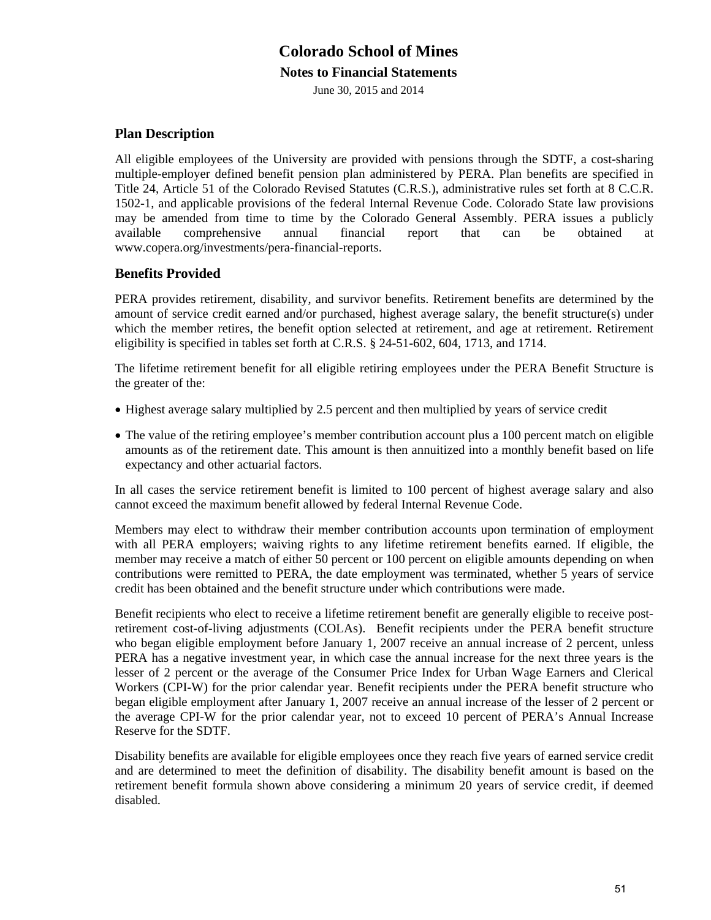## Plan Description

All eligible employees of the University are provided with pensions through the SDTF, a cost-sharing multiple-employer defined benefit pension plan administered by PERA. Plan benefits are specified in Title 24, Article 51 of the Colorado Revised Statutes (C.R.S.), administrative rules set forth at 8 C.C.R. 1502-1, and applicable provisions of the federal Internal Revenue Code. Colorado State law provisions may be amended from time to time by the Colorado General Assembly. PERA issues a publicly available comprehensive annual financial report that can be obtained at www.copera.org/investments/pera-financial-reports.

## Benefits Provided

PERA provides retirement, disability, and survivor benefits. Retirement benefits are determined by the amount of service credit earned and/or purchased, highest average salary, the benefit structure(s) under which the member retires, the benefit option selected at retirement, and age at retirement. Retirement eligibility is specified in tables set forth at C.R.S. § 24-51-602, 604, 1713, and 1714.

The lifetime retirement benefit for all eligible retiring employees under the PERA Benefit Structure is the greater of the:

- Highest average salary multiplied by 2.5 percent and then multiplied by years of service credit
- The value of the retiring employee's member contribution account plus a 100 percent match on eligible amounts as of the retirement date. This amount is then annuitized into a monthly benefit based on life expectancy and other actuarial factors.

In all cases the service retirement benefit is limited to 100 percent of highest average salary and also cannot exceed the maximum benefit allowed by federal Internal Revenue Code.

Members may elect to withdraw their member contribution accounts upon termination of employment with all PERA employers; waiving rights to any lifetime retirement benefits earned. If eligible, the member may receive a match of either 50 percent or 100 percent on eligible amounts depending on when contributions were remitted to PERA, the date employment was terminated, whether 5 years of service credit has been obtained and the benefit structure under which contributions were made.

Benefit recipients who elect to receive a lifetime retirement benefit are generally eligible to receive post-retirement cost-of-living adjustments (COLAs). Benefit recipients under the PERA benefit structure who began eligible employment before January 1, 2007 receive an annual increase of 2 percent, unless PERA has a negative investment year, in which case the annual increase for the next three years is the lesser of 2 percent or the average of the Consumer Price Index for Urban Wage Earners and Clerical Workers (CPI-W) for the prior calendar year. Benefit recipients under the PERA benefit structure who began eligible employment after January 1, 2007 receive an annual increase of the lesser of 2 percent or the average CPI-W for the prior calendar year, not to exceed 10 percent of PERA's Annual Increase Reserve for the SDTF.

Disability benefits are available for eligible employees once they reach five years of earned service credit and are determined to meet the definition of disability. The disability benefit amount is based on the retirement benefit formula shown above considering a minimum 20 years of service credit, if deemed disabled.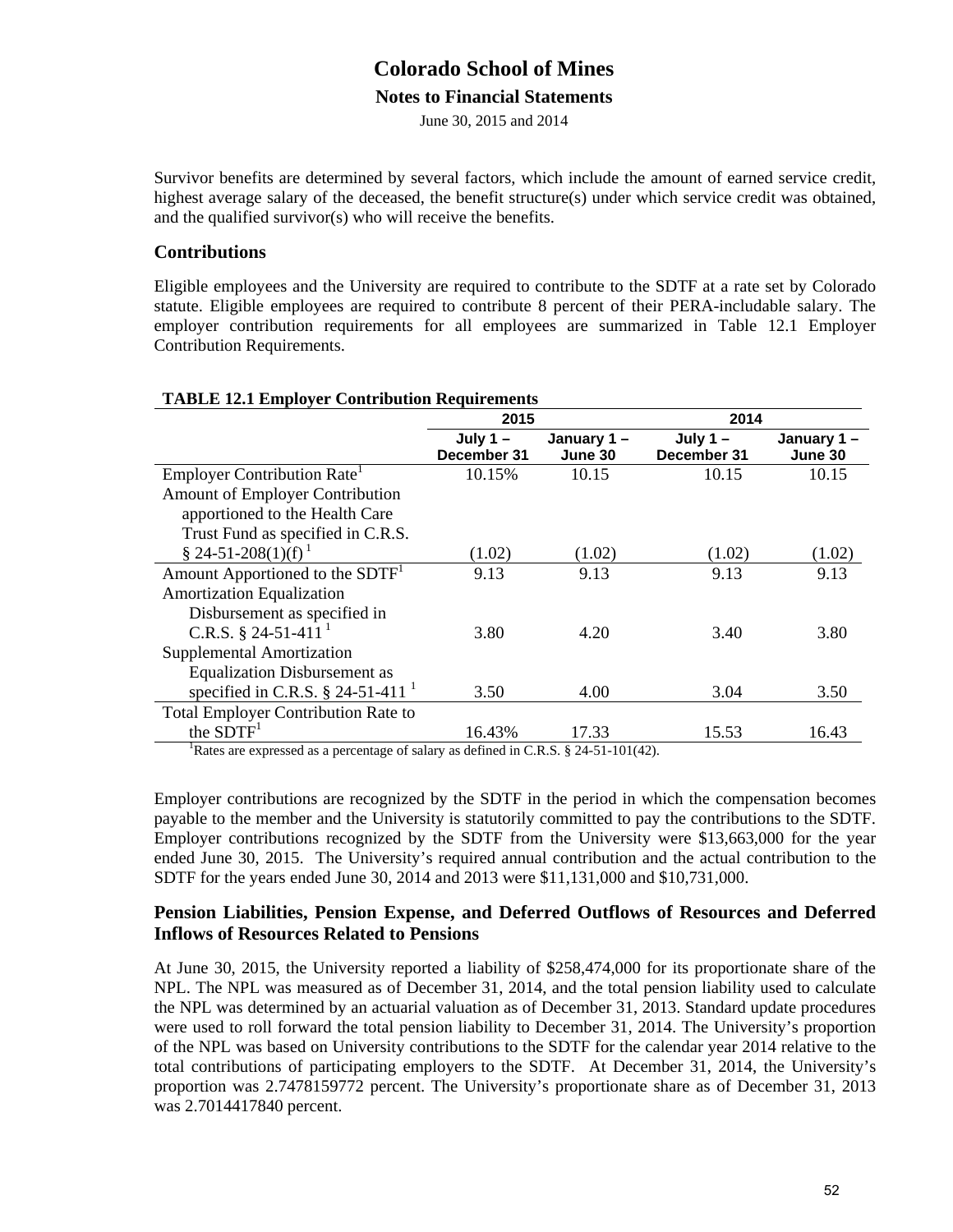Survivor benefits are determined by several factors, which include the amount of earned service credit, highest average salary of the deceased, the benefit structure(s) under which service credit was obtained, and the qualified survivor(s) who will receive the benefits.

### Contributions

Eligible employees and the University are required to contribute to the SDTF at a rate set by Colorado statute. Eligible employees are required to contribute 8 percent of their PERA-includable salary. The employer contribution requirements for all employees are summarized in Table 12.1 Employer Contribution Requirements.

**TABLE 12.1 Employer Contribution Requirements**

| | 2015 | | 2014 | |
|---|---|---|---|---|
| | July 1 – December 31 | January 1 – June 30 | July 1 – December 31 | January 1 – June 30 |
| Employer Contribution Rate[1] | 10.15% | 10.15 | 10.15 | 10.15 |
| Amount of Employer Contribution apportioned to the Health Care Trust Fund as specified in C.R.S. § 24-51-208(1)(f) [1] | (1.02) | (1.02) | (1.02) | (1.02) |
| Amount Apportioned to the SDTF[1] | 9.13 | 9.13 | 9.13 | 9.13 |
| Amortization Equalization Disbursement as specified in C.R.S. § 24-51-411 [1] | 3.80 | 4.20 | 3.40 | 3.80 |
| Supplemental Amortization Equalization Disbursement as specified in C.R.S. § 24-51-411 [1] | 3.50 | 4.00 | 3.04 | 3.50 |
| Total Employer Contribution Rate to the SDTF[1] | 16.43% | 17.33 | 15.53 | 16.43 |

[1]Rates are expressed as a percentage of salary as defined in C.R.S. § 24-51-101(42).

Employer contributions are recognized by the SDTF in the period in which the compensation becomes payable to the member and the University is statutorily committed to pay the contributions to the SDTF. Employer contributions recognized by the SDTF from the University were $13,663,000 for the year ended June 30, 2015. The University's required annual contribution and the actual contribution to the SDTF for the years ended June 30, 2014 and 2013 were $11,131,000 and $10,731,000.

### Pension Liabilities, Pension Expense, and Deferred Outflows of Resources and Deferred Inflows of Resources Related to Pensions

At June 30, 2015, the University reported a liability of $258,474,000 for its proportionate share of the NPL. The NPL was measured as of December 31, 2014, and the total pension liability used to calculate the NPL was determined by an actuarial valuation as of December 31, 2013. Standard update procedures were used to roll forward the total pension liability to December 31, 2014. The University's proportion of the NPL was based on University contributions to the SDTF for the calendar year 2014 relative to the total contributions of participating employers to the SDTF. At December 31, 2014, the University's proportion was 2.7478159772 percent. The University's proportionate share as of December 31, 2013 was 2.7014417840 percent.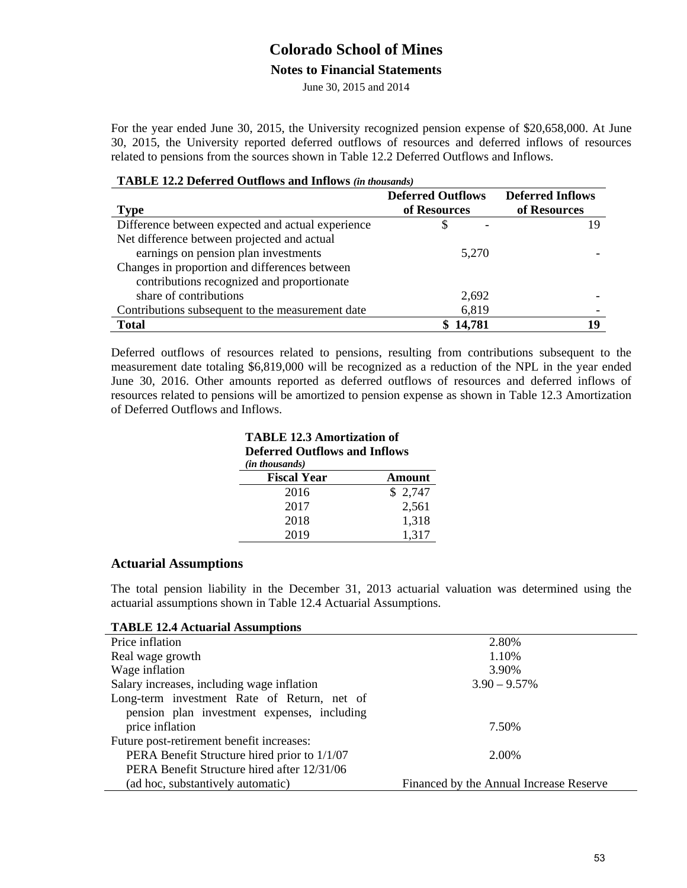For the year ended June 30, 2015, the University recognized pension expense of $20,658,000. At June 30, 2015, the University reported deferred outflows of resources and deferred inflows of resources related to pensions from the sources shown in Table 12.2 Deferred Outflows and Inflows.

**TABLE 12.2 Deferred Outflows and Inflows** *(in thousands)*

| Type | Deferred Outflows of Resources | Deferred Inflows of Resources |
|---|---|---|
| Difference between expected and actual experience | $ - | 19 |
| Net difference between projected and actual earnings on pension plan investments | 5,270 | - |
| Changes in proportion and differences between contributions recognized and proportionate share of contributions | 2,692 | - |
| Contributions subsequent to the measurement date | 6,819 | - |
| **Total** | **$ 14,781** | **19** |

Deferred outflows of resources related to pensions, resulting from contributions subsequent to the measurement date totaling $6,819,000 will be recognized as a reduction of the NPL in the year ended June 30, 2016. Other amounts reported as deferred outflows of resources and deferred inflows of resources related to pensions will be amortized to pension expense as shown in Table 12.3 Amortization of Deferred Outflows and Inflows.

**TABLE 12.3 Amortization of Deferred Outflows and Inflows**
*(in thousands)*

| Fiscal Year | Amount |
|---|---|
| 2016 | $ 2,747 |
| 2017 | 2,561 |
| 2018 | 1,318 |
| 2019 | 1,317 |

## Actuarial Assumptions

The total pension liability in the December 31, 2013 actuarial valuation was determined using the actuarial assumptions shown in Table 12.4 Actuarial Assumptions.

**TABLE 12.4 Actuarial Assumptions**

| | |
|---|---|
| Price inflation | 2.80% |
| Real wage growth | 1.10% |
| Wage inflation | 3.90% |
| Salary increases, including wage inflation | 3.90 – 9.57% |
| Long-term investment Rate of Return, net of pension plan investment expenses, including price inflation | 7.50% |
| Future post-retirement benefit increases: | |
| PERA Benefit Structure hired prior to 1/1/07 | 2.00% |
| PERA Benefit Structure hired after 12/31/06 (ad hoc, substantively automatic) | Financed by the Annual Increase Reserve |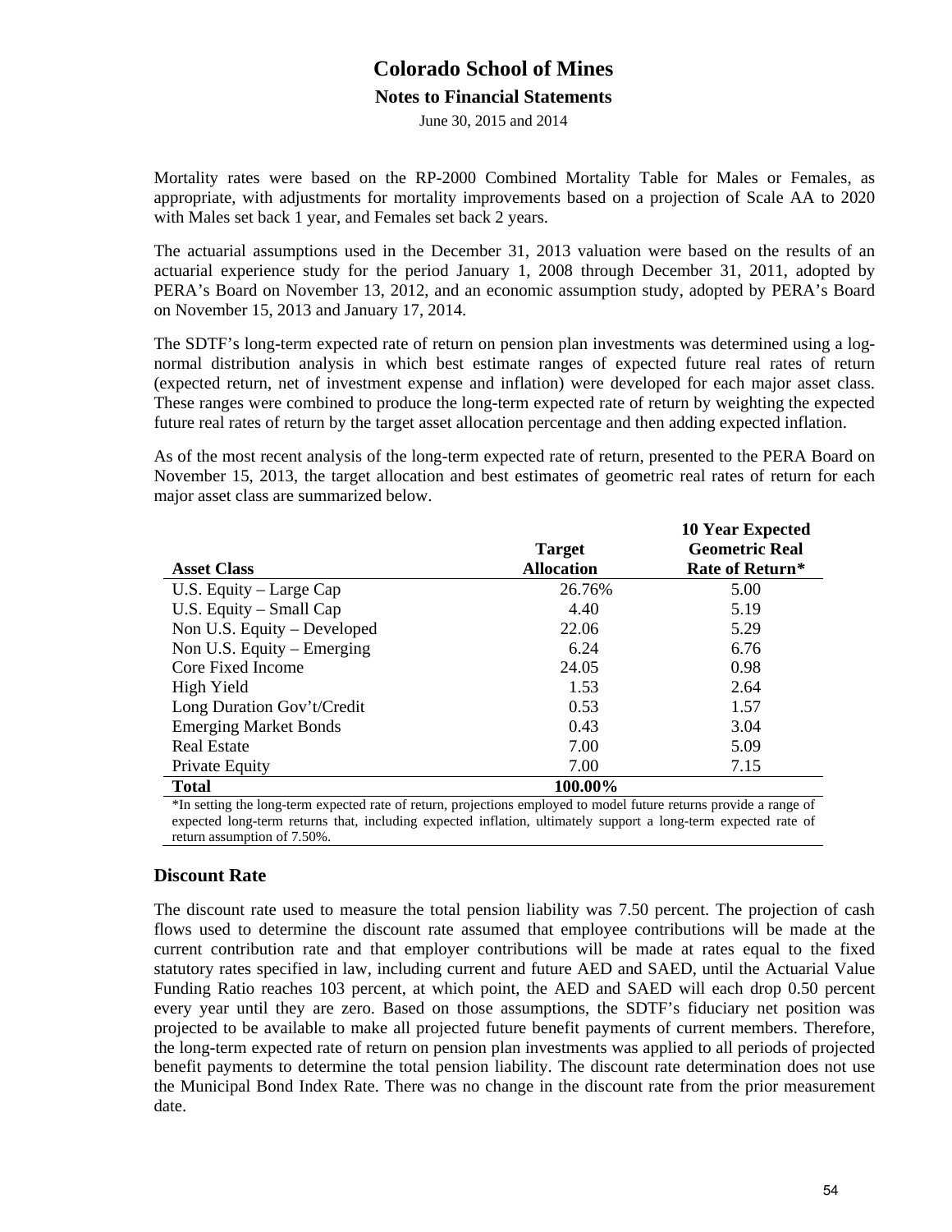Mortality rates were based on the RP-2000 Combined Mortality Table for Males or Females, as appropriate, with adjustments for mortality improvements based on a projection of Scale AA to 2020 with Males set back 1 year, and Females set back 2 years.

The actuarial assumptions used in the December 31, 2013 valuation were based on the results of an actuarial experience study for the period January 1, 2008 through December 31, 2011, adopted by PERA's Board on November 13, 2012, and an economic assumption study, adopted by PERA's Board on November 15, 2013 and January 17, 2014.

The SDTF's long-term expected rate of return on pension plan investments was determined using a log-normal distribution analysis in which best estimate ranges of expected future real rates of return (expected return, net of investment expense and inflation) were developed for each major asset class. These ranges were combined to produce the long-term expected rate of return by weighting the expected future real rates of return by the target asset allocation percentage and then adding expected inflation.

As of the most recent analysis of the long-term expected rate of return, presented to the PERA Board on November 15, 2013, the target allocation and best estimates of geometric real rates of return for each major asset class are summarized below.

| Asset Class | Target Allocation | 10 Year Expected Geometric Real Rate of Return* |
|---|---|---|
| U.S. Equity – Large Cap | 26.76% | 5.00 |
| U.S. Equity – Small Cap | 4.40 | 5.19 |
| Non U.S. Equity – Developed | 22.06 | 5.29 |
| Non U.S. Equity – Emerging | 6.24 | 6.76 |
| Core Fixed Income | 24.05 | 0.98 |
| High Yield | 1.53 | 2.64 |
| Long Duration Gov't/Credit | 0.53 | 1.57 |
| Emerging Market Bonds | 0.43 | 3.04 |
| Real Estate | 7.00 | 5.09 |
| Private Equity | 7.00 | 7.15 |
| **Total** | **100.00%** | |

*In setting the long-term expected rate of return, projections employed to model future returns provide a range of expected long-term returns that, including expected inflation, ultimately support a long-term expected rate of return assumption of 7.50%.

## Discount Rate

The discount rate used to measure the total pension liability was 7.50 percent. The projection of cash flows used to determine the discount rate assumed that employee contributions will be made at the current contribution rate and that employer contributions will be made at rates equal to the fixed statutory rates specified in law, including current and future AED and SAED, until the Actuarial Value Funding Ratio reaches 103 percent, at which point, the AED and SAED will each drop 0.50 percent every year until they are zero. Based on those assumptions, the SDTF's fiduciary net position was projected to be available to make all projected future benefit payments of current members. Therefore, the long-term expected rate of return on pension plan investments was applied to all periods of projected benefit payments to determine the total pension liability. The discount rate determination does not use the Municipal Bond Index Rate. There was no change in the discount rate from the prior measurement date.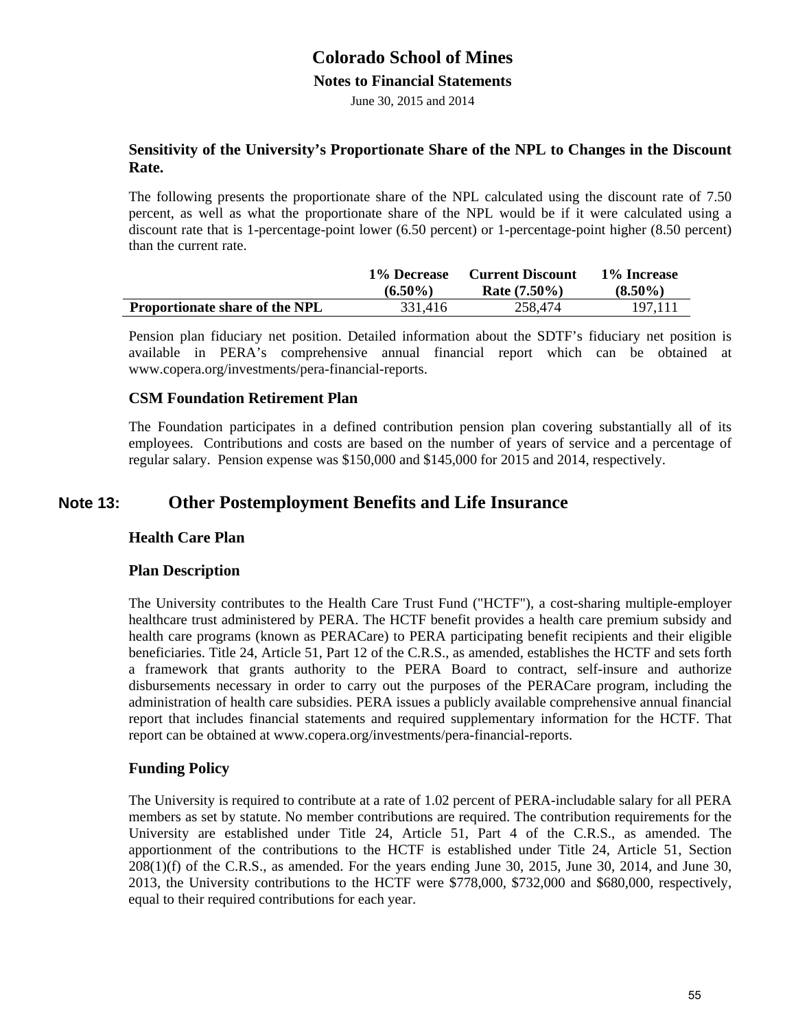### Sensitivity of the University's Proportionate Share of the NPL to Changes in the Discount Rate.

The following presents the proportionate share of the NPL calculated using the discount rate of 7.50 percent, as well as what the proportionate share of the NPL would be if it were calculated using a discount rate that is 1-percentage-point lower (6.50 percent) or 1-percentage-point higher (8.50 percent) than the current rate.

| | 1% Decrease (6.50%) | Current Discount Rate (7.50%) | 1% Increase (8.50%) |
|---|---|---|---|
| **Proportionate share of the NPL** | 331,416 | 258,474 | 197,111 |

Pension plan fiduciary net position. Detailed information about the SDTF's fiduciary net position is available in PERA's comprehensive annual financial report which can be obtained at www.copera.org/investments/pera-financial-reports.

### CSM Foundation Retirement Plan

The Foundation participates in a defined contribution pension plan covering substantially all of its employees. Contributions and costs are based on the number of years of service and a percentage of regular salary. Pension expense was $150,000 and $145,000 for 2015 and 2014, respectively.

## Note 13: Other Postemployment Benefits and Life Insurance

### Health Care Plan

### Plan Description

The University contributes to the Health Care Trust Fund ("HCTF"), a cost-sharing multiple-employer healthcare trust administered by PERA. The HCTF benefit provides a health care premium subsidy and health care programs (known as PERACare) to PERA participating benefit recipients and their eligible beneficiaries. Title 24, Article 51, Part 12 of the C.R.S., as amended, establishes the HCTF and sets forth a framework that grants authority to the PERA Board to contract, self-insure and authorize disbursements necessary in order to carry out the purposes of the PERACare program, including the administration of health care subsidies. PERA issues a publicly available comprehensive annual financial report that includes financial statements and required supplementary information for the HCTF. That report can be obtained at www.copera.org/investments/pera-financial-reports.

### Funding Policy

The University is required to contribute at a rate of 1.02 percent of PERA-includable salary for all PERA members as set by statute. No member contributions are required. The contribution requirements for the University are established under Title 24, Article 51, Part 4 of the C.R.S., as amended. The apportionment of the contributions to the HCTF is established under Title 24, Article 51, Section 208(1)(f) of the C.R.S., as amended. For the years ending June 30, 2015, June 30, 2014, and June 30, 2013, the University contributions to the HCTF were $778,000, $732,000 and $680,000, respectively, equal to their required contributions for each year.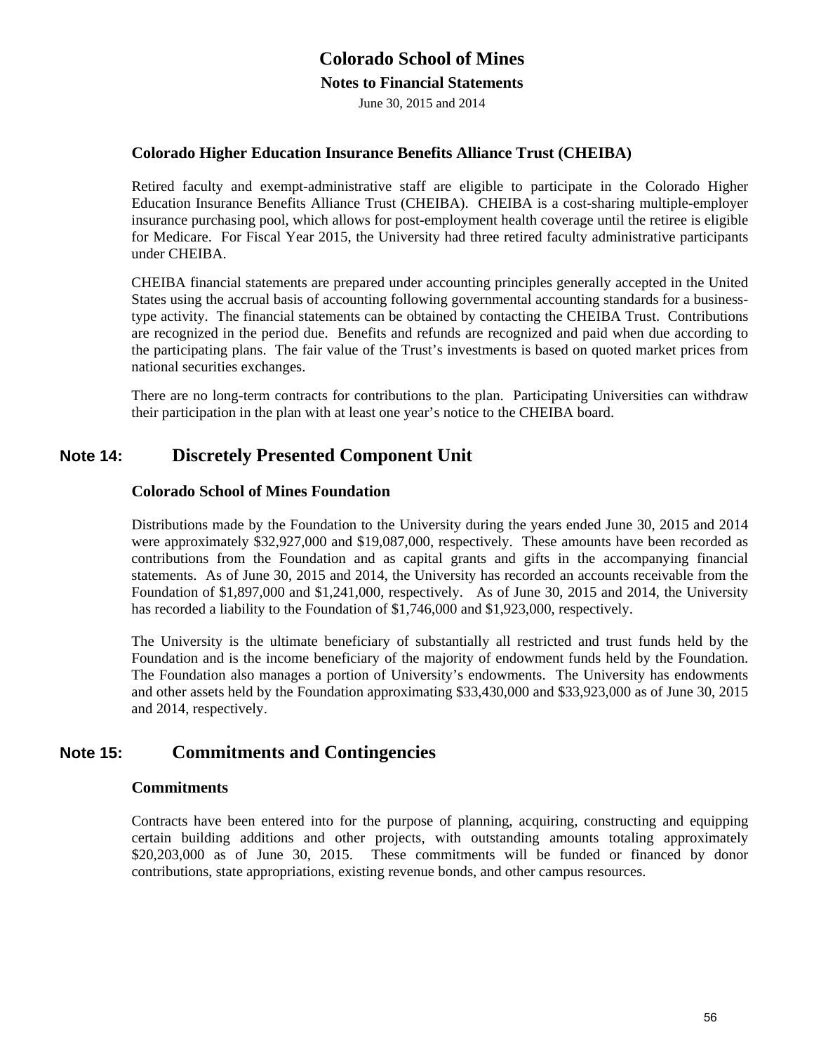### Colorado Higher Education Insurance Benefits Alliance Trust (CHEIBA)

Retired faculty and exempt-administrative staff are eligible to participate in the Colorado Higher Education Insurance Benefits Alliance Trust (CHEIBA). CHEIBA is a cost-sharing multiple-employer insurance purchasing pool, which allows for post-employment health coverage until the retiree is eligible for Medicare. For Fiscal Year 2015, the University had three retired faculty administrative participants under CHEIBA.

CHEIBA financial statements are prepared under accounting principles generally accepted in the United States using the accrual basis of accounting following governmental accounting standards for a business-type activity. The financial statements can be obtained by contacting the CHEIBA Trust. Contributions are recognized in the period due. Benefits and refunds are recognized and paid when due according to the participating plans. The fair value of the Trust's investments is based on quoted market prices from national securities exchanges.

There are no long-term contracts for contributions to the plan. Participating Universities can withdraw their participation in the plan with at least one year's notice to the CHEIBA board.

## Note 14: Discretely Presented Component Unit

### Colorado School of Mines Foundation

Distributions made by the Foundation to the University during the years ended June 30, 2015 and 2014 were approximately \$32,927,000 and \$19,087,000, respectively. These amounts have been recorded as contributions from the Foundation and as capital grants and gifts in the accompanying financial statements. As of June 30, 2015 and 2014, the University has recorded an accounts receivable from the Foundation of \$1,897,000 and \$1,241,000, respectively. As of June 30, 2015 and 2014, the University has recorded a liability to the Foundation of \$1,746,000 and \$1,923,000, respectively.

The University is the ultimate beneficiary of substantially all restricted and trust funds held by the Foundation and is the income beneficiary of the majority of endowment funds held by the Foundation. The Foundation also manages a portion of University's endowments. The University has endowments and other assets held by the Foundation approximating \$33,430,000 and \$33,923,000 as of June 30, 2015 and 2014, respectively.

## Note 15: Commitments and Contingencies

### Commitments

Contracts have been entered into for the purpose of planning, acquiring, constructing and equipping certain building additions and other projects, with outstanding amounts totaling approximately \$20,203,000 as of June 30, 2015. These commitments will be funded or financed by donor contributions, state appropriations, existing revenue bonds, and other campus resources.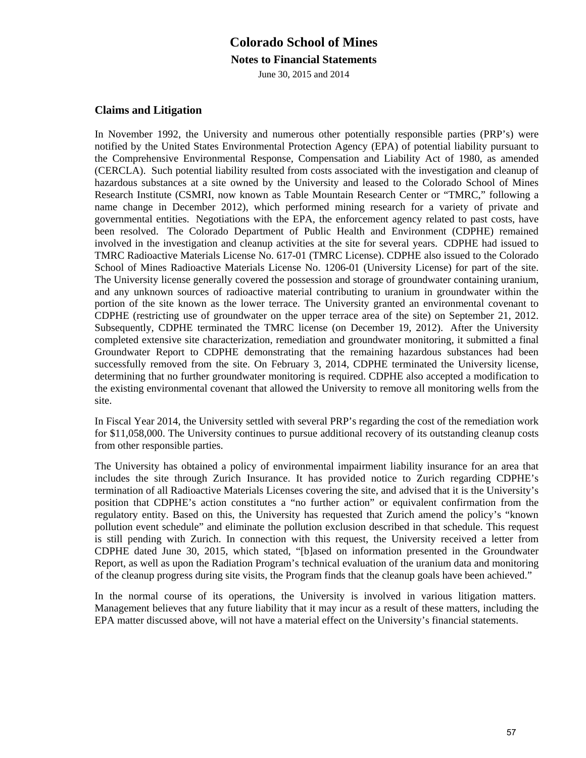## Claims and Litigation

In November 1992, the University and numerous other potentially responsible parties (PRP's) were notified by the United States Environmental Protection Agency (EPA) of potential liability pursuant to the Comprehensive Environmental Response, Compensation and Liability Act of 1980, as amended (CERCLA). Such potential liability resulted from costs associated with the investigation and cleanup of hazardous substances at a site owned by the University and leased to the Colorado School of Mines Research Institute (CSMRI, now known as Table Mountain Research Center or "TMRC," following a name change in December 2012), which performed mining research for a variety of private and governmental entities. Negotiations with the EPA, the enforcement agency related to past costs, have been resolved. The Colorado Department of Public Health and Environment (CDPHE) remained involved in the investigation and cleanup activities at the site for several years. CDPHE had issued to TMRC Radioactive Materials License No. 617-01 (TMRC License). CDPHE also issued to the Colorado School of Mines Radioactive Materials License No. 1206-01 (University License) for part of the site. The University license generally covered the possession and storage of groundwater containing uranium, and any unknown sources of radioactive material contributing to uranium in groundwater within the portion of the site known as the lower terrace. The University granted an environmental covenant to CDPHE (restricting use of groundwater on the upper terrace area of the site) on September 21, 2012. Subsequently, CDPHE terminated the TMRC license (on December 19, 2012). After the University completed extensive site characterization, remediation and groundwater monitoring, it submitted a final Groundwater Report to CDPHE demonstrating that the remaining hazardous substances had been successfully removed from the site. On February 3, 2014, CDPHE terminated the University license, determining that no further groundwater monitoring is required. CDPHE also accepted a modification to the existing environmental covenant that allowed the University to remove all monitoring wells from the site.

In Fiscal Year 2014, the University settled with several PRP's regarding the cost of the remediation work for $11,058,000. The University continues to pursue additional recovery of its outstanding cleanup costs from other responsible parties.

The University has obtained a policy of environmental impairment liability insurance for an area that includes the site through Zurich Insurance. It has provided notice to Zurich regarding CDPHE's termination of all Radioactive Materials Licenses covering the site, and advised that it is the University's position that CDPHE's action constitutes a "no further action" or equivalent confirmation from the regulatory entity. Based on this, the University has requested that Zurich amend the policy's "known pollution event schedule" and eliminate the pollution exclusion described in that schedule. This request is still pending with Zurich. In connection with this request, the University received a letter from CDPHE dated June 30, 2015, which stated, "[b]ased on information presented in the Groundwater Report, as well as upon the Radiation Program's technical evaluation of the uranium data and monitoring of the cleanup progress during site visits, the Program finds that the cleanup goals have been achieved."

In the normal course of its operations, the University is involved in various litigation matters. Management believes that any future liability that it may incur as a result of these matters, including the EPA matter discussed above, will not have a material effect on the University's financial statements.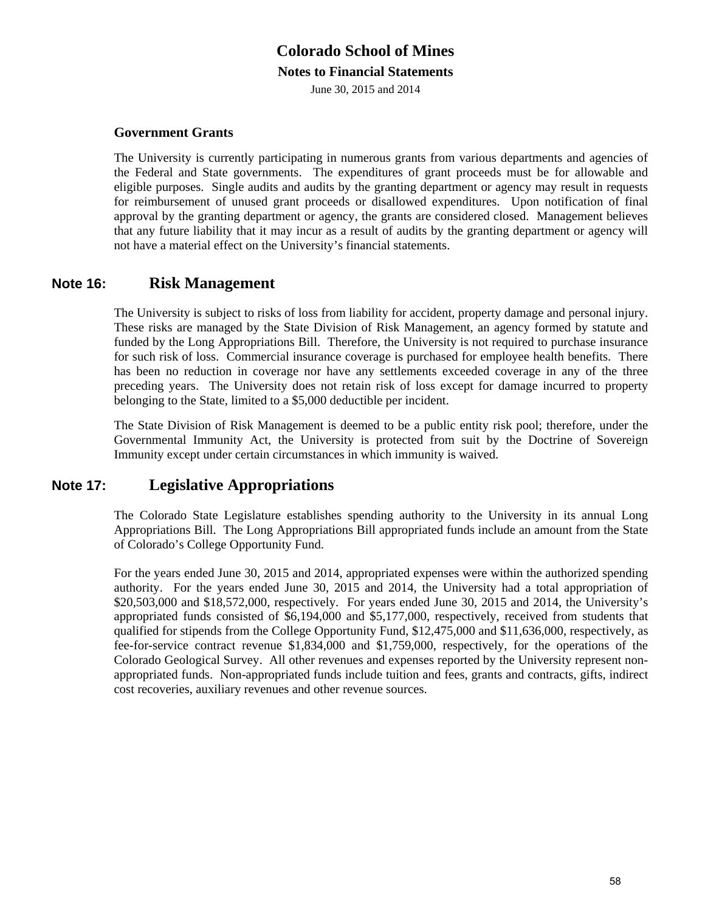### Government Grants

The University is currently participating in numerous grants from various departments and agencies of the Federal and State governments. The expenditures of grant proceeds must be for allowable and eligible purposes. Single audits and audits by the granting department or agency may result in requests for reimbursement of unused grant proceeds or disallowed expenditures. Upon notification of final approval by the granting department or agency, the grants are considered closed. Management believes that any future liability that it may incur as a result of audits by the granting department or agency will not have a material effect on the University's financial statements.

## Note 16: Risk Management

The University is subject to risks of loss from liability for accident, property damage and personal injury. These risks are managed by the State Division of Risk Management, an agency formed by statute and funded by the Long Appropriations Bill. Therefore, the University is not required to purchase insurance for such risk of loss. Commercial insurance coverage is purchased for employee health benefits. There has been no reduction in coverage nor have any settlements exceeded coverage in any of the three preceding years. The University does not retain risk of loss except for damage incurred to property belonging to the State, limited to a $5,000 deductible per incident.

The State Division of Risk Management is deemed to be a public entity risk pool; therefore, under the Governmental Immunity Act, the University is protected from suit by the Doctrine of Sovereign Immunity except under certain circumstances in which immunity is waived.

## Note 17: Legislative Appropriations

The Colorado State Legislature establishes spending authority to the University in its annual Long Appropriations Bill. The Long Appropriations Bill appropriated funds include an amount from the State of Colorado's College Opportunity Fund.

For the years ended June 30, 2015 and 2014, appropriated expenses were within the authorized spending authority. For the years ended June 30, 2015 and 2014, the University had a total appropriation of $20,503,000 and $18,572,000, respectively. For years ended June 30, 2015 and 2014, the University's appropriated funds consisted of $6,194,000 and $5,177,000, respectively, received from students that qualified for stipends from the College Opportunity Fund, $12,475,000 and $11,636,000, respectively, as fee-for-service contract revenue $1,834,000 and $1,759,000, respectively, for the operations of the Colorado Geological Survey. All other revenues and expenses reported by the University represent non-appropriated funds. Non-appropriated funds include tuition and fees, grants and contracts, gifts, indirect cost recoveries, auxiliary revenues and other revenue sources.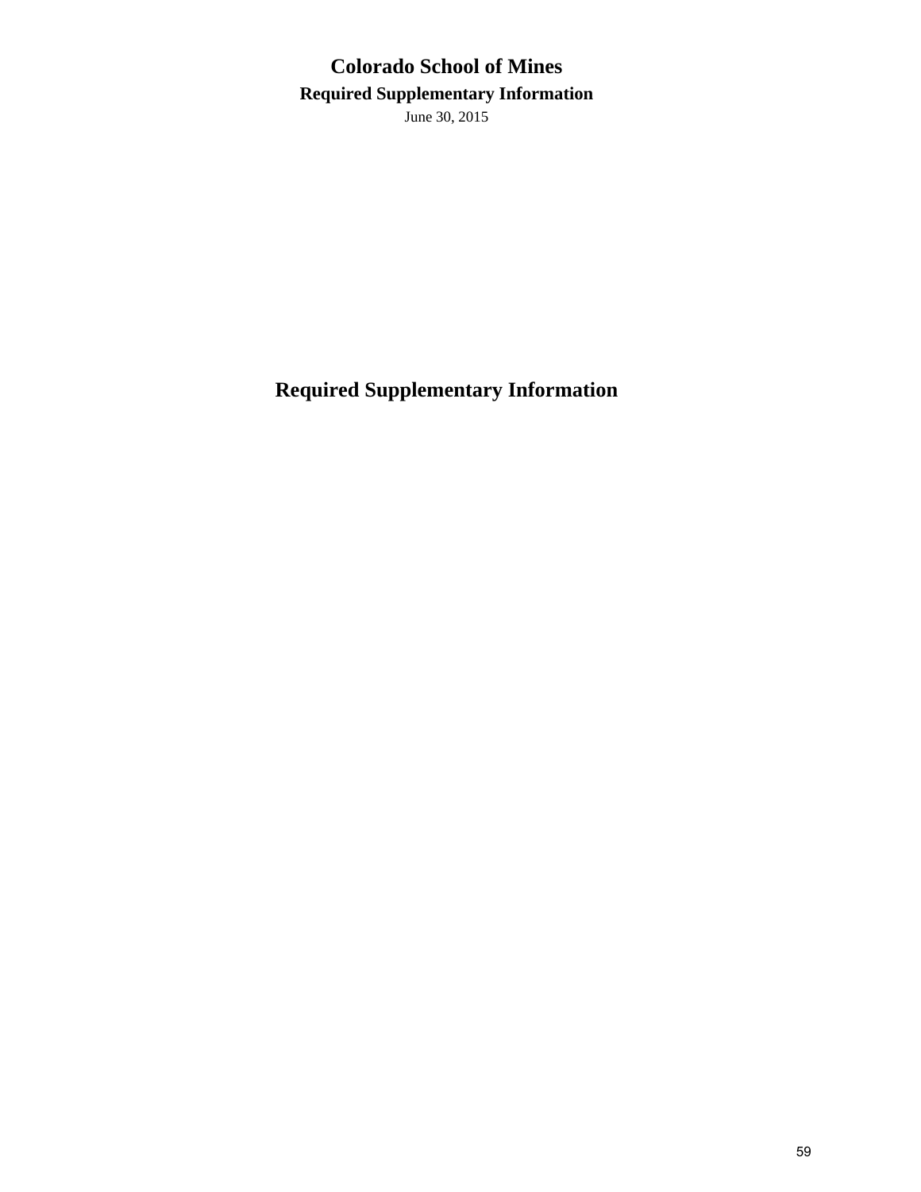# Colorado School of Mines

## Required Supplementary Information

June 30, 2015

# Required Supplementary Information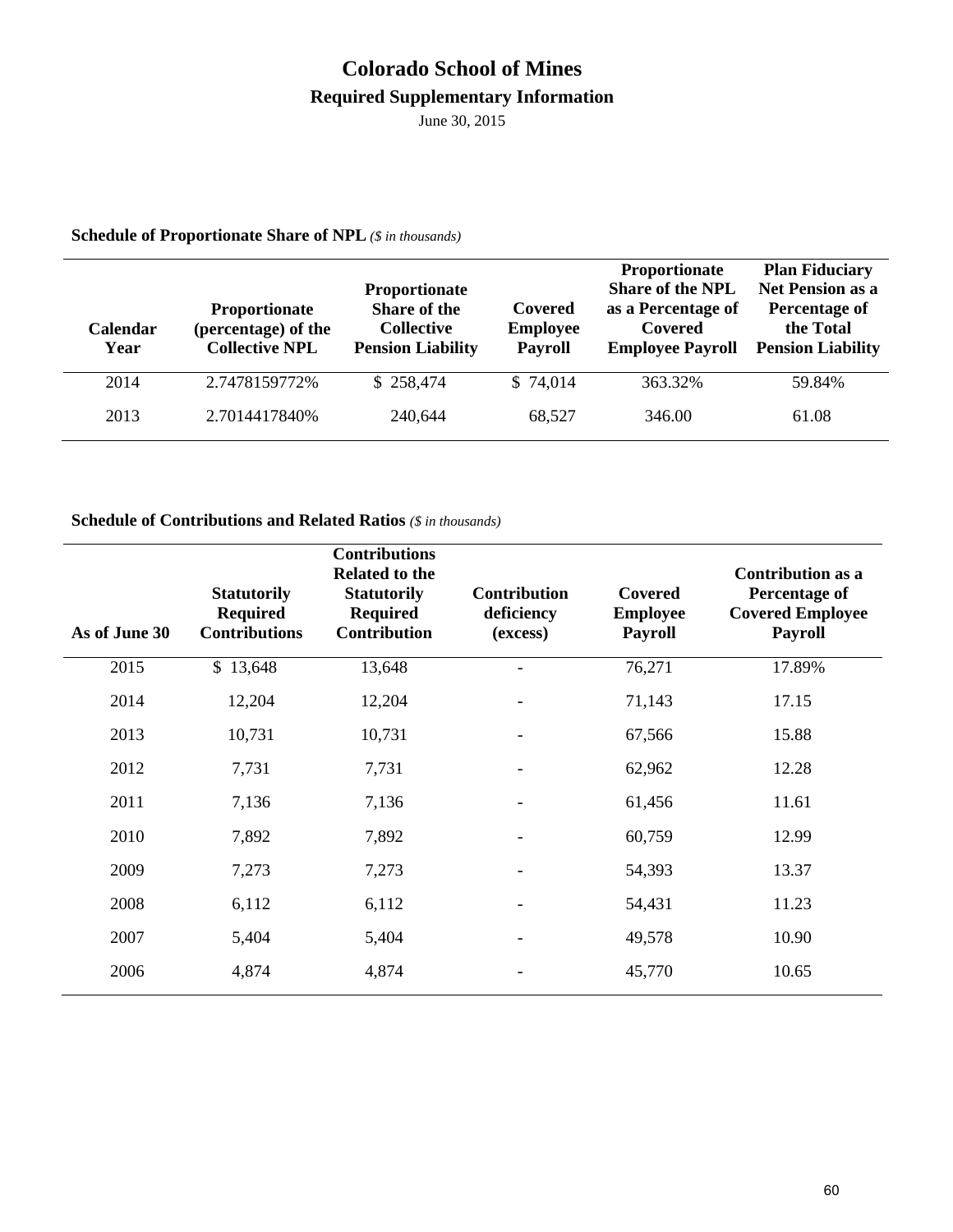# Colorado School of Mines

## Required Supplementary Information

June 30, 2015

**Schedule of Proportionate Share of NPL** *($ in thousands)*

| Calendar Year | Proportionate (percentage) of the Collective NPL | Proportionate Share of the Collective Pension Liability | Covered Employee Payroll | Proportionate Share of the NPL as a Percentage of Covered Employee Payroll | Plan Fiduciary Net Pension as a Percentage of the Total Pension Liability |
|---|---|---|---|---|---|
| 2014 | 2.7478159772% | $ 258,474 | $ 74,014 | 363.32% | 59.84% |
| 2013 | 2.7014417840% | 240,644 | 68,527 | 346.00 | 61.08 |

**Schedule of Contributions and Related Ratios** *($ in thousands)*

| As of June 30 | Statutorily Required Contributions | Contributions Related to the Statutorily Required Contribution | Contribution deficiency (excess) | Covered Employee Payroll | Contribution as a Percentage of Covered Employee Payroll |
|---|---|---|---|---|---|
| 2015 | $ 13,648 | 13,648 | - | 76,271 | 17.89% |
| 2014 | 12,204 | 12,204 | - | 71,143 | 17.15 |
| 2013 | 10,731 | 10,731 | - | 67,566 | 15.88 |
| 2012 | 7,731 | 7,731 | - | 62,962 | 12.28 |
| 2011 | 7,136 | 7,136 | - | 61,456 | 11.61 |
| 2010 | 7,892 | 7,892 | - | 60,759 | 12.99 |
| 2009 | 7,273 | 7,273 | - | 54,393 | 13.37 |
| 2008 | 6,112 | 6,112 | - | 54,431 | 11.23 |
| 2007 | 5,404 | 5,404 | - | 49,578 | 10.90 |
| 2006 | 4,874 | 4,874 | - | 45,770 | 10.65 |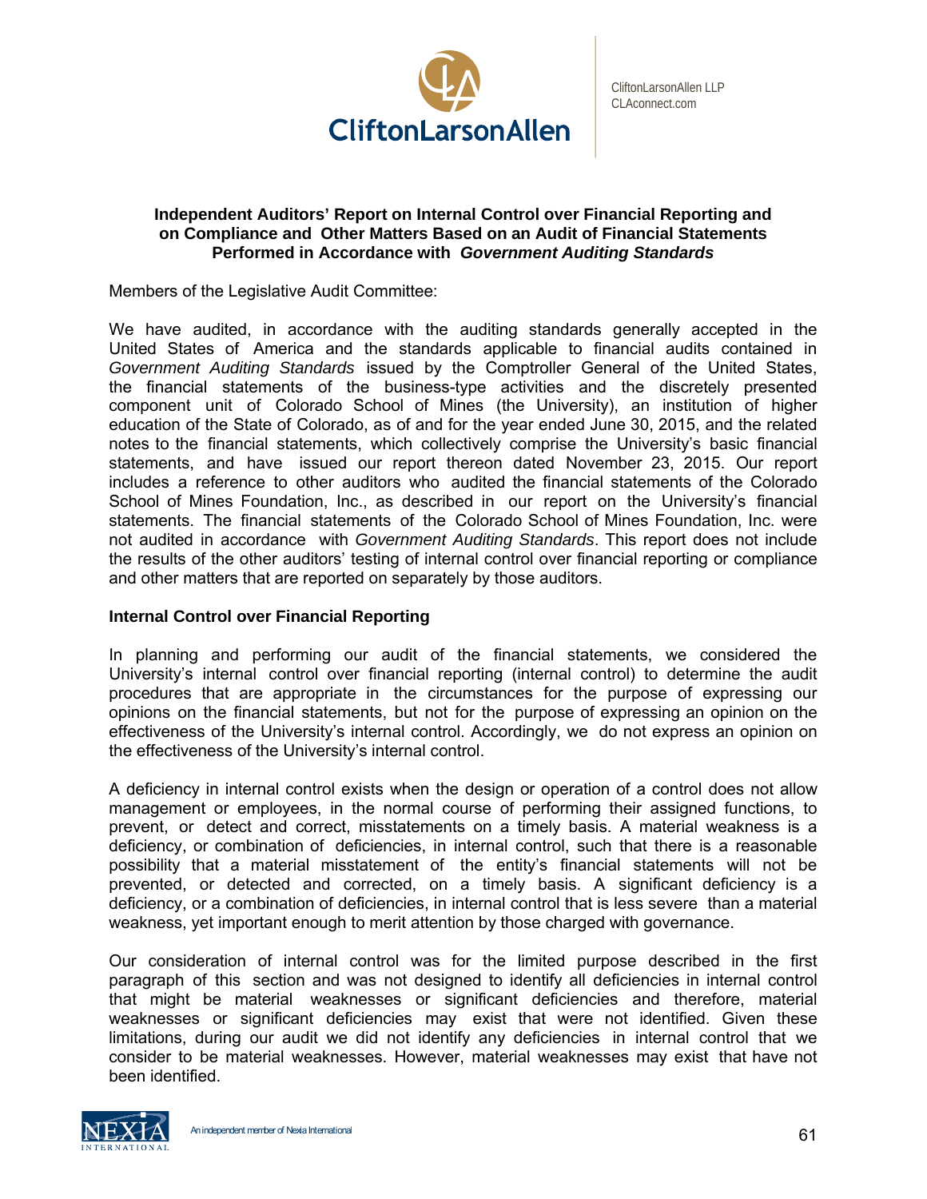CliftonLarsonAllen LLP
CLAconnect.com

## Independent Auditors' Report on Internal Control over Financial Reporting and on Compliance and Other Matters Based on an Audit of Financial Statements Performed in Accordance with *Government Auditing Standards*

Members of the Legislative Audit Committee:

We have audited, in accordance with the auditing standards generally accepted in the United States of America and the standards applicable to financial audits contained in *Government Auditing Standards* issued by the Comptroller General of the United States, the financial statements of the business-type activities and the discretely presented component unit of Colorado School of Mines (the University), an institution of higher education of the State of Colorado, as of and for the year ended June 30, 2015, and the related notes to the financial statements, which collectively comprise the University's basic financial statements, and have issued our report thereon dated November 23, 2015. Our report includes a reference to other auditors who audited the financial statements of the Colorado School of Mines Foundation, Inc., as described in our report on the University's financial statements. The financial statements of the Colorado School of Mines Foundation, Inc. were not audited in accordance with *Government Auditing Standards*. This report does not include the results of the other auditors' testing of internal control over financial reporting or compliance and other matters that are reported on separately by those auditors.

### Internal Control over Financial Reporting

In planning and performing our audit of the financial statements, we considered the University's internal control over financial reporting (internal control) to determine the audit procedures that are appropriate in the circumstances for the purpose of expressing our opinions on the financial statements, but not for the purpose of expressing an opinion on the effectiveness of the University's internal control. Accordingly, we do not express an opinion on the effectiveness of the University's internal control.

A deficiency in internal control exists when the design or operation of a control does not allow management or employees, in the normal course of performing their assigned functions, to prevent, or detect and correct, misstatements on a timely basis. A material weakness is a deficiency, or combination of deficiencies, in internal control, such that there is a reasonable possibility that a material misstatement of the entity's financial statements will not be prevented, or detected and corrected, on a timely basis. A significant deficiency is a deficiency, or a combination of deficiencies, in internal control that is less severe than a material weakness, yet important enough to merit attention by those charged with governance.

Our consideration of internal control was for the limited purpose described in the first paragraph of this section and was not designed to identify all deficiencies in internal control that might be material weaknesses or significant deficiencies and therefore, material weaknesses or significant deficiencies may exist that were not identified. Given these limitations, during our audit we did not identify any deficiencies in internal control that we consider to be material weaknesses. However, material weaknesses may exist that have not been identified.

An independent member of Nexia International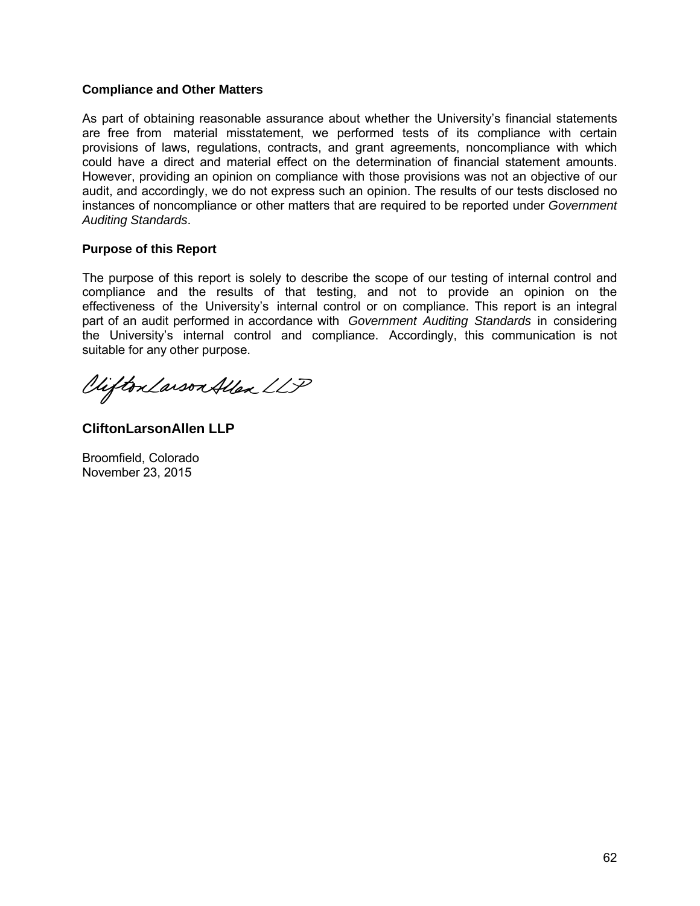**Compliance and Other Matters**

As part of obtaining reasonable assurance about whether the University's financial statements are free from material misstatement, we performed tests of its compliance with certain provisions of laws, regulations, contracts, and grant agreements, noncompliance with which could have a direct and material effect on the determination of financial statement amounts. However, providing an opinion on compliance with those provisions was not an objective of our audit, and accordingly, we do not express such an opinion. The results of our tests disclosed no instances of noncompliance or other matters that are required to be reported under *Government Auditing Standards*.

**Purpose of this Report**

The purpose of this report is solely to describe the scope of our testing of internal control and compliance and the results of that testing, and not to provide an opinion on the effectiveness of the University's internal control or on compliance. This report is an integral part of an audit performed in accordance with *Government Auditing Standards* in considering the University's internal control and compliance. Accordingly, this communication is not suitable for any other purpose.

CliftonLarsonAllen LLP

**CliftonLarsonAllen LLP**

Broomfield, Colorado
November 23, 2015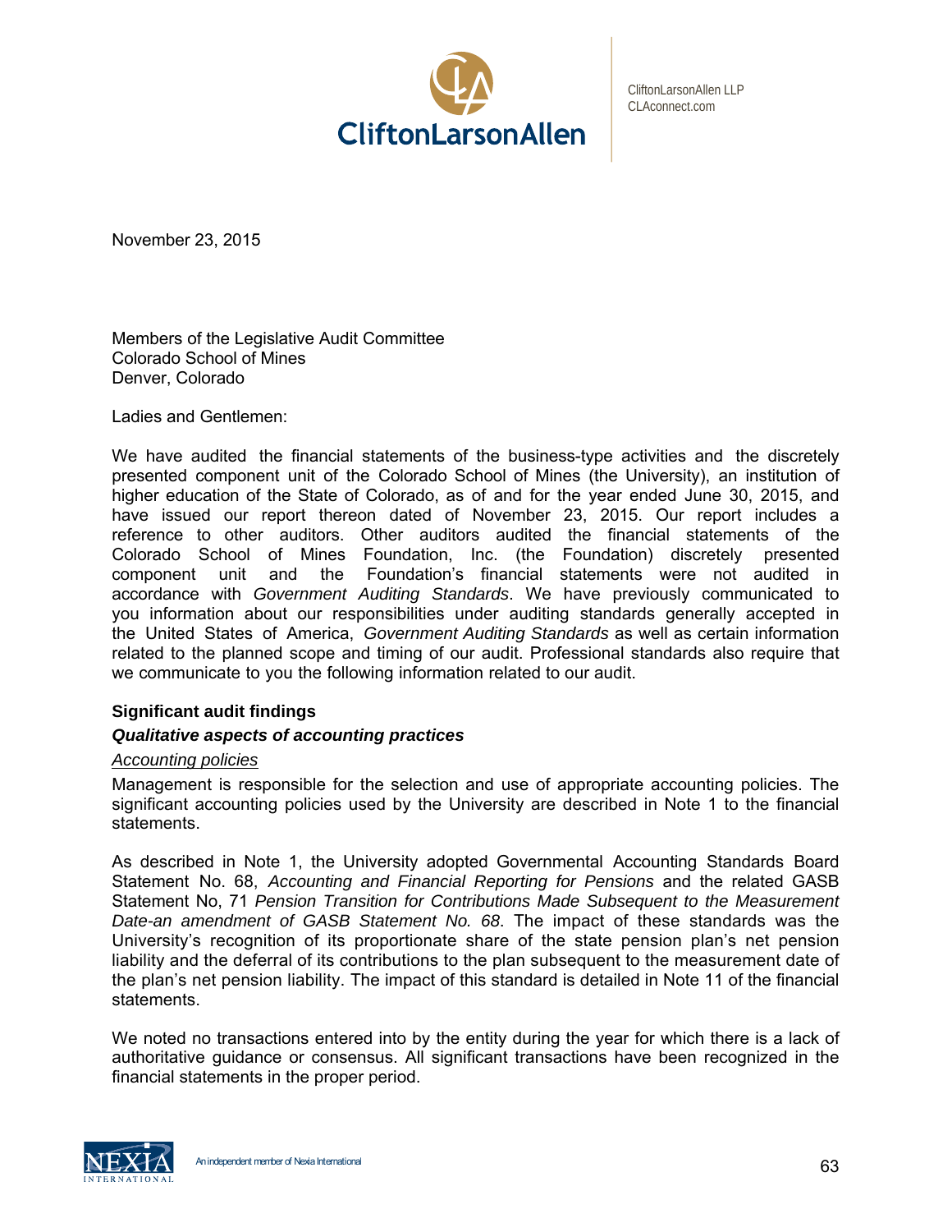CliftonLarsonAllen

CliftonLarsonAllen LLP
CLAconnect.com

November 23, 2015

Members of the Legislative Audit Committee
Colorado School of Mines
Denver, Colorado

Ladies and Gentlemen:

We have audited the financial statements of the business-type activities and the discretely presented component unit of the Colorado School of Mines (the University), an institution of higher education of the State of Colorado, as of and for the year ended June 30, 2015, and have issued our report thereon dated of November 23, 2015. Our report includes a reference to other auditors. Other auditors audited the financial statements of the Colorado School of Mines Foundation, Inc. (the Foundation) discretely presented component unit and the Foundation's financial statements were not audited in accordance with *Government Auditing Standards*. We have previously communicated to you information about our responsibilities under auditing standards generally accepted in the United States of America, *Government Auditing Standards* as well as certain information related to the planned scope and timing of our audit. Professional standards also require that we communicate to you the following information related to our audit.

**Significant audit findings**

***Qualitative aspects of accounting practices***

*Accounting policies*

Management is responsible for the selection and use of appropriate accounting policies. The significant accounting policies used by the University are described in Note 1 to the financial statements.

As described in Note 1, the University adopted Governmental Accounting Standards Board Statement No. 68, *Accounting and Financial Reporting for Pensions* and the related GASB Statement No, 71 *Pension Transition for Contributions Made Subsequent to the Measurement Date-an amendment of GASB Statement No. 68*. The impact of these standards was the University's recognition of its proportionate share of the state pension plan's net pension liability and the deferral of its contributions to the plan subsequent to the measurement date of the plan's net pension liability. The impact of this standard is detailed in Note 11 of the financial statements.

We noted no transactions entered into by the entity during the year for which there is a lack of authoritative guidance or consensus. All significant transactions have been recognized in the financial statements in the proper period.

An independent member of Nexia International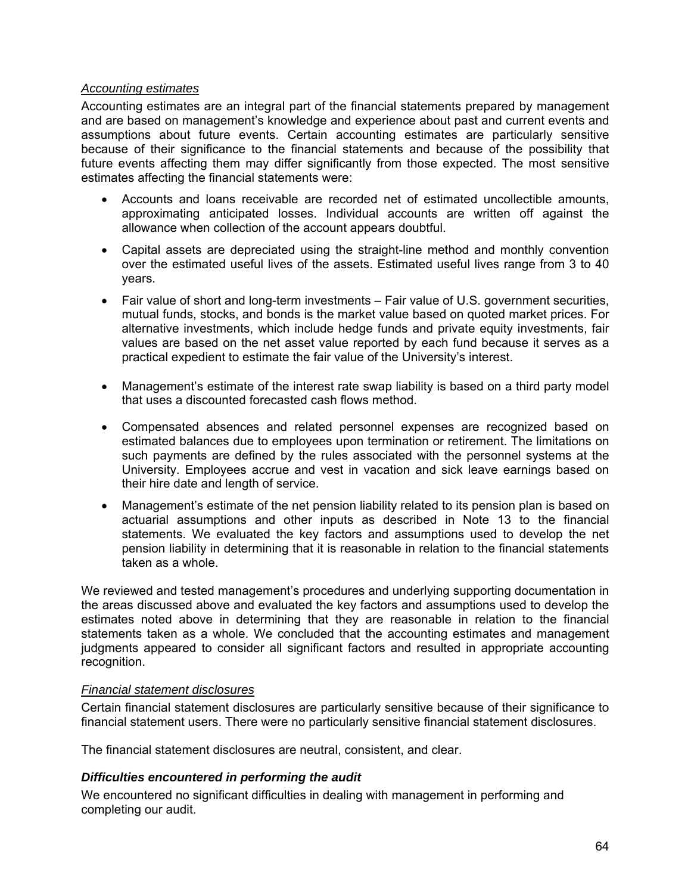*Accounting estimates*

Accounting estimates are an integral part of the financial statements prepared by management and are based on management's knowledge and experience about past and current events and assumptions about future events. Certain accounting estimates are particularly sensitive because of their significance to the financial statements and because of the possibility that future events affecting them may differ significantly from those expected. The most sensitive estimates affecting the financial statements were:

- Accounts and loans receivable are recorded net of estimated uncollectible amounts, approximating anticipated losses. Individual accounts are written off against the allowance when collection of the account appears doubtful.
- Capital assets are depreciated using the straight-line method and monthly convention over the estimated useful lives of the assets. Estimated useful lives range from 3 to 40 years.
- Fair value of short and long-term investments – Fair value of U.S. government securities, mutual funds, stocks, and bonds is the market value based on quoted market prices. For alternative investments, which include hedge funds and private equity investments, fair values are based on the net asset value reported by each fund because it serves as a practical expedient to estimate the fair value of the University's interest.
- Management's estimate of the interest rate swap liability is based on a third party model that uses a discounted forecasted cash flows method.
- Compensated absences and related personnel expenses are recognized based on estimated balances due to employees upon termination or retirement. The limitations on such payments are defined by the rules associated with the personnel systems at the University. Employees accrue and vest in vacation and sick leave earnings based on their hire date and length of service.
- Management's estimate of the net pension liability related to its pension plan is based on actuarial assumptions and other inputs as described in Note 13 to the financial statements. We evaluated the key factors and assumptions used to develop the net pension liability in determining that it is reasonable in relation to the financial statements taken as a whole.

We reviewed and tested management's procedures and underlying supporting documentation in the areas discussed above and evaluated the key factors and assumptions used to develop the estimates noted above in determining that they are reasonable in relation to the financial statements taken as a whole. We concluded that the accounting estimates and management judgments appeared to consider all significant factors and resulted in appropriate accounting recognition.

*Financial statement disclosures*

Certain financial statement disclosures are particularly sensitive because of their significance to financial statement users. There were no particularly sensitive financial statement disclosures.

The financial statement disclosures are neutral, consistent, and clear.

***Difficulties encountered in performing the audit***

We encountered no significant difficulties in dealing with management in performing and completing our audit.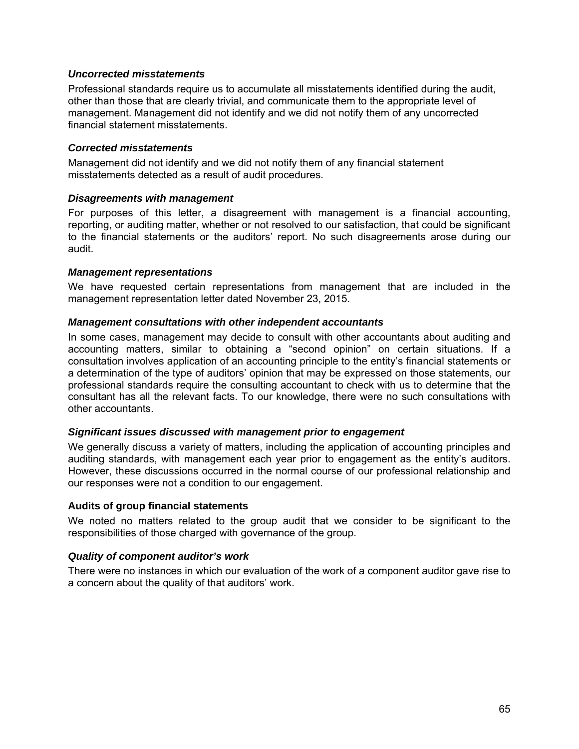### *Uncorrected misstatements*

Professional standards require us to accumulate all misstatements identified during the audit, other than those that are clearly trivial, and communicate them to the appropriate level of management. Management did not identify and we did not notify them of any uncorrected financial statement misstatements.

### *Corrected misstatements*

Management did not identify and we did not notify them of any financial statement misstatements detected as a result of audit procedures.

### *Disagreements with management*

For purposes of this letter, a disagreement with management is a financial accounting, reporting, or auditing matter, whether or not resolved to our satisfaction, that could be significant to the financial statements or the auditors' report. No such disagreements arose during our audit.

### *Management representations*

We have requested certain representations from management that are included in the management representation letter dated November 23, 2015.

### *Management consultations with other independent accountants*

In some cases, management may decide to consult with other accountants about auditing and accounting matters, similar to obtaining a "second opinion" on certain situations. If a consultation involves application of an accounting principle to the entity's financial statements or a determination of the type of auditors' opinion that may be expressed on those statements, our professional standards require the consulting accountant to check with us to determine that the consultant has all the relevant facts. To our knowledge, there were no such consultations with other accountants.

### *Significant issues discussed with management prior to engagement*

We generally discuss a variety of matters, including the application of accounting principles and auditing standards, with management each year prior to engagement as the entity's auditors. However, these discussions occurred in the normal course of our professional relationship and our responses were not a condition to our engagement.

### Audits of group financial statements

We noted no matters related to the group audit that we consider to be significant to the responsibilities of those charged with governance of the group.

### *Quality of component auditor's work*

There were no instances in which our evaluation of the work of a component auditor gave rise to a concern about the quality of that auditors' work.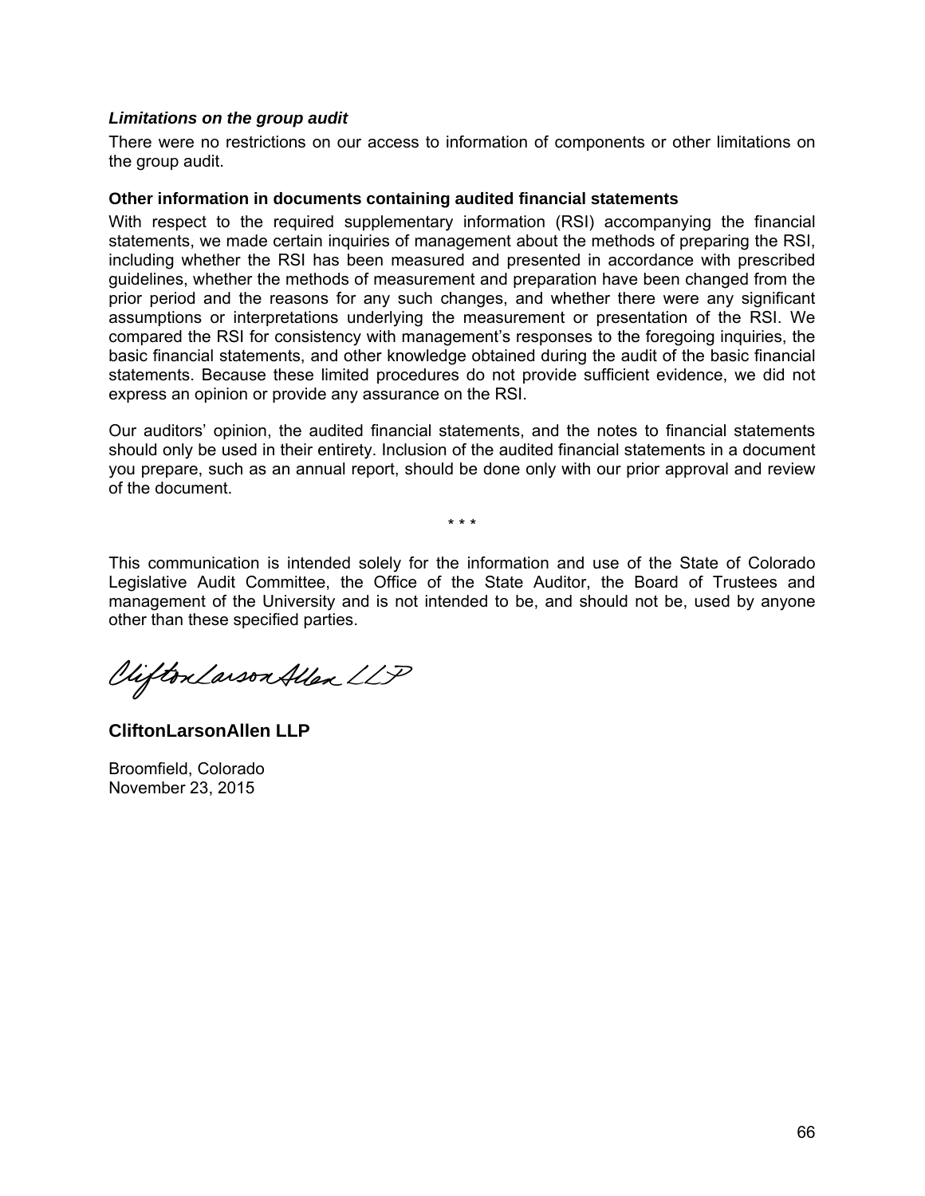***Limitations on the group audit***

There were no restrictions on our access to information of components or other limitations on the group audit.

**Other information in documents containing audited financial statements**

With respect to the required supplementary information (RSI) accompanying the financial statements, we made certain inquiries of management about the methods of preparing the RSI, including whether the RSI has been measured and presented in accordance with prescribed guidelines, whether the methods of measurement and preparation have been changed from the prior period and the reasons for any such changes, and whether there were any significant assumptions or interpretations underlying the measurement or presentation of the RSI. We compared the RSI for consistency with management's responses to the foregoing inquiries, the basic financial statements, and other knowledge obtained during the audit of the basic financial statements. Because these limited procedures do not provide sufficient evidence, we did not express an opinion or provide any assurance on the RSI.

Our auditors' opinion, the audited financial statements, and the notes to financial statements should only be used in their entirety. Inclusion of the audited financial statements in a document you prepare, such as an annual report, should be done only with our prior approval and review of the document.

\* \* \*

This communication is intended solely for the information and use of the State of Colorado Legislative Audit Committee, the Office of the State Auditor, the Board of Trustees and management of the University and is not intended to be, and should not be, used by anyone other than these specified parties.

CliftonLarsonAllen LLP

**CliftonLarsonAllen LLP**

Broomfield, Colorado
November 23, 2015